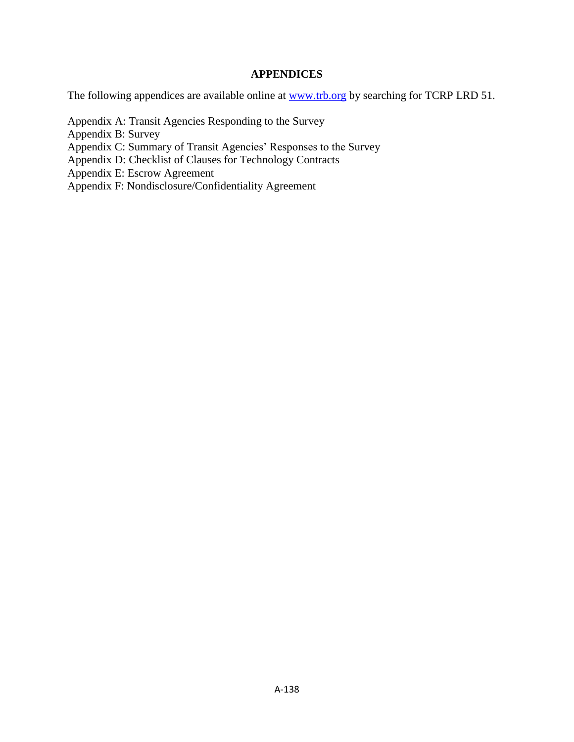## APPENDICES

The following appendices are available online at [www.trb.org](http://www.trb.org) by searching for TCRP LRD 51.

Appendix A: Transit Agencies Responding to the Survey
Appendix B: Survey
Appendix C: Summary of Transit Agencies' Responses to the Survey
Appendix D: Checklist of Clauses for Technology Contracts
Appendix E: Escrow Agreement
Appendix F: Nondisclosure/Confidentiality Agreement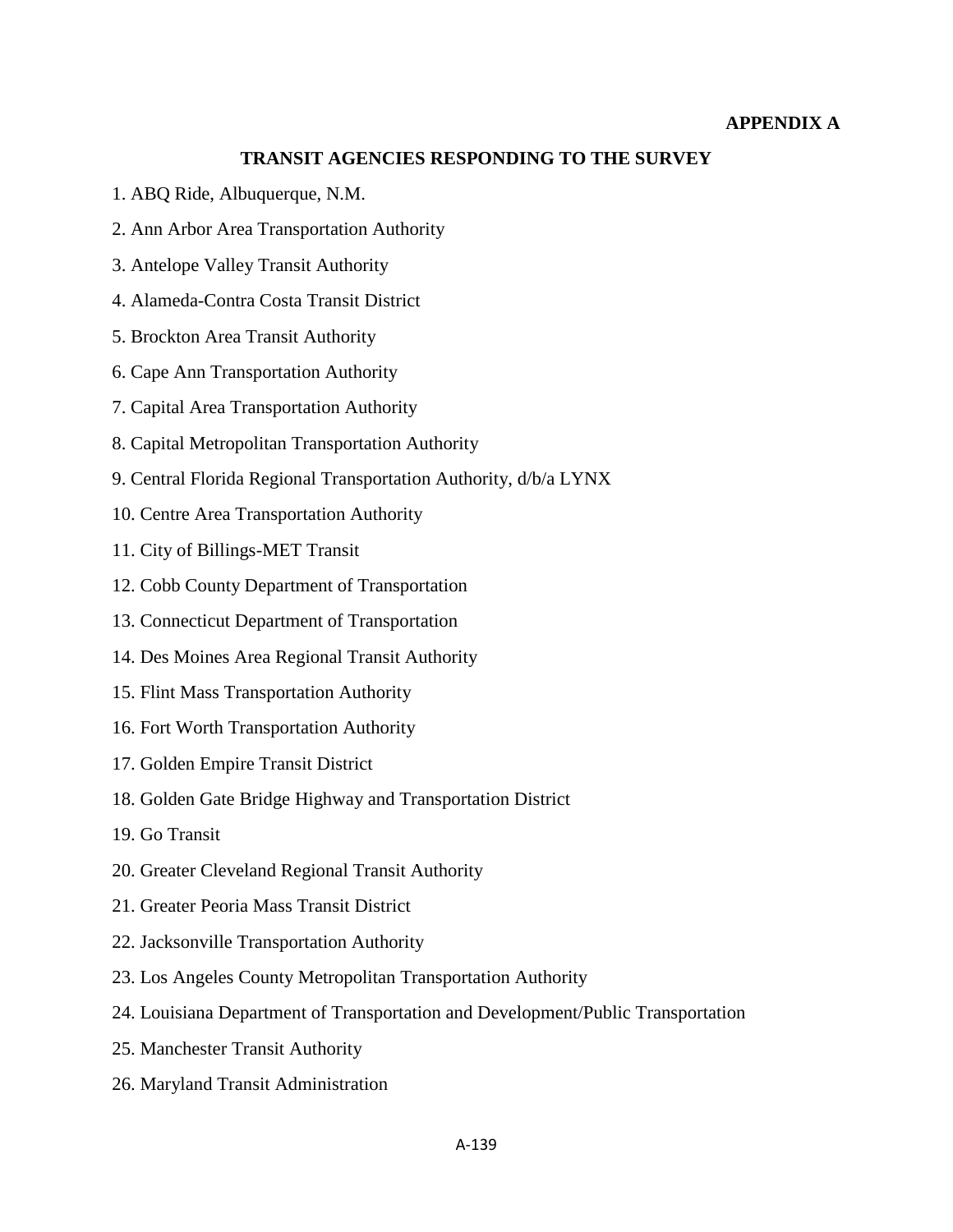**APPENDIX A**

## TRANSIT AGENCIES RESPONDING TO THE SURVEY

1. ABQ Ride, Albuquerque, N.M.
2. Ann Arbor Area Transportation Authority
3. Antelope Valley Transit Authority
4. Alameda-Contra Costa Transit District
5. Brockton Area Transit Authority
6. Cape Ann Transportation Authority
7. Capital Area Transportation Authority
8. Capital Metropolitan Transportation Authority
9. Central Florida Regional Transportation Authority, d/b/a LYNX
10. Centre Area Transportation Authority
11. City of Billings-MET Transit
12. Cobb County Department of Transportation
13. Connecticut Department of Transportation
14. Des Moines Area Regional Transit Authority
15. Flint Mass Transportation Authority
16. Fort Worth Transportation Authority
17. Golden Empire Transit District
18. Golden Gate Bridge Highway and Transportation District
19. Go Transit
20. Greater Cleveland Regional Transit Authority
21. Greater Peoria Mass Transit District
22. Jacksonville Transportation Authority
23. Los Angeles County Metropolitan Transportation Authority
24. Louisiana Department of Transportation and Development/Public Transportation
25. Manchester Transit Authority
26. Maryland Transit Administration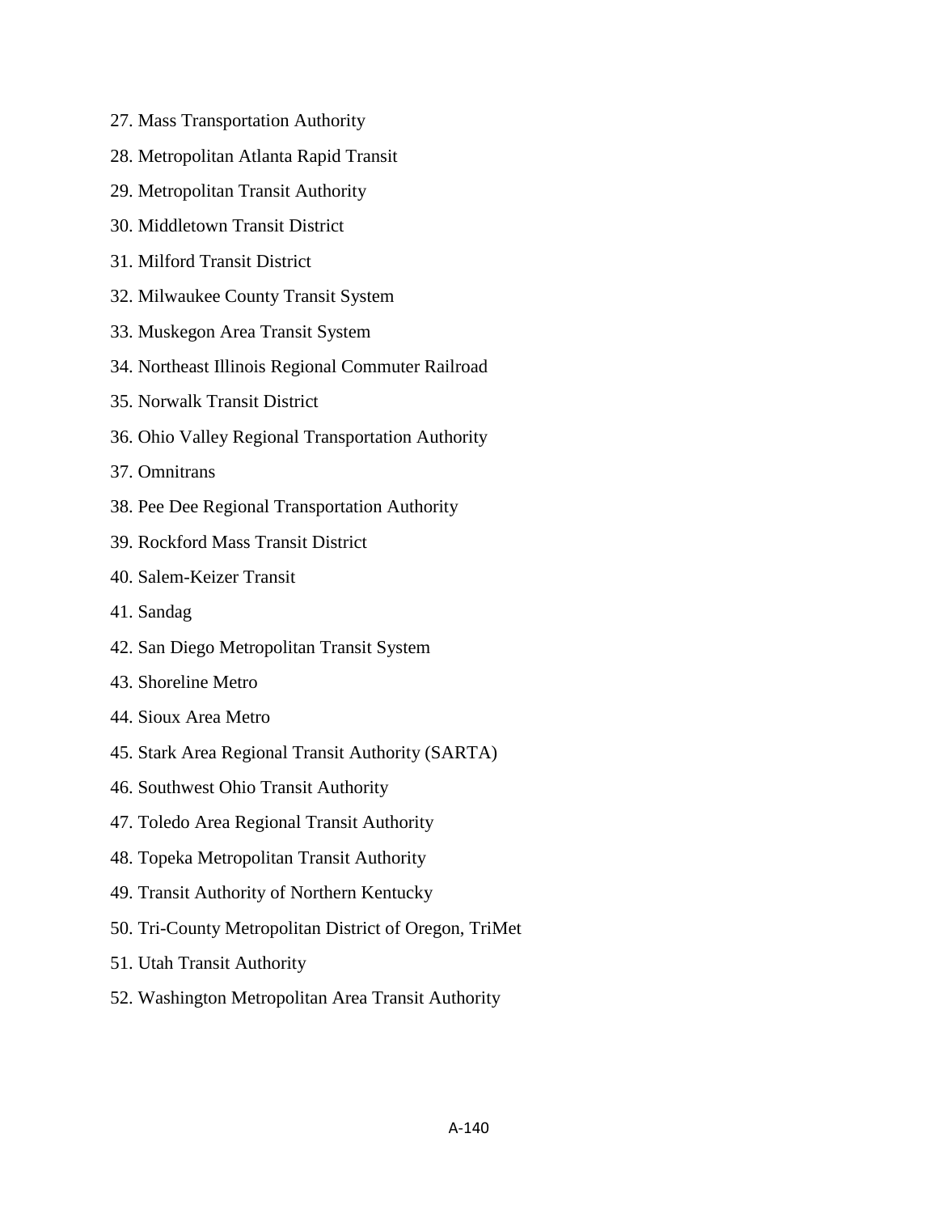27. Mass Transportation Authority
28. Metropolitan Atlanta Rapid Transit
29. Metropolitan Transit Authority
30. Middletown Transit District
31. Milford Transit District
32. Milwaukee County Transit System
33. Muskegon Area Transit System
34. Northeast Illinois Regional Commuter Railroad
35. Norwalk Transit District
36. Ohio Valley Regional Transportation Authority
37. Omnitrans
38. Pee Dee Regional Transportation Authority
39. Rockford Mass Transit District
40. Salem-Keizer Transit
41. Sandag
42. San Diego Metropolitan Transit System
43. Shoreline Metro
44. Sioux Area Metro
45. Stark Area Regional Transit Authority (SARTA)
46. Southwest Ohio Transit Authority
47. Toledo Area Regional Transit Authority
48. Topeka Metropolitan Transit Authority
49. Transit Authority of Northern Kentucky
50. Tri-County Metropolitan District of Oregon, TriMet
51. Utah Transit Authority
52. Washington Metropolitan Area Transit Authority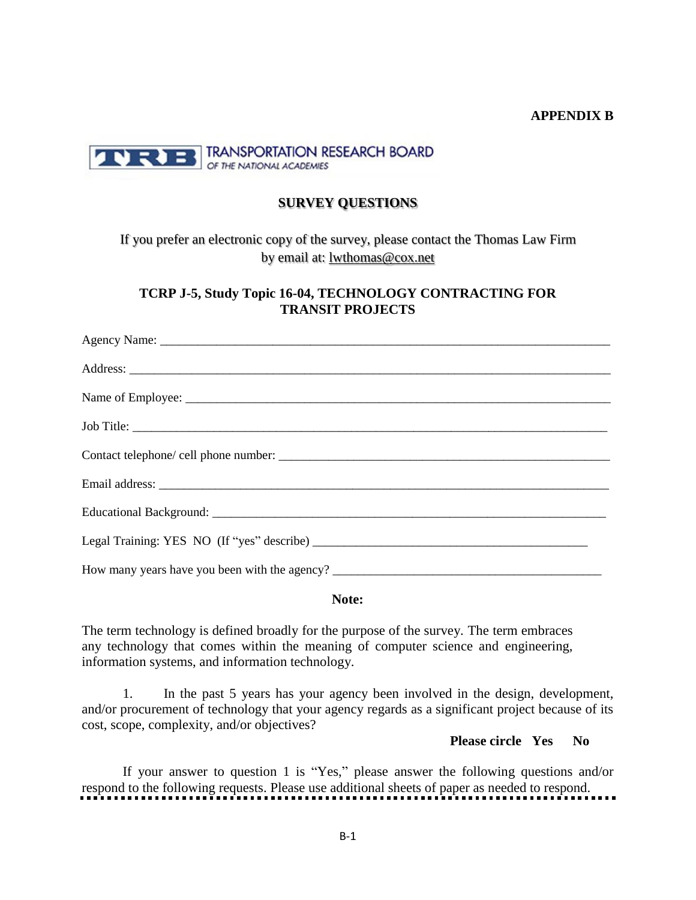**APPENDIX B**

TRANSPORTATION RESEARCH BOARD
OF THE NATIONAL ACADEMIES

## SURVEY QUESTIONS

If you prefer an electronic copy of the survey, please contact the Thomas Law Firm by email at: lwthomas@cox.net

### TCRP J-5, Study Topic 16-04, TECHNOLOGY CONTRACTING FOR TRANSIT PROJECTS

Agency Name: ___________________________________________________________________________

Address: _______________________________________________________________________________

Name of Employee: ______________________________________________________________________

Job Title: _______________________________________________________________________________

Contact telephone/ cell phone number: _____________________________________________________

Email address: __________________________________________________________________________

Educational Background: _________________________________________________________________

Legal Training: YES NO (If "yes" describe) _________________________________________________

How many years have you been with the agency? ____________________________________________

**Note:**

The term technology is defined broadly for the purpose of the survey. The term embraces any technology that comes within the meaning of computer science and engineering, information systems, and information technology.

1. In the past 5 years has your agency been involved in the design, development, and/or procurement of technology that your agency regards as a significant project because of its cost, scope, complexity, and/or objectives?

**Please circle Yes No**

If your answer to question 1 is "Yes," please answer the following questions and/or respond to the following requests. Please use additional sheets of paper as needed to respond.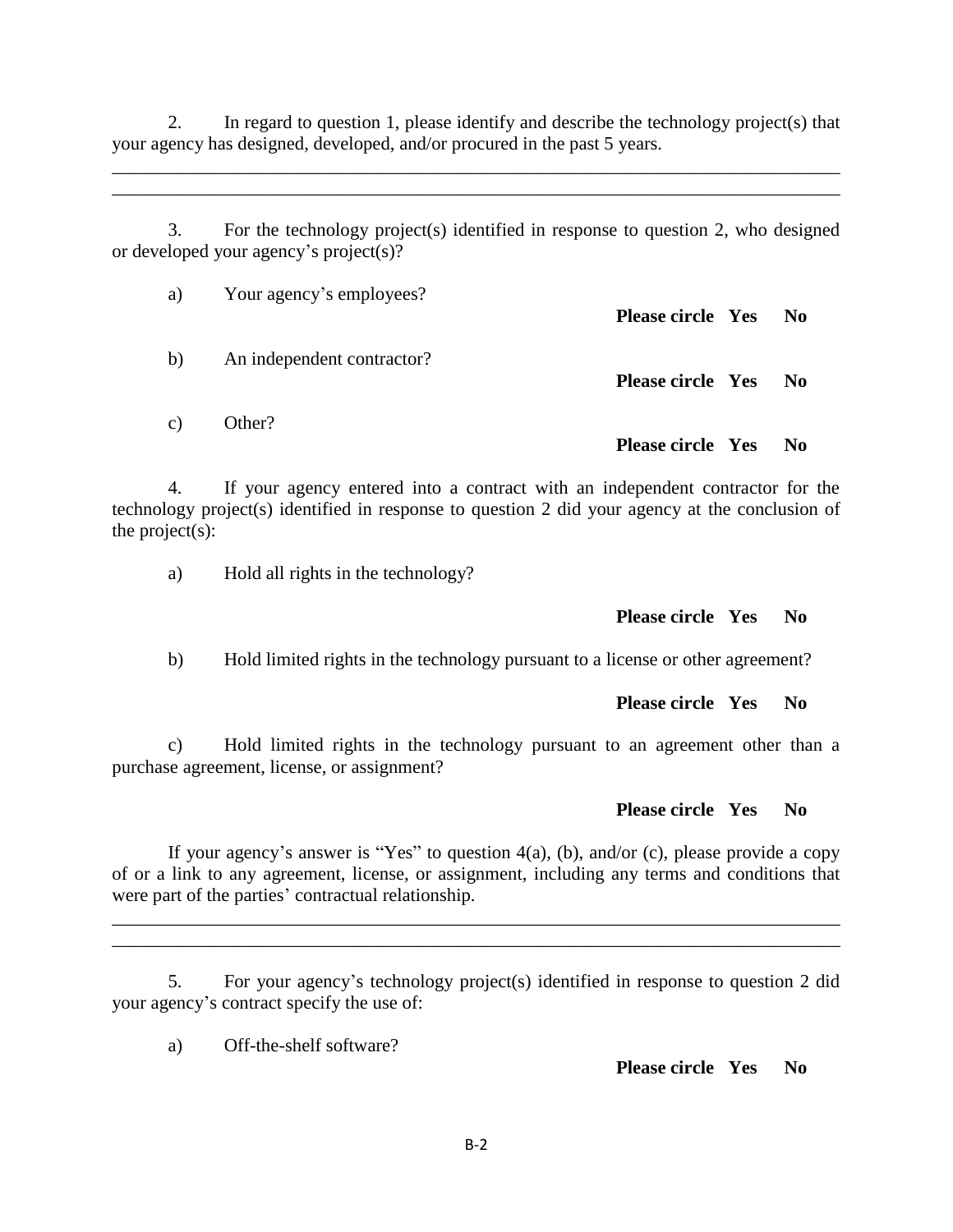2. In regard to question 1, please identify and describe the technology project(s) that your agency has designed, developed, and/or procured in the past 5 years.

\_\_\_\_\_\_\_\_\_\_\_\_\_\_\_\_\_\_\_\_\_\_\_\_\_\_\_\_\_\_\_\_\_\_\_\_\_\_\_\_\_\_\_\_\_\_\_\_\_\_\_\_\_\_\_\_\_\_\_\_\_\_\_\_\_\_\_\_\_\_\_\_\_\_\_\_
\_\_\_\_\_\_\_\_\_\_\_\_\_\_\_\_\_\_\_\_\_\_\_\_\_\_\_\_\_\_\_\_\_\_\_\_\_\_\_\_\_\_\_\_\_\_\_\_\_\_\_\_\_\_\_\_\_\_\_\_\_\_\_\_\_\_\_\_\_\_\_\_\_\_\_\_

3. For the technology project(s) identified in response to question 2, who designed or developed your agency's project(s)?

a) Your agency's employees?

**Please circle Yes No**

b) An independent contractor?

**Please circle Yes No**

c) Other?

**Please circle Yes No**

4. If your agency entered into a contract with an independent contractor for the technology project(s) identified in response to question 2 did your agency at the conclusion of the project(s):

a) Hold all rights in the technology?

**Please circle Yes No**

b) Hold limited rights in the technology pursuant to a license or other agreement?

**Please circle Yes No**

c) Hold limited rights in the technology pursuant to an agreement other than a purchase agreement, license, or assignment?

**Please circle Yes No**

If your agency's answer is "Yes" to question 4(a), (b), and/or (c), please provide a copy of or a link to any agreement, license, or assignment, including any terms and conditions that were part of the parties' contractual relationship.

\_\_\_\_\_\_\_\_\_\_\_\_\_\_\_\_\_\_\_\_\_\_\_\_\_\_\_\_\_\_\_\_\_\_\_\_\_\_\_\_\_\_\_\_\_\_\_\_\_\_\_\_\_\_\_\_\_\_\_\_\_\_\_\_\_\_\_\_\_\_\_\_\_\_\_\_
\_\_\_\_\_\_\_\_\_\_\_\_\_\_\_\_\_\_\_\_\_\_\_\_\_\_\_\_\_\_\_\_\_\_\_\_\_\_\_\_\_\_\_\_\_\_\_\_\_\_\_\_\_\_\_\_\_\_\_\_\_\_\_\_\_\_\_\_\_\_\_\_\_\_\_\_

5. For your agency's technology project(s) identified in response to question 2 did your agency's contract specify the use of:

a) Off-the-shelf software?

**Please circle Yes No**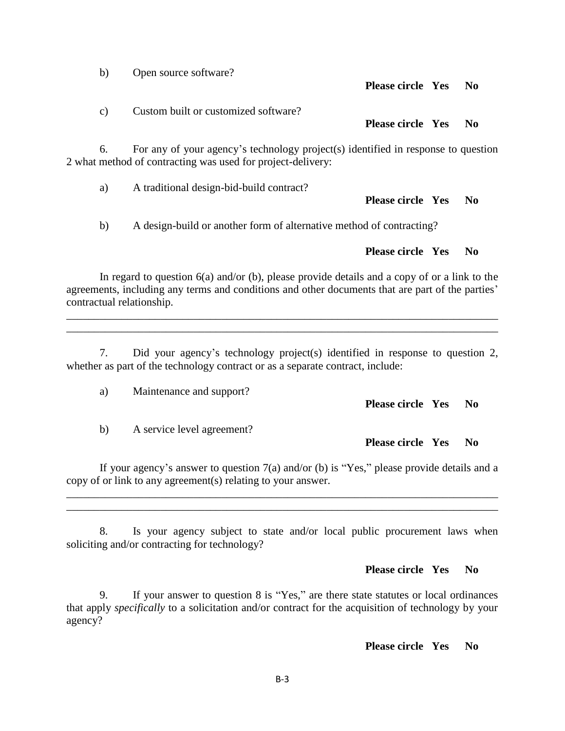b) Open source software?

**Please circle Yes No**

c) Custom built or customized software?

**Please circle Yes No**

6. For any of your agency's technology project(s) identified in response to question 2 what method of contracting was used for project-delivery:

a) A traditional design-bid-build contract?

**Please circle Yes No**

b) A design-build or another form of alternative method of contracting?

**Please circle Yes No**

In regard to question 6(a) and/or (b), please provide details and a copy of or a link to the agreements, including any terms and conditions and other documents that are part of the parties' contractual relationship.

\_\_\_\_\_\_\_\_\_\_\_\_\_\_\_\_\_\_\_\_\_\_\_\_\_\_\_\_\_\_\_\_\_\_\_\_\_\_\_\_\_\_\_\_\_\_\_\_\_\_\_\_\_\_\_\_\_\_\_\_\_\_\_\_\_\_\_\_\_\_\_\_\_\_\_\_

\_\_\_\_\_\_\_\_\_\_\_\_\_\_\_\_\_\_\_\_\_\_\_\_\_\_\_\_\_\_\_\_\_\_\_\_\_\_\_\_\_\_\_\_\_\_\_\_\_\_\_\_\_\_\_\_\_\_\_\_\_\_\_\_\_\_\_\_\_\_\_\_\_\_\_\_

7. Did your agency's technology project(s) identified in response to question 2, whether as part of the technology contract or as a separate contract, include:

a) Maintenance and support?

**Please circle Yes No**

b) A service level agreement?

**Please circle Yes No**

If your agency's answer to question 7(a) and/or (b) is "Yes," please provide details and a copy of or link to any agreement(s) relating to your answer.

\_\_\_\_\_\_\_\_\_\_\_\_\_\_\_\_\_\_\_\_\_\_\_\_\_\_\_\_\_\_\_\_\_\_\_\_\_\_\_\_\_\_\_\_\_\_\_\_\_\_\_\_\_\_\_\_\_\_\_\_\_\_\_\_\_\_\_\_\_\_\_\_\_\_\_\_

\_\_\_\_\_\_\_\_\_\_\_\_\_\_\_\_\_\_\_\_\_\_\_\_\_\_\_\_\_\_\_\_\_\_\_\_\_\_\_\_\_\_\_\_\_\_\_\_\_\_\_\_\_\_\_\_\_\_\_\_\_\_\_\_\_\_\_\_\_\_\_\_\_\_\_\_

8. Is your agency subject to state and/or local public procurement laws when soliciting and/or contracting for technology?

**Please circle Yes No**

9. If your answer to question 8 is "Yes," are there state statutes or local ordinances that apply *specifically* to a solicitation and/or contract for the acquisition of technology by your agency?

**Please circle Yes No**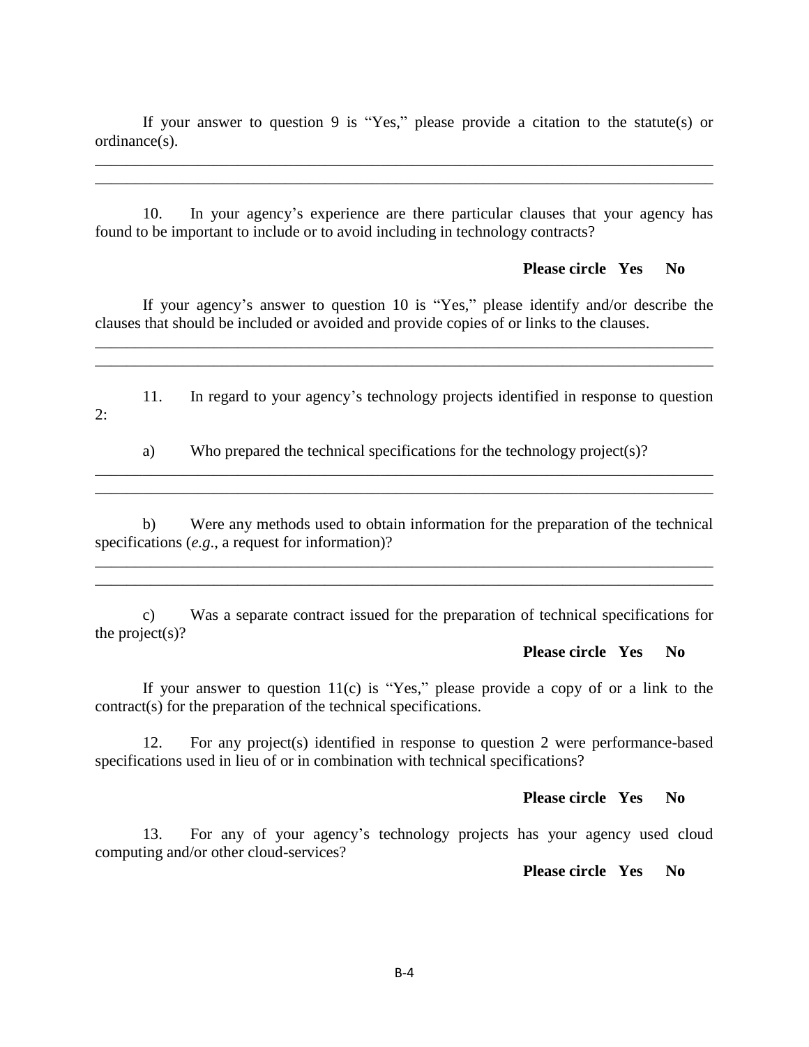If your answer to question 9 is "Yes," please provide a citation to the statute(s) or ordinance(s).

\_\_\_\_\_\_\_\_\_\_\_\_\_\_\_\_\_\_\_\_\_\_\_\_\_\_\_\_\_\_\_\_\_\_\_\_\_\_\_\_\_\_\_\_\_\_\_\_\_\_\_\_\_\_\_\_\_\_\_\_\_\_\_\_\_\_\_\_\_\_\_\_\_\_\_\_\_\_
\_\_\_\_\_\_\_\_\_\_\_\_\_\_\_\_\_\_\_\_\_\_\_\_\_\_\_\_\_\_\_\_\_\_\_\_\_\_\_\_\_\_\_\_\_\_\_\_\_\_\_\_\_\_\_\_\_\_\_\_\_\_\_\_\_\_\_\_\_\_\_\_\_\_\_\_\_\_

10. In your agency's experience are there particular clauses that your agency has found to be important to include or to avoid including in technology contracts?

**Please circle Yes No**

If your agency's answer to question 10 is "Yes," please identify and/or describe the clauses that should be included or avoided and provide copies of or links to the clauses.

\_\_\_\_\_\_\_\_\_\_\_\_\_\_\_\_\_\_\_\_\_\_\_\_\_\_\_\_\_\_\_\_\_\_\_\_\_\_\_\_\_\_\_\_\_\_\_\_\_\_\_\_\_\_\_\_\_\_\_\_\_\_\_\_\_\_\_\_\_\_\_\_\_\_\_\_\_\_
\_\_\_\_\_\_\_\_\_\_\_\_\_\_\_\_\_\_\_\_\_\_\_\_\_\_\_\_\_\_\_\_\_\_\_\_\_\_\_\_\_\_\_\_\_\_\_\_\_\_\_\_\_\_\_\_\_\_\_\_\_\_\_\_\_\_\_\_\_\_\_\_\_\_\_\_\_\_

11. In regard to your agency's technology projects identified in response to question 2:

a) Who prepared the technical specifications for the technology project(s)?

\_\_\_\_\_\_\_\_\_\_\_\_\_\_\_\_\_\_\_\_\_\_\_\_\_\_\_\_\_\_\_\_\_\_\_\_\_\_\_\_\_\_\_\_\_\_\_\_\_\_\_\_\_\_\_\_\_\_\_\_\_\_\_\_\_\_\_\_\_\_\_\_\_\_\_\_\_\_
\_\_\_\_\_\_\_\_\_\_\_\_\_\_\_\_\_\_\_\_\_\_\_\_\_\_\_\_\_\_\_\_\_\_\_\_\_\_\_\_\_\_\_\_\_\_\_\_\_\_\_\_\_\_\_\_\_\_\_\_\_\_\_\_\_\_\_\_\_\_\_\_\_\_\_\_\_\_

b) Were any methods used to obtain information for the preparation of the technical specifications (*e.g*., a request for information)?

\_\_\_\_\_\_\_\_\_\_\_\_\_\_\_\_\_\_\_\_\_\_\_\_\_\_\_\_\_\_\_\_\_\_\_\_\_\_\_\_\_\_\_\_\_\_\_\_\_\_\_\_\_\_\_\_\_\_\_\_\_\_\_\_\_\_\_\_\_\_\_\_\_\_\_\_\_\_
\_\_\_\_\_\_\_\_\_\_\_\_\_\_\_\_\_\_\_\_\_\_\_\_\_\_\_\_\_\_\_\_\_\_\_\_\_\_\_\_\_\_\_\_\_\_\_\_\_\_\_\_\_\_\_\_\_\_\_\_\_\_\_\_\_\_\_\_\_\_\_\_\_\_\_\_\_\_

c) Was a separate contract issued for the preparation of technical specifications for the project(s)?

**Please circle Yes No**

If your answer to question 11(c) is "Yes," please provide a copy of or a link to the contract(s) for the preparation of the technical specifications.

12. For any project(s) identified in response to question 2 were performance-based specifications used in lieu of or in combination with technical specifications?

**Please circle Yes No**

13. For any of your agency's technology projects has your agency used cloud computing and/or other cloud-services?

**Please circle Yes No**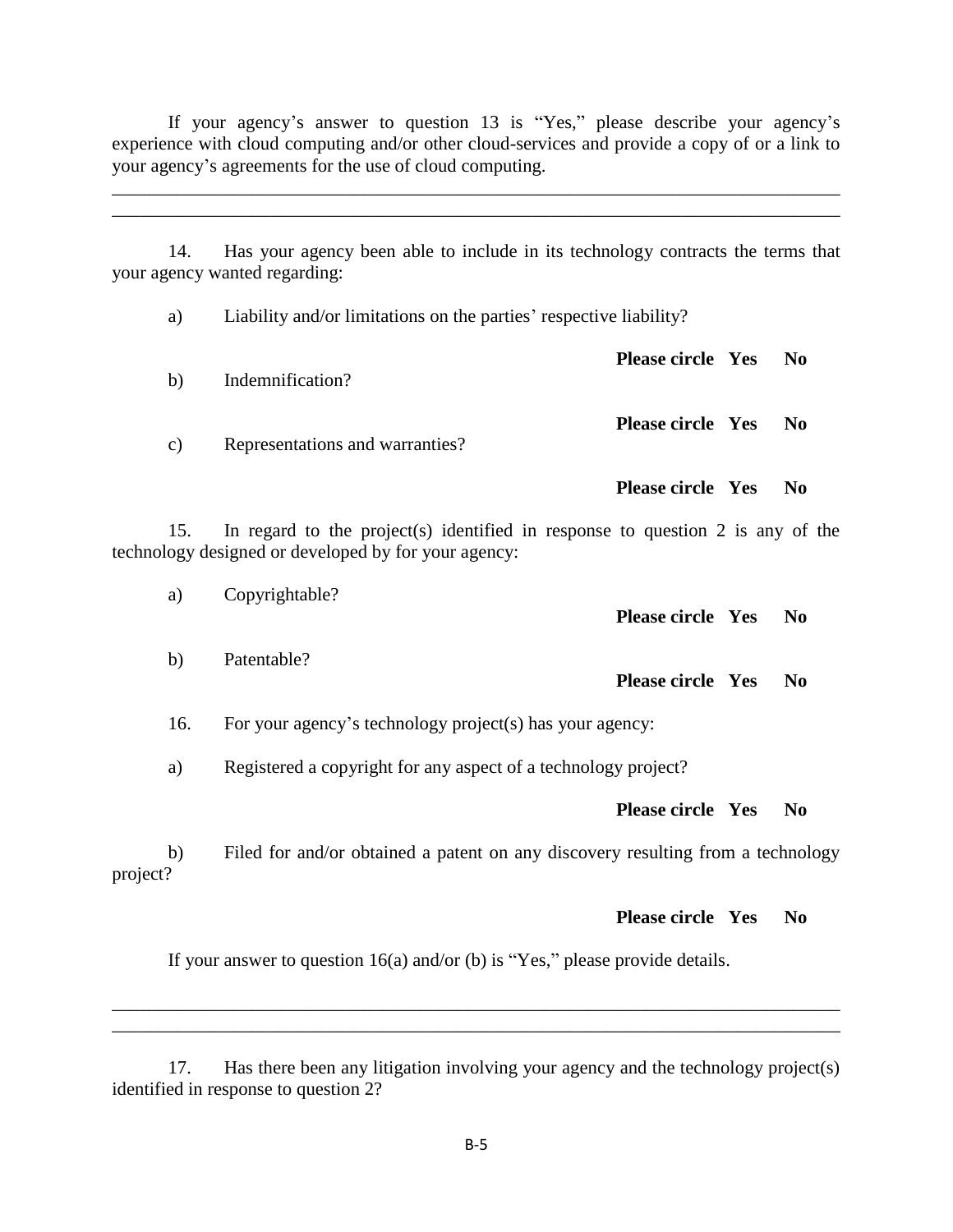If your agency's answer to question 13 is "Yes," please describe your agency's experience with cloud computing and/or other cloud-services and provide a copy of or a link to your agency's agreements for the use of cloud computing.

\_\_\_\_\_\_\_\_\_\_\_\_\_\_\_\_\_\_\_\_\_\_\_\_\_\_\_\_\_\_\_\_\_\_\_\_\_\_\_\_\_\_\_\_\_\_\_\_\_\_\_\_\_\_\_\_\_\_\_\_\_\_\_\_\_\_\_\_\_\_\_\_\_\_\_\_

\_\_\_\_\_\_\_\_\_\_\_\_\_\_\_\_\_\_\_\_\_\_\_\_\_\_\_\_\_\_\_\_\_\_\_\_\_\_\_\_\_\_\_\_\_\_\_\_\_\_\_\_\_\_\_\_\_\_\_\_\_\_\_\_\_\_\_\_\_\_\_\_\_\_\_\_

14. Has your agency been able to include in its technology contracts the terms that your agency wanted regarding:

a) Liability and/or limitations on the parties' respective liability?

**Please circle Yes No**

b) Indemnification?

**Please circle Yes No**

c) Representations and warranties?

**Please circle Yes No**

15. In regard to the project(s) identified in response to question 2 is any of the technology designed or developed by for your agency:

a) Copyrightable?

**Please circle Yes No**

b) Patentable?

**Please circle Yes No**

16. For your agency's technology project(s) has your agency:

a) Registered a copyright for any aspect of a technology project?

**Please circle Yes No**

b) Filed for and/or obtained a patent on any discovery resulting from a technology project?

**Please circle Yes No**

If your answer to question 16(a) and/or (b) is "Yes," please provide details.

\_\_\_\_\_\_\_\_\_\_\_\_\_\_\_\_\_\_\_\_\_\_\_\_\_\_\_\_\_\_\_\_\_\_\_\_\_\_\_\_\_\_\_\_\_\_\_\_\_\_\_\_\_\_\_\_\_\_\_\_\_\_\_\_\_\_\_\_\_\_\_\_\_\_\_\_

\_\_\_\_\_\_\_\_\_\_\_\_\_\_\_\_\_\_\_\_\_\_\_\_\_\_\_\_\_\_\_\_\_\_\_\_\_\_\_\_\_\_\_\_\_\_\_\_\_\_\_\_\_\_\_\_\_\_\_\_\_\_\_\_\_\_\_\_\_\_\_\_\_\_\_\_

17. Has there been any litigation involving your agency and the technology project(s) identified in response to question 2?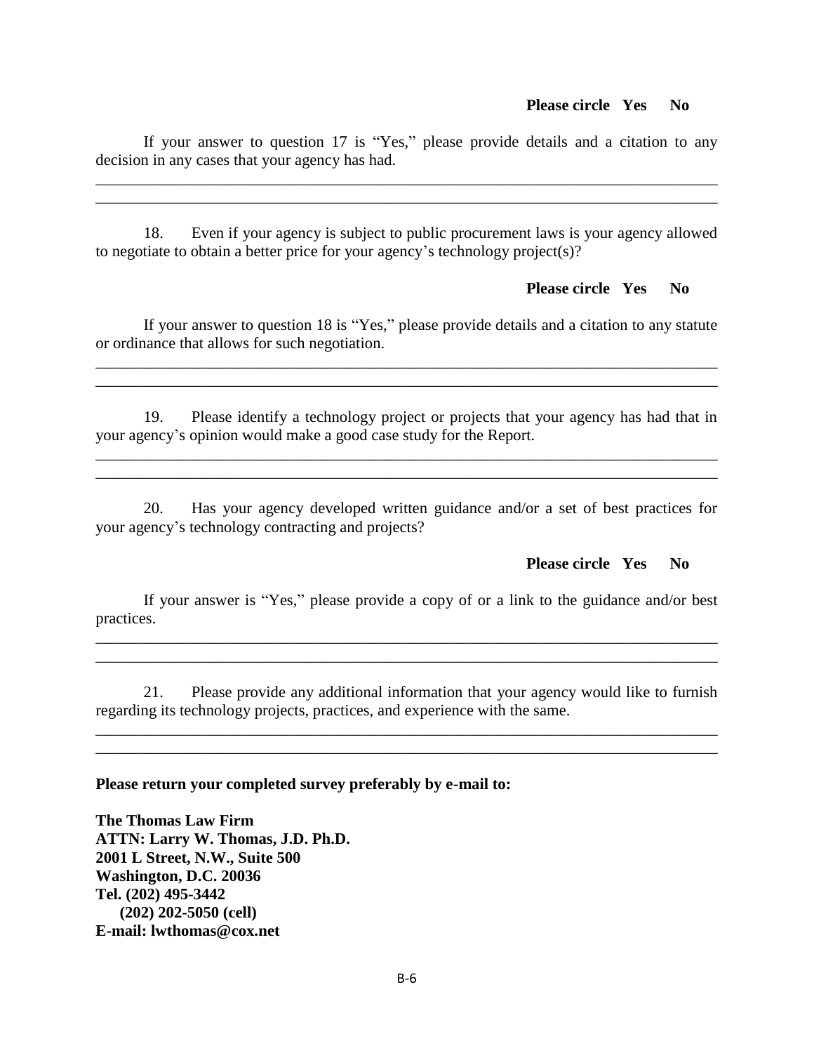**Please circle Yes No**

If your answer to question 17 is "Yes," please provide details and a citation to any decision in any cases that your agency has had.

______________________________________________________________________________
______________________________________________________________________________

18. Even if your agency is subject to public procurement laws is your agency allowed to negotiate to obtain a better price for your agency's technology project(s)?

**Please circle Yes No**

If your answer to question 18 is "Yes," please provide details and a citation to any statute or ordinance that allows for such negotiation.

______________________________________________________________________________
______________________________________________________________________________

19. Please identify a technology project or projects that your agency has had that in your agency's opinion would make a good case study for the Report.

______________________________________________________________________________
______________________________________________________________________________

20. Has your agency developed written guidance and/or a set of best practices for your agency's technology contracting and projects?

**Please circle Yes No**

If your answer is "Yes," please provide a copy of or a link to the guidance and/or best practices.

______________________________________________________________________________
______________________________________________________________________________

21. Please provide any additional information that your agency would like to furnish regarding its technology projects, practices, and experience with the same.

______________________________________________________________________________
______________________________________________________________________________

**Please return your completed survey preferably by e-mail to:**

**The Thomas Law Firm**
**ATTN: Larry W. Thomas, J.D. Ph.D.**
**2001 L Street, N.W., Suite 500**
**Washington, D.C. 20036**
**Tel. (202) 495-3442**
**(202) 202-5050 (cell)**
**E-mail: lwthomas@cox.net**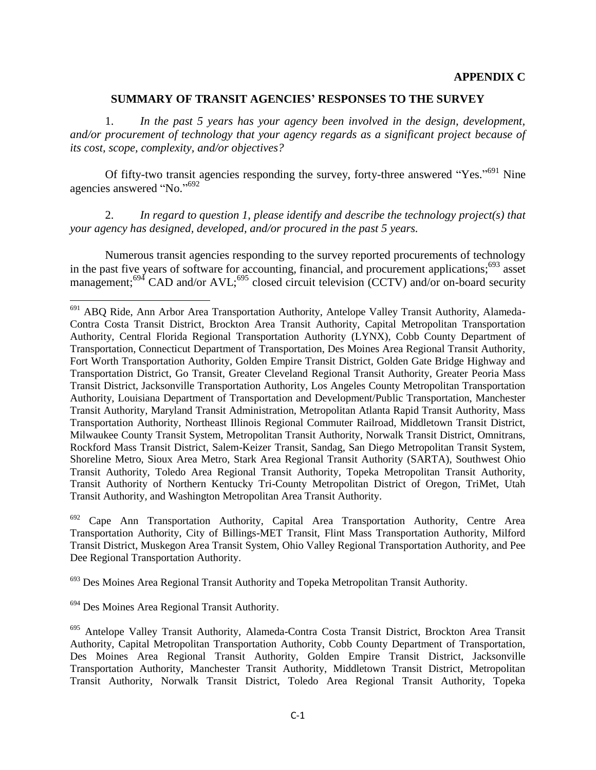**APPENDIX C**

## SUMMARY OF TRANSIT AGENCIES' RESPONSES TO THE SURVEY

1. *In the past 5 years has your agency been involved in the design, development, and/or procurement of technology that your agency regards as a significant project because of its cost, scope, complexity, and/or objectives?*

Of fifty-two transit agencies responding the survey, forty-three answered "Yes."[691] Nine agencies answered "No."[692]

2. *In regard to question 1, please identify and describe the technology project(s) that your agency has designed, developed, and/or procured in the past 5 years.*

Numerous transit agencies responding to the survey reported procurements of technology in the past five years of software for accounting, financial, and procurement applications;[693] asset management;[694] CAD and/or AVL;[695] closed circuit television (CCTV) and/or on-board security

[691] ABQ Ride, Ann Arbor Area Transportation Authority, Antelope Valley Transit Authority, Alameda-Contra Costa Transit District, Brockton Area Transit Authority, Capital Metropolitan Transportation Authority, Central Florida Regional Transportation Authority (LYNX), Cobb County Department of Transportation, Connecticut Department of Transportation, Des Moines Area Regional Transit Authority, Fort Worth Transportation Authority, Golden Empire Transit District, Golden Gate Bridge Highway and Transportation District, Go Transit, Greater Cleveland Regional Transit Authority, Greater Peoria Mass Transit District, Jacksonville Transportation Authority, Los Angeles County Metropolitan Transportation Authority, Louisiana Department of Transportation and Development/Public Transportation, Manchester Transit Authority, Maryland Transit Administration, Metropolitan Atlanta Rapid Transit Authority, Mass Transportation Authority, Northeast Illinois Regional Commuter Railroad, Middletown Transit District, Milwaukee County Transit System, Metropolitan Transit Authority, Norwalk Transit District, Omnitrans, Rockford Mass Transit District, Salem-Keizer Transit, Sandag, San Diego Metropolitan Transit System, Shoreline Metro, Sioux Area Metro, Stark Area Regional Transit Authority (SARTA), Southwest Ohio Transit Authority, Toledo Area Regional Transit Authority, Topeka Metropolitan Transit Authority, Transit Authority of Northern Kentucky Tri-County Metropolitan District of Oregon, TriMet, Utah Transit Authority, and Washington Metropolitan Area Transit Authority.

[692] Cape Ann Transportation Authority, Capital Area Transportation Authority, Centre Area Transportation Authority, City of Billings-MET Transit, Flint Mass Transportation Authority, Milford Transit District, Muskegon Area Transit System, Ohio Valley Regional Transportation Authority, and Pee Dee Regional Transportation Authority.

[693] Des Moines Area Regional Transit Authority and Topeka Metropolitan Transit Authority.

[694] Des Moines Area Regional Transit Authority.

[695] Antelope Valley Transit Authority, Alameda-Contra Costa Transit District, Brockton Area Transit Authority, Capital Metropolitan Transportation Authority, Cobb County Department of Transportation, Des Moines Area Regional Transit Authority, Golden Empire Transit District, Jacksonville Transportation Authority, Manchester Transit Authority, Middletown Transit District, Metropolitan Transit Authority, Norwalk Transit District, Toledo Area Regional Transit Authority, Topeka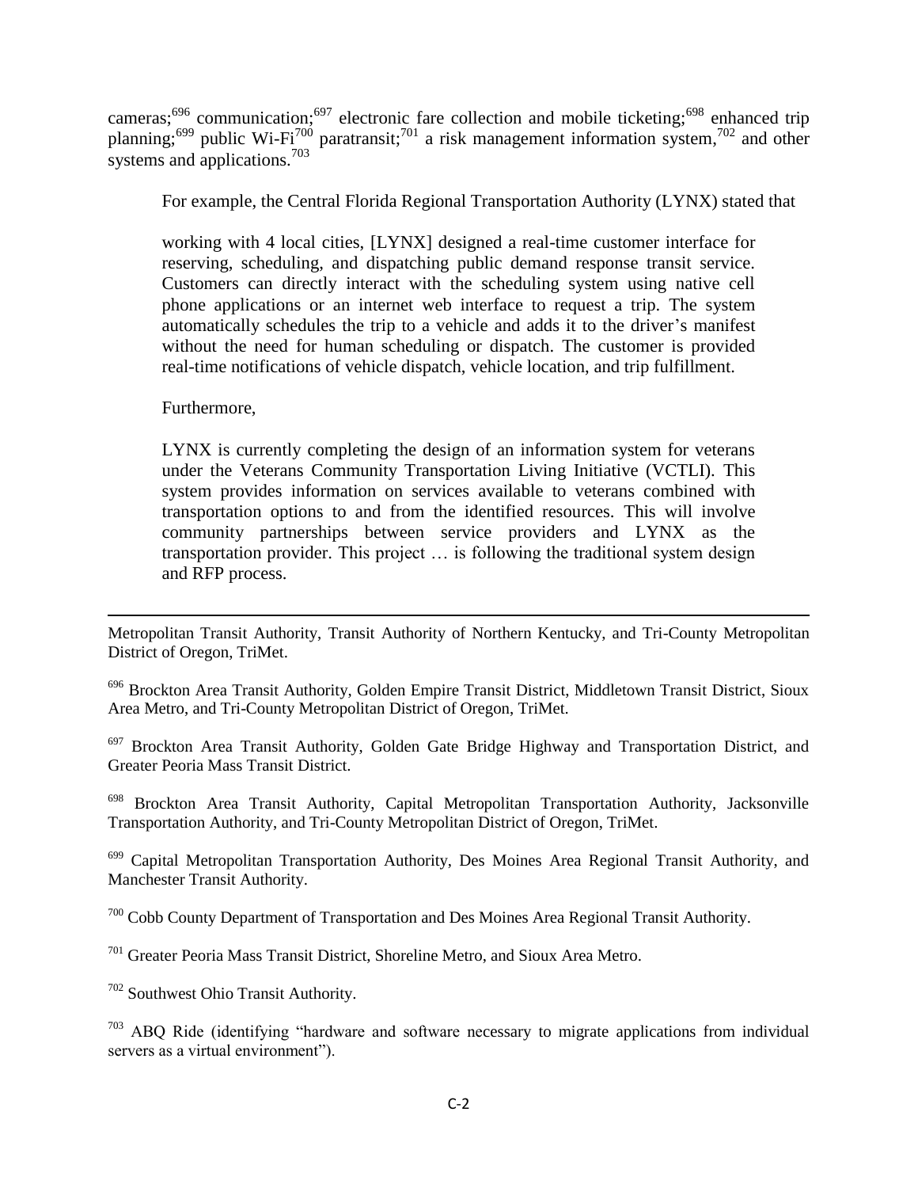cameras;[696] communication;[697] electronic fare collection and mobile ticketing;[698] enhanced trip planning;[699] public Wi-Fi[700] paratransit;[701] a risk management information system,[702] and other systems and applications.[703]

For example, the Central Florida Regional Transportation Authority (LYNX) stated that

> working with 4 local cities, [LYNX] designed a real-time customer interface for reserving, scheduling, and dispatching public demand response transit service. Customers can directly interact with the scheduling system using native cell phone applications or an internet web interface to request a trip. The system automatically schedules the trip to a vehicle and adds it to the driver's manifest without the need for human scheduling or dispatch. The customer is provided real-time notifications of vehicle dispatch, vehicle location, and trip fulfillment.

Furthermore,

> LYNX is currently completing the design of an information system for veterans under the Veterans Community Transportation Living Initiative (VCTLI). This system provides information on services available to veterans combined with transportation options to and from the identified resources. This will involve community partnerships between service providers and LYNX as the transportation provider. This project … is following the traditional system design and RFP process.

---

Metropolitan Transit Authority, Transit Authority of Northern Kentucky, and Tri-County Metropolitan District of Oregon, TriMet.

[696] Brockton Area Transit Authority, Golden Empire Transit District, Middletown Transit District, Sioux Area Metro, and Tri-County Metropolitan District of Oregon, TriMet.

[697] Brockton Area Transit Authority, Golden Gate Bridge Highway and Transportation District, and Greater Peoria Mass Transit District.

[698] Brockton Area Transit Authority, Capital Metropolitan Transportation Authority, Jacksonville Transportation Authority, and Tri-County Metropolitan District of Oregon, TriMet.

[699] Capital Metropolitan Transportation Authority, Des Moines Area Regional Transit Authority, and Manchester Transit Authority.

[700] Cobb County Department of Transportation and Des Moines Area Regional Transit Authority.

[701] Greater Peoria Mass Transit District, Shoreline Metro, and Sioux Area Metro.

[702] Southwest Ohio Transit Authority.

[703] ABQ Ride (identifying "hardware and software necessary to migrate applications from individual servers as a virtual environment").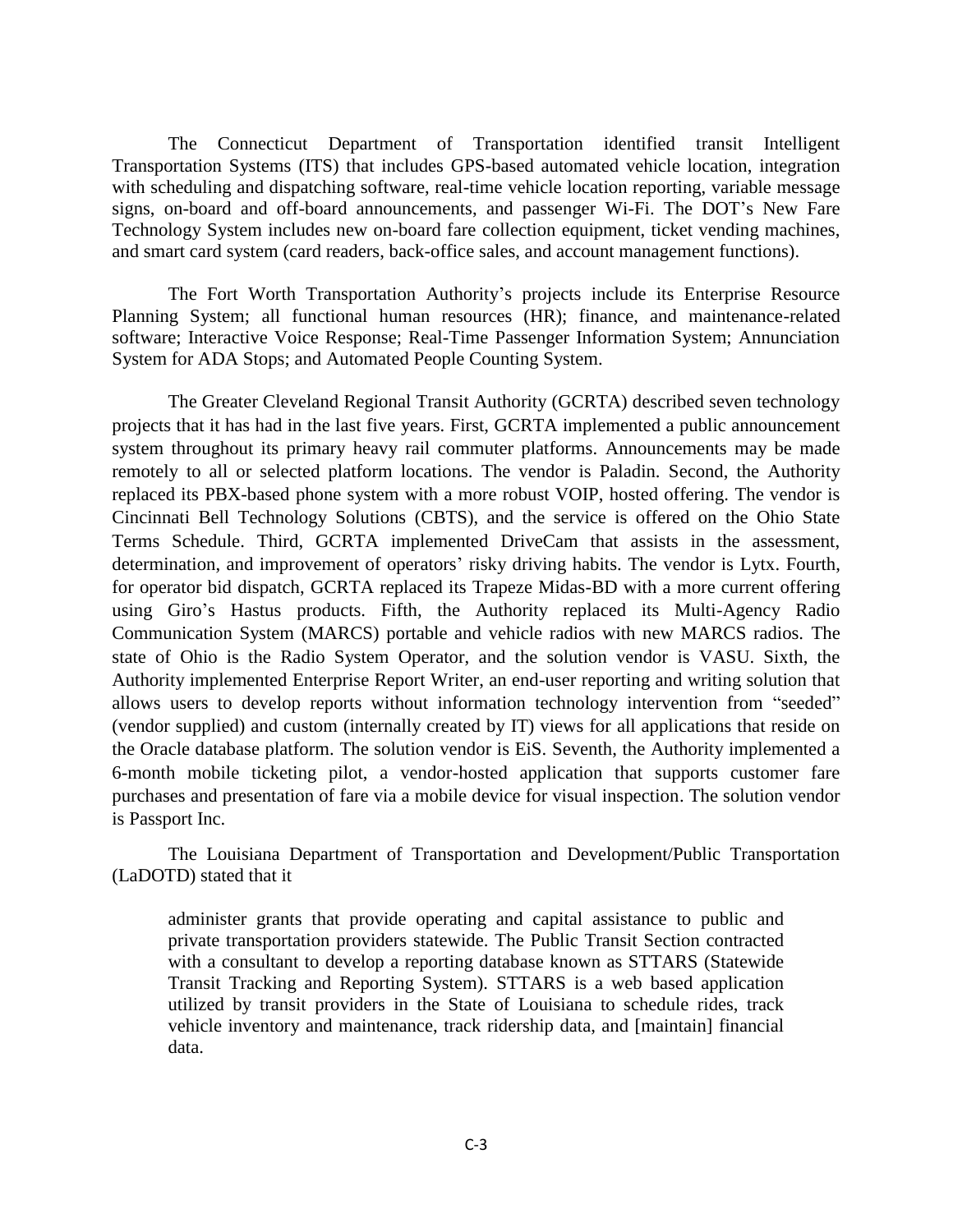The Connecticut Department of Transportation identified transit Intelligent Transportation Systems (ITS) that includes GPS-based automated vehicle location, integration with scheduling and dispatching software, real-time vehicle location reporting, variable message signs, on-board and off-board announcements, and passenger Wi-Fi. The DOT's New Fare Technology System includes new on-board fare collection equipment, ticket vending machines, and smart card system (card readers, back-office sales, and account management functions).

The Fort Worth Transportation Authority's projects include its Enterprise Resource Planning System; all functional human resources (HR); finance, and maintenance-related software; Interactive Voice Response; Real-Time Passenger Information System; Annunciation System for ADA Stops; and Automated People Counting System.

The Greater Cleveland Regional Transit Authority (GCRTA) described seven technology projects that it has had in the last five years. First, GCRTA implemented a public announcement system throughout its primary heavy rail commuter platforms. Announcements may be made remotely to all or selected platform locations. The vendor is Paladin. Second, the Authority replaced its PBX-based phone system with a more robust VOIP, hosted offering. The vendor is Cincinnati Bell Technology Solutions (CBTS), and the service is offered on the Ohio State Terms Schedule. Third, GCRTA implemented DriveCam that assists in the assessment, determination, and improvement of operators' risky driving habits. The vendor is Lytx. Fourth, for operator bid dispatch, GCRTA replaced its Trapeze Midas-BD with a more current offering using Giro's Hastus products. Fifth, the Authority replaced its Multi-Agency Radio Communication System (MARCS) portable and vehicle radios with new MARCS radios. The state of Ohio is the Radio System Operator, and the solution vendor is VASU. Sixth, the Authority implemented Enterprise Report Writer, an end-user reporting and writing solution that allows users to develop reports without information technology intervention from "seeded" (vendor supplied) and custom (internally created by IT) views for all applications that reside on the Oracle database platform. The solution vendor is EiS. Seventh, the Authority implemented a 6-month mobile ticketing pilot, a vendor-hosted application that supports customer fare purchases and presentation of fare via a mobile device for visual inspection. The solution vendor is Passport Inc.

The Louisiana Department of Transportation and Development/Public Transportation (LaDOTD) stated that it

> administer grants that provide operating and capital assistance to public and private transportation providers statewide. The Public Transit Section contracted with a consultant to develop a reporting database known as STTARS (Statewide Transit Tracking and Reporting System). STTARS is a web based application utilized by transit providers in the State of Louisiana to schedule rides, track vehicle inventory and maintenance, track ridership data, and [maintain] financial data.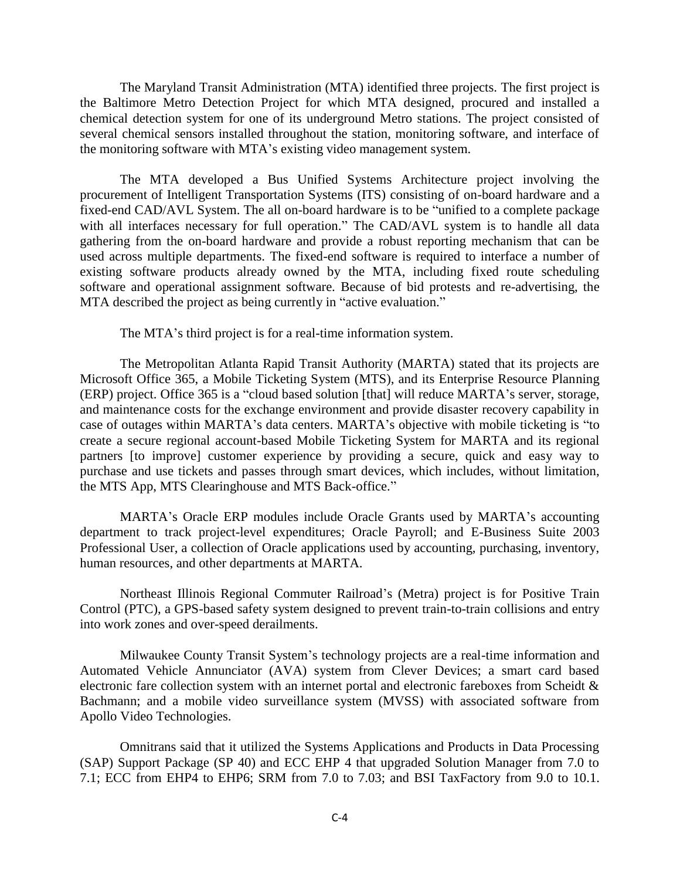The Maryland Transit Administration (MTA) identified three projects. The first project is the Baltimore Metro Detection Project for which MTA designed, procured and installed a chemical detection system for one of its underground Metro stations. The project consisted of several chemical sensors installed throughout the station, monitoring software, and interface of the monitoring software with MTA's existing video management system.

The MTA developed a Bus Unified Systems Architecture project involving the procurement of Intelligent Transportation Systems (ITS) consisting of on-board hardware and a fixed-end CAD/AVL System. The all on-board hardware is to be "unified to a complete package with all interfaces necessary for full operation." The CAD/AVL system is to handle all data gathering from the on-board hardware and provide a robust reporting mechanism that can be used across multiple departments. The fixed-end software is required to interface a number of existing software products already owned by the MTA, including fixed route scheduling software and operational assignment software. Because of bid protests and re-advertising, the MTA described the project as being currently in "active evaluation."

The MTA's third project is for a real-time information system.

The Metropolitan Atlanta Rapid Transit Authority (MARTA) stated that its projects are Microsoft Office 365, a Mobile Ticketing System (MTS), and its Enterprise Resource Planning (ERP) project. Office 365 is a "cloud based solution [that] will reduce MARTA's server, storage, and maintenance costs for the exchange environment and provide disaster recovery capability in case of outages within MARTA's data centers. MARTA's objective with mobile ticketing is "to create a secure regional account-based Mobile Ticketing System for MARTA and its regional partners [to improve] customer experience by providing a secure, quick and easy way to purchase and use tickets and passes through smart devices, which includes, without limitation, the MTS App, MTS Clearinghouse and MTS Back-office."

MARTA's Oracle ERP modules include Oracle Grants used by MARTA's accounting department to track project-level expenditures; Oracle Payroll; and E-Business Suite 2003 Professional User, a collection of Oracle applications used by accounting, purchasing, inventory, human resources, and other departments at MARTA.

Northeast Illinois Regional Commuter Railroad's (Metra) project is for Positive Train Control (PTC), a GPS-based safety system designed to prevent train-to-train collisions and entry into work zones and over-speed derailments.

Milwaukee County Transit System's technology projects are a real-time information and Automated Vehicle Annunciator (AVA) system from Clever Devices; a smart card based electronic fare collection system with an internet portal and electronic fareboxes from Scheidt & Bachmann; and a mobile video surveillance system (MVSS) with associated software from Apollo Video Technologies.

Omnitrans said that it utilized the Systems Applications and Products in Data Processing (SAP) Support Package (SP 40) and ECC EHP 4 that upgraded Solution Manager from 7.0 to 7.1; ECC from EHP4 to EHP6; SRM from 7.0 to 7.03; and BSI TaxFactory from 9.0 to 10.1.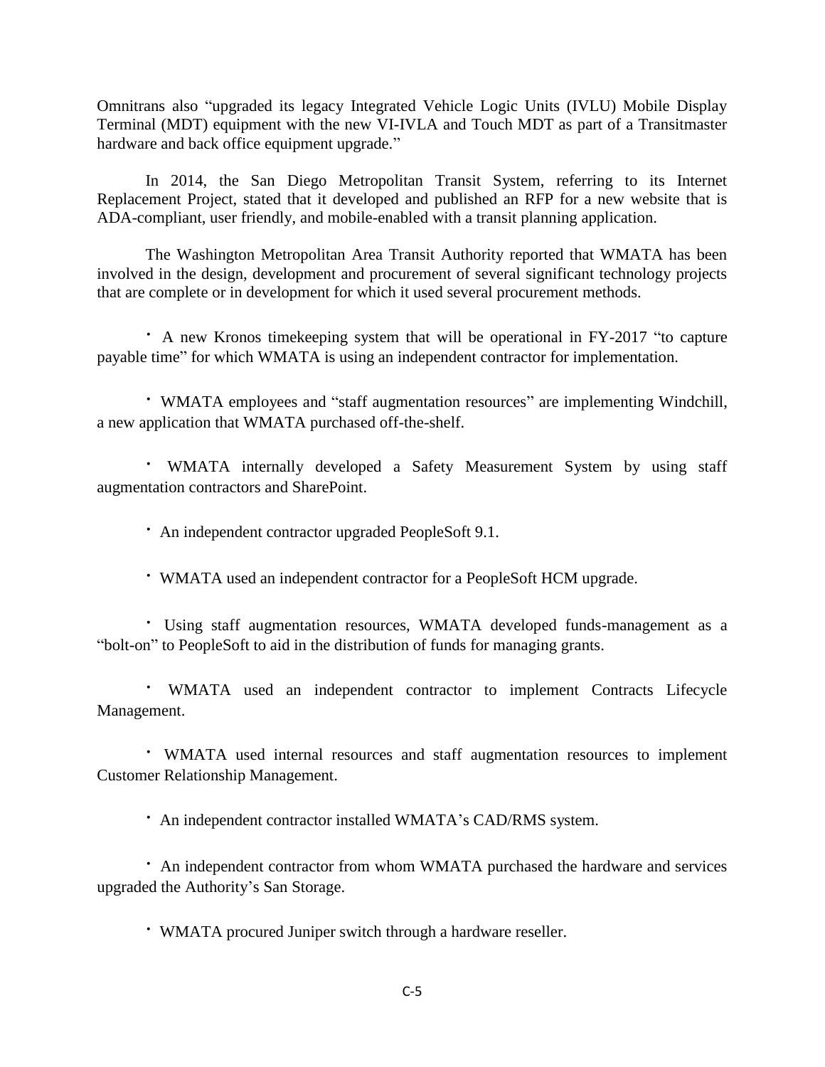Omnitrans also "upgraded its legacy Integrated Vehicle Logic Units (IVLU) Mobile Display Terminal (MDT) equipment with the new VI-IVLA and Touch MDT as part of a Transitmaster hardware and back office equipment upgrade."

In 2014, the San Diego Metropolitan Transit System, referring to its Internet Replacement Project, stated that it developed and published an RFP for a new website that is ADA-compliant, user friendly, and mobile-enabled with a transit planning application.

The Washington Metropolitan Area Transit Authority reported that WMATA has been involved in the design, development and procurement of several significant technology projects that are complete or in development for which it used several procurement methods.

- A new Kronos timekeeping system that will be operational in FY-2017 "to capture payable time" for which WMATA is using an independent contractor for implementation.
- WMATA employees and "staff augmentation resources" are implementing Windchill, a new application that WMATA purchased off-the-shelf.
- WMATA internally developed a Safety Measurement System by using staff augmentation contractors and SharePoint.
- An independent contractor upgraded PeopleSoft 9.1.
- WMATA used an independent contractor for a PeopleSoft HCM upgrade.
- Using staff augmentation resources, WMATA developed funds-management as a "bolt-on" to PeopleSoft to aid in the distribution of funds for managing grants.
- WMATA used an independent contractor to implement Contracts Lifecycle Management.
- WMATA used internal resources and staff augmentation resources to implement Customer Relationship Management.
- An independent contractor installed WMATA's CAD/RMS system.
- An independent contractor from whom WMATA purchased the hardware and services upgraded the Authority's San Storage.
- WMATA procured Juniper switch through a hardware reseller.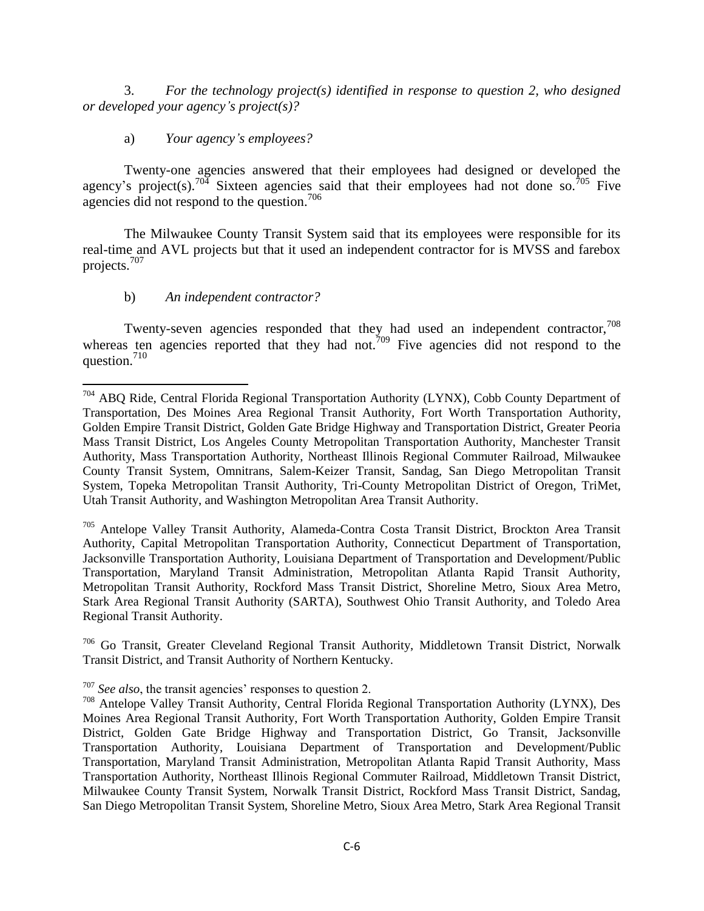3. *For the technology project(s) identified in response to question 2, who designed or developed your agency's project(s)?*

a) *Your agency's employees?*

Twenty-one agencies answered that their employees had designed or developed the agency's project(s).[704] Sixteen agencies said that their employees had not done so.[705] Five agencies did not respond to the question.[706]

The Milwaukee County Transit System said that its employees were responsible for its real-time and AVL projects but that it used an independent contractor for is MVSS and farebox projects.[707]

b) *An independent contractor?*

Twenty-seven agencies responded that they had used an independent contractor,[708] whereas ten agencies reported that they had not.[709] Five agencies did not respond to the question.[710]

---

[704] ABQ Ride, Central Florida Regional Transportation Authority (LYNX), Cobb County Department of Transportation, Des Moines Area Regional Transit Authority, Fort Worth Transportation Authority, Golden Empire Transit District, Golden Gate Bridge Highway and Transportation District, Greater Peoria Mass Transit District, Los Angeles County Metropolitan Transportation Authority, Manchester Transit Authority, Mass Transportation Authority, Northeast Illinois Regional Commuter Railroad, Milwaukee County Transit System, Omnitrans, Salem-Keizer Transit, Sandag, San Diego Metropolitan Transit System, Topeka Metropolitan Transit Authority, Tri-County Metropolitan District of Oregon, TriMet, Utah Transit Authority, and Washington Metropolitan Area Transit Authority.

[705] Antelope Valley Transit Authority, Alameda-Contra Costa Transit District, Brockton Area Transit Authority, Capital Metropolitan Transportation Authority, Connecticut Department of Transportation, Jacksonville Transportation Authority, Louisiana Department of Transportation and Development/Public Transportation, Maryland Transit Administration, Metropolitan Atlanta Rapid Transit Authority, Metropolitan Transit Authority, Rockford Mass Transit District, Shoreline Metro, Sioux Area Metro, Stark Area Regional Transit Authority (SARTA), Southwest Ohio Transit Authority, and Toledo Area Regional Transit Authority.

[706] Go Transit, Greater Cleveland Regional Transit Authority, Middletown Transit District, Norwalk Transit District, and Transit Authority of Northern Kentucky.

[707] *See also*, the transit agencies' responses to question 2.

[708] Antelope Valley Transit Authority, Central Florida Regional Transportation Authority (LYNX), Des Moines Area Regional Transit Authority, Fort Worth Transportation Authority, Golden Empire Transit District, Golden Gate Bridge Highway and Transportation District, Go Transit, Jacksonville Transportation Authority, Louisiana Department of Transportation and Development/Public Transportation, Maryland Transit Administration, Metropolitan Atlanta Rapid Transit Authority, Mass Transportation Authority, Northeast Illinois Regional Commuter Railroad, Middletown Transit District, Milwaukee County Transit System, Norwalk Transit District, Rockford Mass Transit District, Sandag, San Diego Metropolitan Transit System, Shoreline Metro, Sioux Area Metro, Stark Area Regional Transit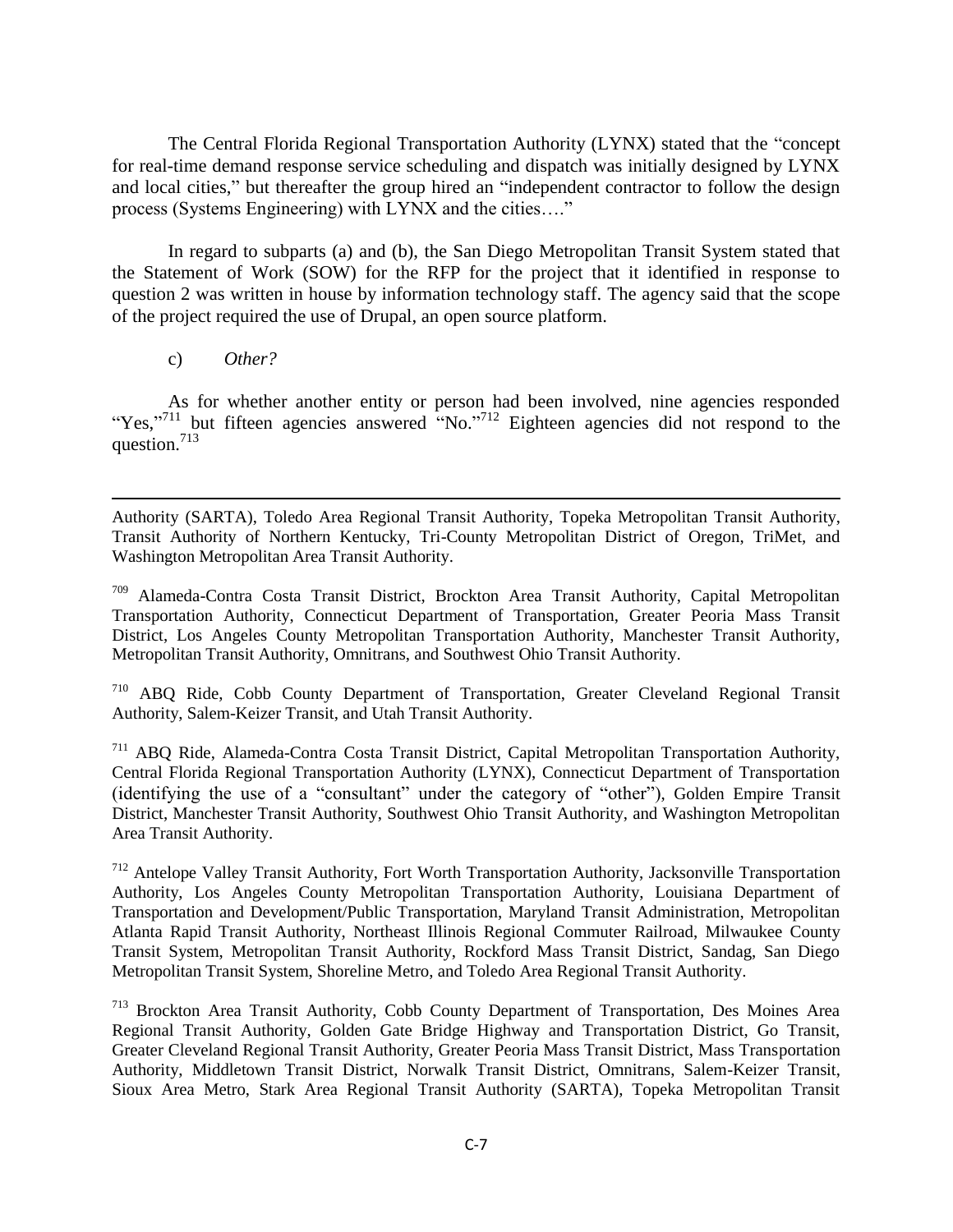The Central Florida Regional Transportation Authority (LYNX) stated that the "concept for real-time demand response service scheduling and dispatch was initially designed by LYNX and local cities," but thereafter the group hired an "independent contractor to follow the design process (Systems Engineering) with LYNX and the cities…."

In regard to subparts (a) and (b), the San Diego Metropolitan Transit System stated that the Statement of Work (SOW) for the RFP for the project that it identified in response to question 2 was written in house by information technology staff. The agency said that the scope of the project required the use of Drupal, an open source platform.

c) *Other?*

As for whether another entity or person had been involved, nine agencies responded "Yes,"[711] but fifteen agencies answered "No."[712] Eighteen agencies did not respond to the question.[713]

---

Authority (SARTA), Toledo Area Regional Transit Authority, Topeka Metropolitan Transit Authority, Transit Authority of Northern Kentucky, Tri-County Metropolitan District of Oregon, TriMet, and Washington Metropolitan Area Transit Authority.

[709] Alameda-Contra Costa Transit District, Brockton Area Transit Authority, Capital Metropolitan Transportation Authority, Connecticut Department of Transportation, Greater Peoria Mass Transit District, Los Angeles County Metropolitan Transportation Authority, Manchester Transit Authority, Metropolitan Transit Authority, Omnitrans, and Southwest Ohio Transit Authority.

[710] ABQ Ride, Cobb County Department of Transportation, Greater Cleveland Regional Transit Authority, Salem-Keizer Transit, and Utah Transit Authority.

[711] ABQ Ride, Alameda-Contra Costa Transit District, Capital Metropolitan Transportation Authority, Central Florida Regional Transportation Authority (LYNX), Connecticut Department of Transportation (identifying the use of a "consultant" under the category of "other"), Golden Empire Transit District, Manchester Transit Authority, Southwest Ohio Transit Authority, and Washington Metropolitan Area Transit Authority.

[712] Antelope Valley Transit Authority, Fort Worth Transportation Authority, Jacksonville Transportation Authority, Los Angeles County Metropolitan Transportation Authority, Louisiana Department of Transportation and Development/Public Transportation, Maryland Transit Administration, Metropolitan Atlanta Rapid Transit Authority, Northeast Illinois Regional Commuter Railroad, Milwaukee County Transit System, Metropolitan Transit Authority, Rockford Mass Transit District, Sandag, San Diego Metropolitan Transit System, Shoreline Metro, and Toledo Area Regional Transit Authority.

[713] Brockton Area Transit Authority, Cobb County Department of Transportation, Des Moines Area Regional Transit Authority, Golden Gate Bridge Highway and Transportation District, Go Transit, Greater Cleveland Regional Transit Authority, Greater Peoria Mass Transit District, Mass Transportation Authority, Middletown Transit District, Norwalk Transit District, Omnitrans, Salem-Keizer Transit, Sioux Area Metro, Stark Area Regional Transit Authority (SARTA), Topeka Metropolitan Transit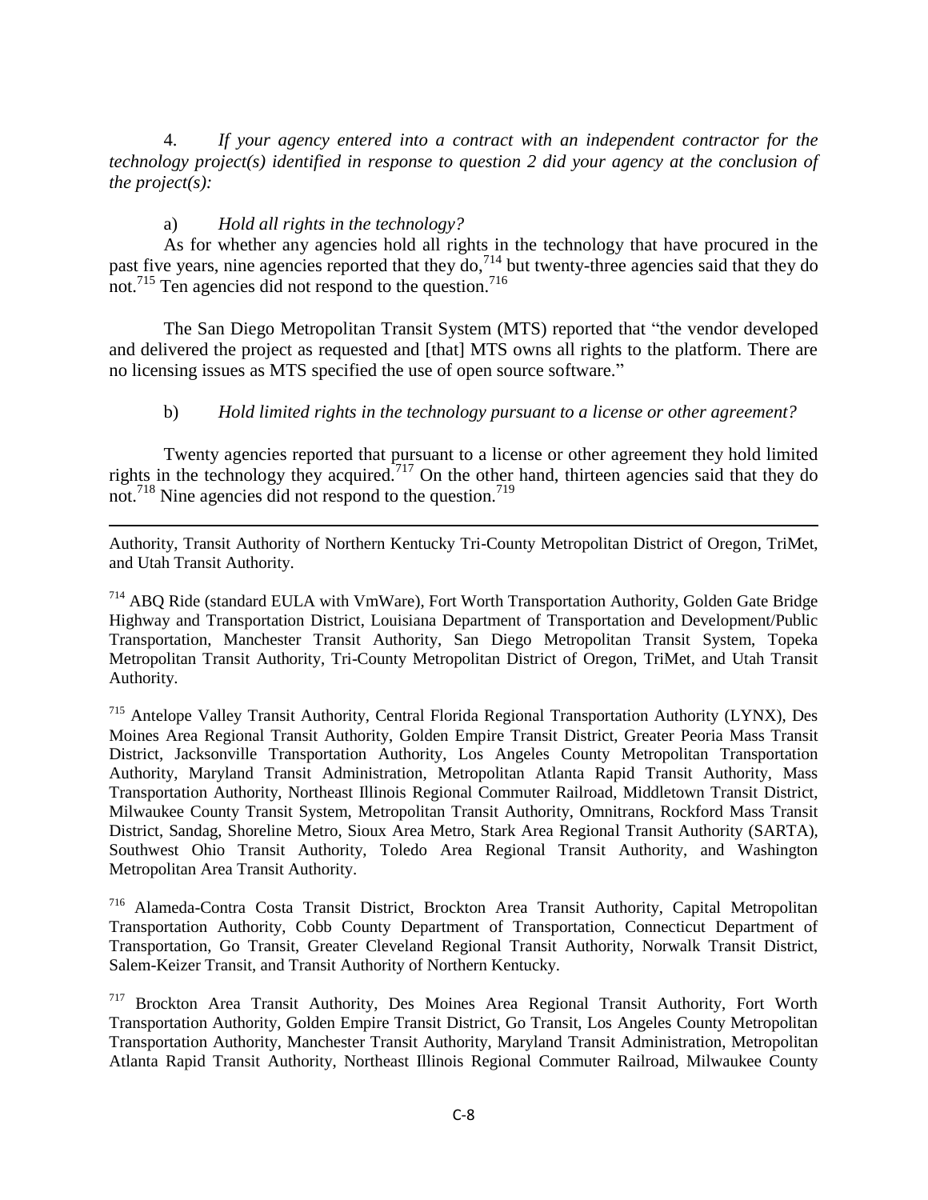4. *If your agency entered into a contract with an independent contractor for the technology project(s) identified in response to question 2 did your agency at the conclusion of the project(s):*

a) *Hold all rights in the technology?*

As for whether any agencies hold all rights in the technology that have procured in the past five years, nine agencies reported that they do,[714] but twenty-three agencies said that they do not.[715] Ten agencies did not respond to the question.[716]

The San Diego Metropolitan Transit System (MTS) reported that "the vendor developed and delivered the project as requested and [that] MTS owns all rights to the platform. There are no licensing issues as MTS specified the use of open source software."

b) *Hold limited rights in the technology pursuant to a license or other agreement?*

Twenty agencies reported that pursuant to a license or other agreement they hold limited rights in the technology they acquired.[717] On the other hand, thirteen agencies said that they do not.[718] Nine agencies did not respond to the question.[719]

---

Authority, Transit Authority of Northern Kentucky Tri-County Metropolitan District of Oregon, TriMet, and Utah Transit Authority.

[714] ABQ Ride (standard EULA with VmWare), Fort Worth Transportation Authority, Golden Gate Bridge Highway and Transportation District, Louisiana Department of Transportation and Development/Public Transportation, Manchester Transit Authority, San Diego Metropolitan Transit System, Topeka Metropolitan Transit Authority, Tri-County Metropolitan District of Oregon, TriMet, and Utah Transit Authority.

[715] Antelope Valley Transit Authority, Central Florida Regional Transportation Authority (LYNX), Des Moines Area Regional Transit Authority, Golden Empire Transit District, Greater Peoria Mass Transit District, Jacksonville Transportation Authority, Los Angeles County Metropolitan Transportation Authority, Maryland Transit Administration, Metropolitan Atlanta Rapid Transit Authority, Mass Transportation Authority, Northeast Illinois Regional Commuter Railroad, Middletown Transit District, Milwaukee County Transit System, Metropolitan Transit Authority, Omnitrans, Rockford Mass Transit District, Sandag, Shoreline Metro, Sioux Area Metro, Stark Area Regional Transit Authority (SARTA), Southwest Ohio Transit Authority, Toledo Area Regional Transit Authority, and Washington Metropolitan Area Transit Authority.

[716] Alameda-Contra Costa Transit District, Brockton Area Transit Authority, Capital Metropolitan Transportation Authority, Cobb County Department of Transportation, Connecticut Department of Transportation, Go Transit, Greater Cleveland Regional Transit Authority, Norwalk Transit District, Salem-Keizer Transit, and Transit Authority of Northern Kentucky.

[717] Brockton Area Transit Authority, Des Moines Area Regional Transit Authority, Fort Worth Transportation Authority, Golden Empire Transit District, Go Transit, Los Angeles County Metropolitan Transportation Authority, Manchester Transit Authority, Maryland Transit Administration, Metropolitan Atlanta Rapid Transit Authority, Northeast Illinois Regional Commuter Railroad, Milwaukee County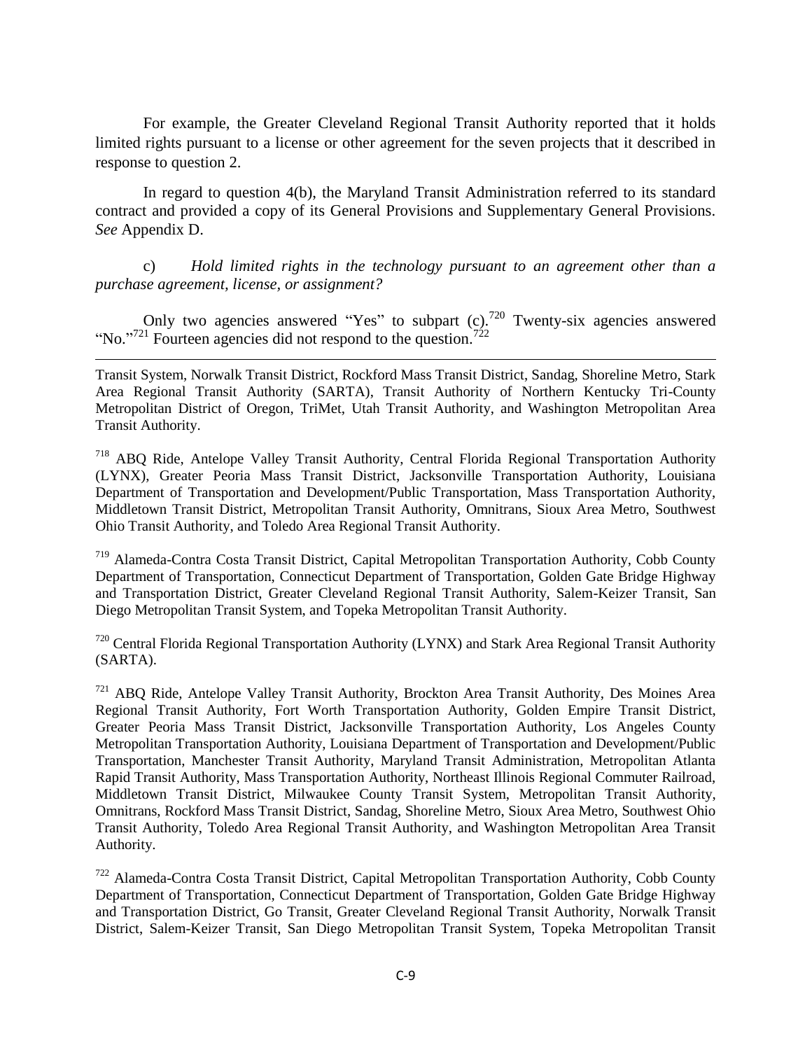For example, the Greater Cleveland Regional Transit Authority reported that it holds limited rights pursuant to a license or other agreement for the seven projects that it described in response to question 2.

In regard to question 4(b), the Maryland Transit Administration referred to its standard contract and provided a copy of its General Provisions and Supplementary General Provisions. *See* Appendix D.

c) *Hold limited rights in the technology pursuant to an agreement other than a purchase agreement, license, or assignment?*

Only two agencies answered "Yes" to subpart (c).[720] Twenty-six agencies answered "No."[721] Fourteen agencies did not respond to the question.[722]

---

Transit System, Norwalk Transit District, Rockford Mass Transit District, Sandag, Shoreline Metro, Stark Area Regional Transit Authority (SARTA), Transit Authority of Northern Kentucky Tri-County Metropolitan District of Oregon, TriMet, Utah Transit Authority, and Washington Metropolitan Area Transit Authority.

[718] ABQ Ride, Antelope Valley Transit Authority, Central Florida Regional Transportation Authority (LYNX), Greater Peoria Mass Transit District, Jacksonville Transportation Authority, Louisiana Department of Transportation and Development/Public Transportation, Mass Transportation Authority, Middletown Transit District, Metropolitan Transit Authority, Omnitrans, Sioux Area Metro, Southwest Ohio Transit Authority, and Toledo Area Regional Transit Authority.

[719] Alameda-Contra Costa Transit District, Capital Metropolitan Transportation Authority, Cobb County Department of Transportation, Connecticut Department of Transportation, Golden Gate Bridge Highway and Transportation District, Greater Cleveland Regional Transit Authority, Salem-Keizer Transit, San Diego Metropolitan Transit System, and Topeka Metropolitan Transit Authority.

[720] Central Florida Regional Transportation Authority (LYNX) and Stark Area Regional Transit Authority (SARTA).

[721] ABQ Ride, Antelope Valley Transit Authority, Brockton Area Transit Authority, Des Moines Area Regional Transit Authority, Fort Worth Transportation Authority, Golden Empire Transit District, Greater Peoria Mass Transit District, Jacksonville Transportation Authority, Los Angeles County Metropolitan Transportation Authority, Louisiana Department of Transportation and Development/Public Transportation, Manchester Transit Authority, Maryland Transit Administration, Metropolitan Atlanta Rapid Transit Authority, Mass Transportation Authority, Northeast Illinois Regional Commuter Railroad, Middletown Transit District, Milwaukee County Transit System, Metropolitan Transit Authority, Omnitrans, Rockford Mass Transit District, Sandag, Shoreline Metro, Sioux Area Metro, Southwest Ohio Transit Authority, Toledo Area Regional Transit Authority, and Washington Metropolitan Area Transit Authority.

[722] Alameda-Contra Costa Transit District, Capital Metropolitan Transportation Authority, Cobb County Department of Transportation, Connecticut Department of Transportation, Golden Gate Bridge Highway and Transportation District, Go Transit, Greater Cleveland Regional Transit Authority, Norwalk Transit District, Salem-Keizer Transit, San Diego Metropolitan Transit System, Topeka Metropolitan Transit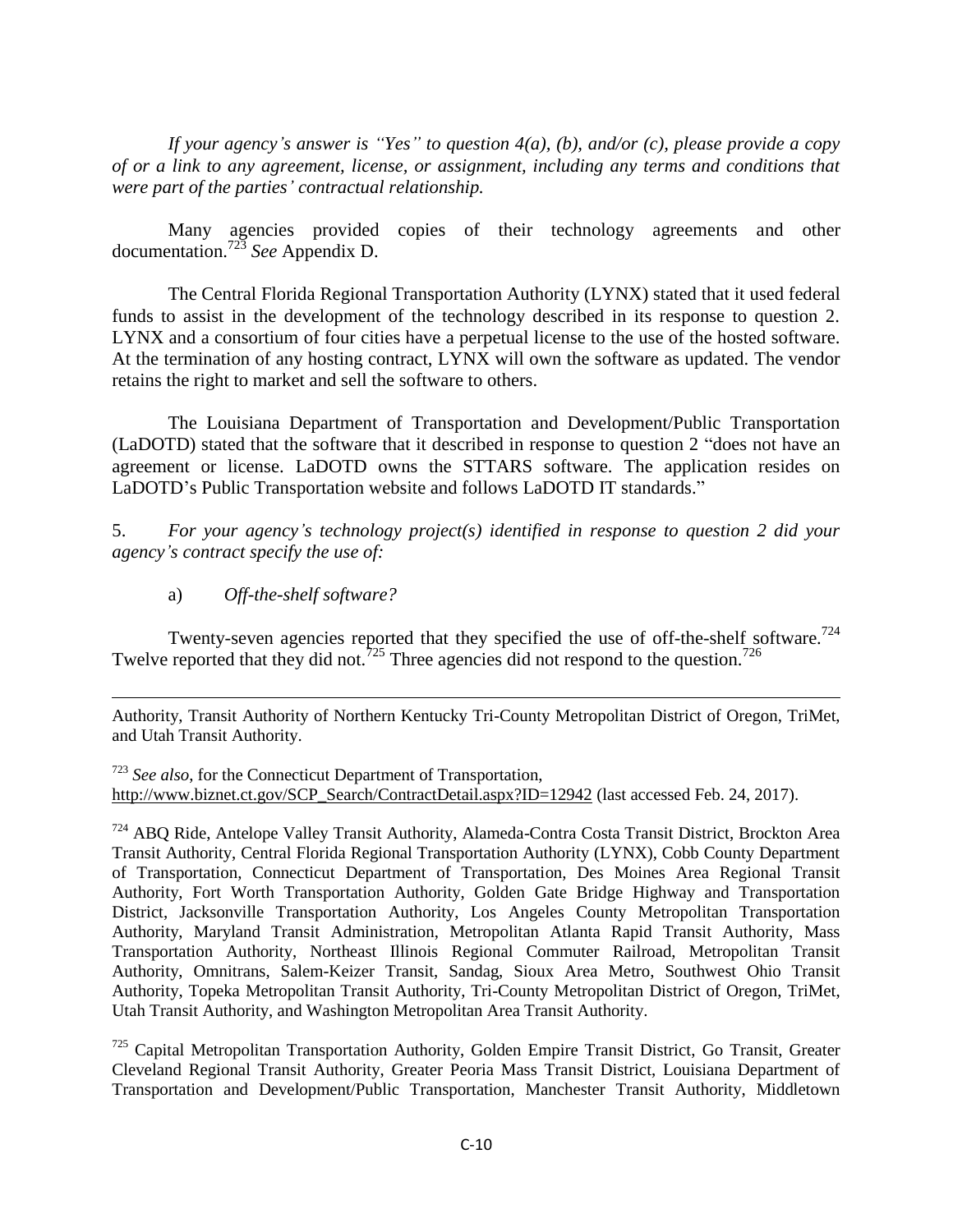*If your agency's answer is "Yes" to question 4(a), (b), and/or (c), please provide a copy of or a link to any agreement, license, or assignment, including any terms and conditions that were part of the parties' contractual relationship.*

Many agencies provided copies of their technology agreements and other documentation.[723] *See* Appendix D.

The Central Florida Regional Transportation Authority (LYNX) stated that it used federal funds to assist in the development of the technology described in its response to question 2. LYNX and a consortium of four cities have a perpetual license to the use of the hosted software. At the termination of any hosting contract, LYNX will own the software as updated. The vendor retains the right to market and sell the software to others.

The Louisiana Department of Transportation and Development/Public Transportation (LaDOTD) stated that the software that it described in response to question 2 "does not have an agreement or license. LaDOTD owns the STTARS software. The application resides on LaDOTD's Public Transportation website and follows LaDOTD IT standards."

5. *For your agency's technology project(s) identified in response to question 2 did your agency's contract specify the use of:*

a) *Off-the-shelf software?*

Twenty-seven agencies reported that they specified the use of off-the-shelf software.[724] Twelve reported that they did not.[725] Three agencies did not respond to the question.[726]

---

Authority, Transit Authority of Northern Kentucky Tri-County Metropolitan District of Oregon, TriMet, and Utah Transit Authority.

[723] *See also*, for the Connecticut Department of Transportation, http://www.biznet.ct.gov/SCP_Search/ContractDetail.aspx?ID=12942 (last accessed Feb. 24, 2017).

[724] ABQ Ride, Antelope Valley Transit Authority, Alameda-Contra Costa Transit District, Brockton Area Transit Authority, Central Florida Regional Transportation Authority (LYNX), Cobb County Department of Transportation, Connecticut Department of Transportation, Des Moines Area Regional Transit Authority, Fort Worth Transportation Authority, Golden Gate Bridge Highway and Transportation District, Jacksonville Transportation Authority, Los Angeles County Metropolitan Transportation Authority, Maryland Transit Administration, Metropolitan Atlanta Rapid Transit Authority, Mass Transportation Authority, Northeast Illinois Regional Commuter Railroad, Metropolitan Transit Authority, Omnitrans, Salem-Keizer Transit, Sandag, Sioux Area Metro, Southwest Ohio Transit Authority, Topeka Metropolitan Transit Authority, Tri-County Metropolitan District of Oregon, TriMet, Utah Transit Authority, and Washington Metropolitan Area Transit Authority.

[725] Capital Metropolitan Transportation Authority, Golden Empire Transit District, Go Transit, Greater Cleveland Regional Transit Authority, Greater Peoria Mass Transit District, Louisiana Department of Transportation and Development/Public Transportation, Manchester Transit Authority, Middletown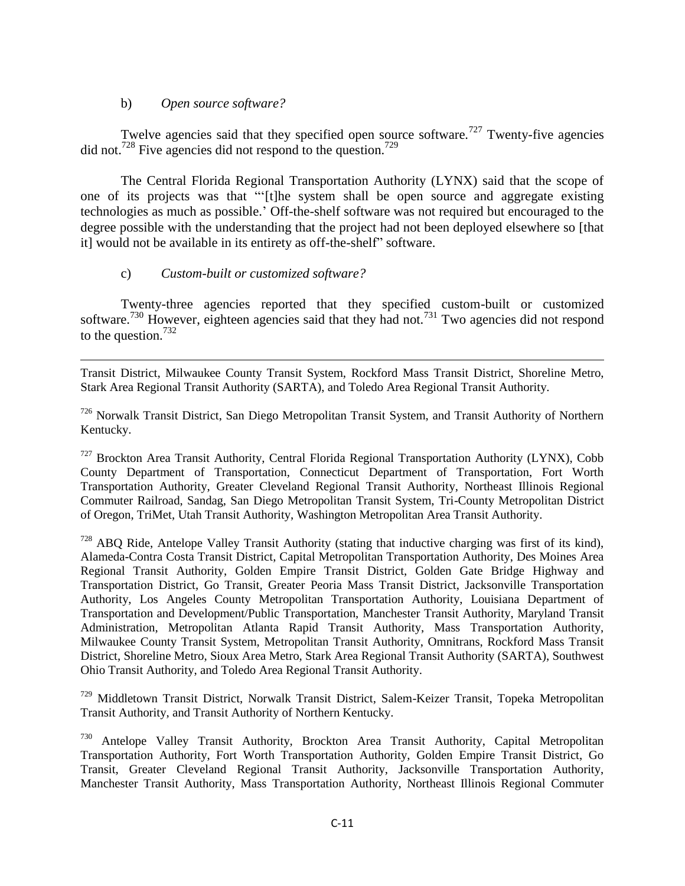b) *Open source software?*

Twelve agencies said that they specified open source software.[727] Twenty-five agencies did not.[728] Five agencies did not respond to the question.[729]

The Central Florida Regional Transportation Authority (LYNX) said that the scope of one of its projects was that "'[t]he system shall be open source and aggregate existing technologies as much as possible.' Off-the-shelf software was not required but encouraged to the degree possible with the understanding that the project had not been deployed elsewhere so [that it] would not be available in its entirety as off-the-shelf" software.

c) *Custom-built or customized software?*

Twenty-three agencies reported that they specified custom-built or customized software.[730] However, eighteen agencies said that they had not.[731] Two agencies did not respond to the question.[732]

---

Transit District, Milwaukee County Transit System, Rockford Mass Transit District, Shoreline Metro, Stark Area Regional Transit Authority (SARTA), and Toledo Area Regional Transit Authority.

[726] Norwalk Transit District, San Diego Metropolitan Transit System, and Transit Authority of Northern Kentucky.

[727] Brockton Area Transit Authority, Central Florida Regional Transportation Authority (LYNX), Cobb County Department of Transportation, Connecticut Department of Transportation, Fort Worth Transportation Authority, Greater Cleveland Regional Transit Authority, Northeast Illinois Regional Commuter Railroad, Sandag, San Diego Metropolitan Transit System, Tri-County Metropolitan District of Oregon, TriMet, Utah Transit Authority, Washington Metropolitan Area Transit Authority.

[728] ABQ Ride, Antelope Valley Transit Authority (stating that inductive charging was first of its kind), Alameda-Contra Costa Transit District, Capital Metropolitan Transportation Authority, Des Moines Area Regional Transit Authority, Golden Empire Transit District, Golden Gate Bridge Highway and Transportation District, Go Transit, Greater Peoria Mass Transit District, Jacksonville Transportation Authority, Los Angeles County Metropolitan Transportation Authority, Louisiana Department of Transportation and Development/Public Transportation, Manchester Transit Authority, Maryland Transit Administration, Metropolitan Atlanta Rapid Transit Authority, Mass Transportation Authority, Milwaukee County Transit System, Metropolitan Transit Authority, Omnitrans, Rockford Mass Transit District, Shoreline Metro, Sioux Area Metro, Stark Area Regional Transit Authority (SARTA), Southwest Ohio Transit Authority, and Toledo Area Regional Transit Authority.

[729] Middletown Transit District, Norwalk Transit District, Salem-Keizer Transit, Topeka Metropolitan Transit Authority, and Transit Authority of Northern Kentucky.

[730] Antelope Valley Transit Authority, Brockton Area Transit Authority, Capital Metropolitan Transportation Authority, Fort Worth Transportation Authority, Golden Empire Transit District, Go Transit, Greater Cleveland Regional Transit Authority, Jacksonville Transportation Authority, Manchester Transit Authority, Mass Transportation Authority, Northeast Illinois Regional Commuter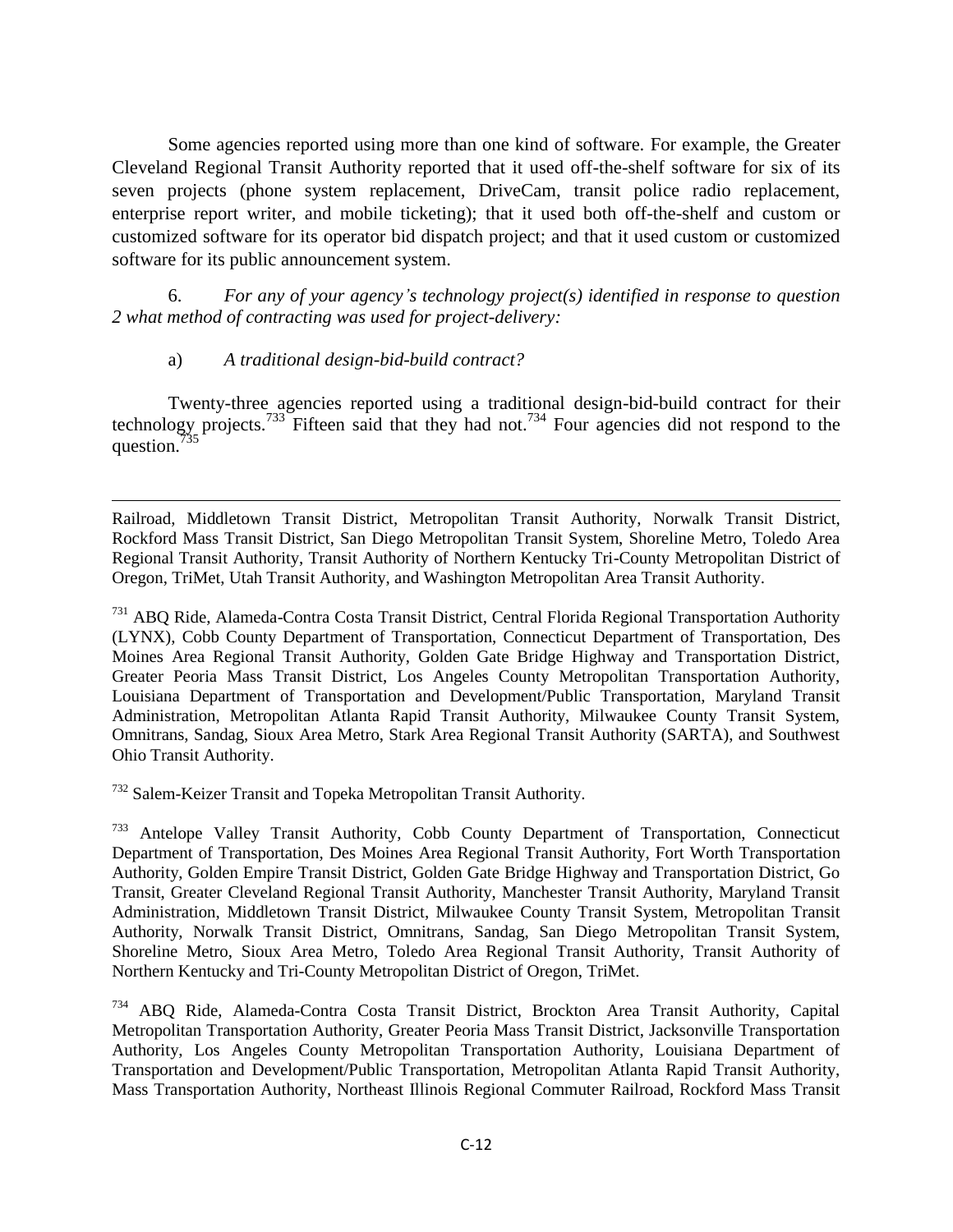Some agencies reported using more than one kind of software. For example, the Greater Cleveland Regional Transit Authority reported that it used off-the-shelf software for six of its seven projects (phone system replacement, DriveCam, transit police radio replacement, enterprise report writer, and mobile ticketing); that it used both off-the-shelf and custom or customized software for its operator bid dispatch project; and that it used custom or customized software for its public announcement system.

6. *For any of your agency's technology project(s) identified in response to question 2 what method of contracting was used for project-delivery:*

a) *A traditional design-bid-build contract?*

Twenty-three agencies reported using a traditional design-bid-build contract for their technology projects.[733] Fifteen said that they had not.[734] Four agencies did not respond to the question.[735]

---

Railroad, Middletown Transit District, Metropolitan Transit Authority, Norwalk Transit District, Rockford Mass Transit District, San Diego Metropolitan Transit System, Shoreline Metro, Toledo Area Regional Transit Authority, Transit Authority of Northern Kentucky Tri-County Metropolitan District of Oregon, TriMet, Utah Transit Authority, and Washington Metropolitan Area Transit Authority.

[731] ABQ Ride, Alameda-Contra Costa Transit District, Central Florida Regional Transportation Authority (LYNX), Cobb County Department of Transportation, Connecticut Department of Transportation, Des Moines Area Regional Transit Authority, Golden Gate Bridge Highway and Transportation District, Greater Peoria Mass Transit District, Los Angeles County Metropolitan Transportation Authority, Louisiana Department of Transportation and Development/Public Transportation, Maryland Transit Administration, Metropolitan Atlanta Rapid Transit Authority, Milwaukee County Transit System, Omnitrans, Sandag, Sioux Area Metro, Stark Area Regional Transit Authority (SARTA), and Southwest Ohio Transit Authority.

[732] Salem-Keizer Transit and Topeka Metropolitan Transit Authority.

[733] Antelope Valley Transit Authority, Cobb County Department of Transportation, Connecticut Department of Transportation, Des Moines Area Regional Transit Authority, Fort Worth Transportation Authority, Golden Empire Transit District, Golden Gate Bridge Highway and Transportation District, Go Transit, Greater Cleveland Regional Transit Authority, Manchester Transit Authority, Maryland Transit Administration, Middletown Transit District, Milwaukee County Transit System, Metropolitan Transit Authority, Norwalk Transit District, Omnitrans, Sandag, San Diego Metropolitan Transit System, Shoreline Metro, Sioux Area Metro, Toledo Area Regional Transit Authority, Transit Authority of Northern Kentucky and Tri-County Metropolitan District of Oregon, TriMet.

[734] ABQ Ride, Alameda-Contra Costa Transit District, Brockton Area Transit Authority, Capital Metropolitan Transportation Authority, Greater Peoria Mass Transit District, Jacksonville Transportation Authority, Los Angeles County Metropolitan Transportation Authority, Louisiana Department of Transportation and Development/Public Transportation, Metropolitan Atlanta Rapid Transit Authority, Mass Transportation Authority, Northeast Illinois Regional Commuter Railroad, Rockford Mass Transit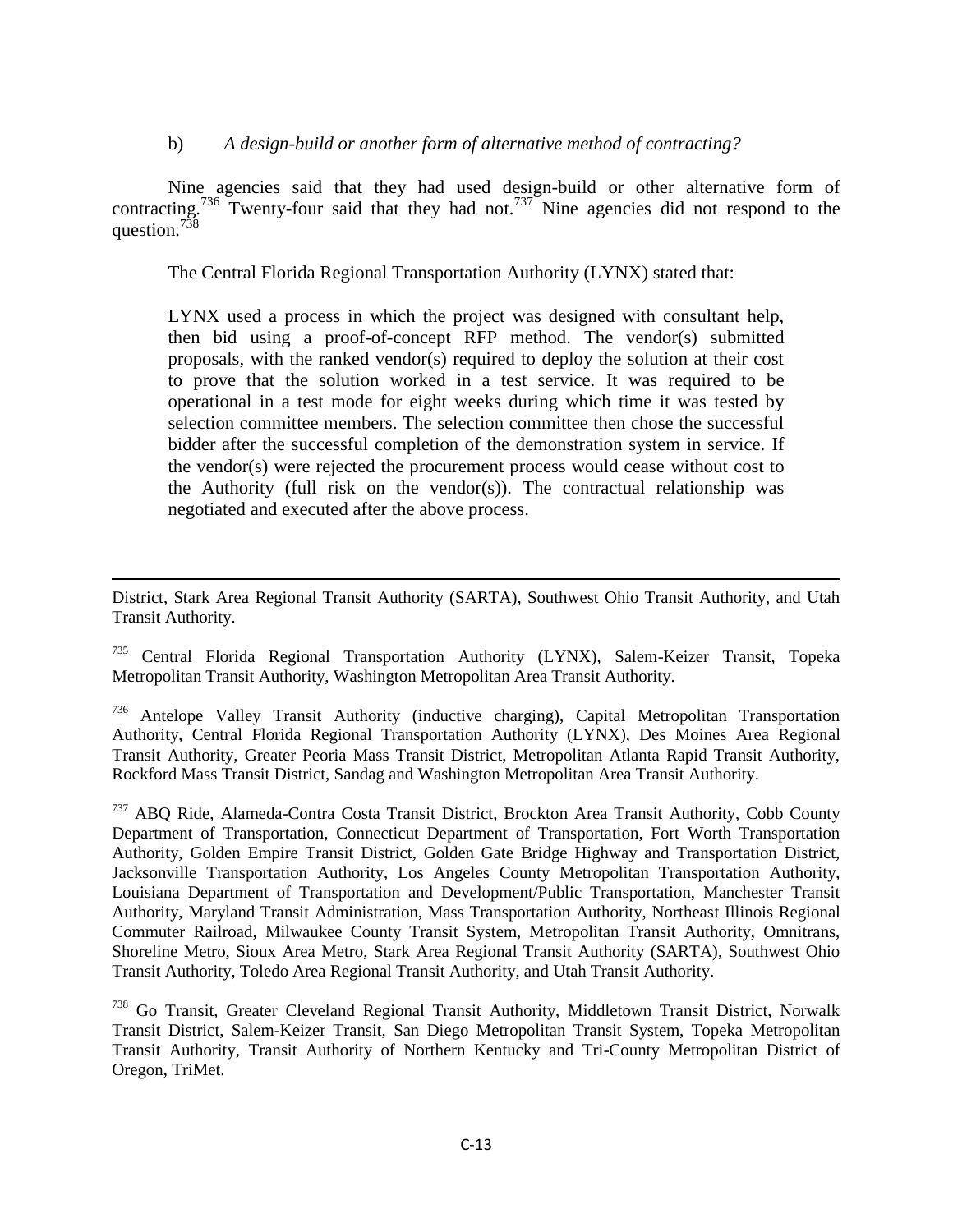b) *A design-build or another form of alternative method of contracting?*

Nine agencies said that they had used design-build or other alternative form of contracting.[736] Twenty-four said that they had not.[737] Nine agencies did not respond to the question.[738]

The Central Florida Regional Transportation Authority (LYNX) stated that:

> LYNX used a process in which the project was designed with consultant help, then bid using a proof-of-concept RFP method. The vendor(s) submitted proposals, with the ranked vendor(s) required to deploy the solution at their cost to prove that the solution worked in a test service. It was required to be operational in a test mode for eight weeks during which time it was tested by selection committee members. The selection committee then chose the successful bidder after the successful completion of the demonstration system in service. If the vendor(s) were rejected the procurement process would cease without cost to the Authority (full risk on the vendor(s)). The contractual relationship was negotiated and executed after the above process.

---

District, Stark Area Regional Transit Authority (SARTA), Southwest Ohio Transit Authority, and Utah Transit Authority.

[735] Central Florida Regional Transportation Authority (LYNX), Salem-Keizer Transit, Topeka Metropolitan Transit Authority, Washington Metropolitan Area Transit Authority.

[736] Antelope Valley Transit Authority (inductive charging), Capital Metropolitan Transportation Authority, Central Florida Regional Transportation Authority (LYNX), Des Moines Area Regional Transit Authority, Greater Peoria Mass Transit District, Metropolitan Atlanta Rapid Transit Authority, Rockford Mass Transit District, Sandag and Washington Metropolitan Area Transit Authority.

[737] ABQ Ride, Alameda-Contra Costa Transit District, Brockton Area Transit Authority, Cobb County Department of Transportation, Connecticut Department of Transportation, Fort Worth Transportation Authority, Golden Empire Transit District, Golden Gate Bridge Highway and Transportation District, Jacksonville Transportation Authority, Los Angeles County Metropolitan Transportation Authority, Louisiana Department of Transportation and Development/Public Transportation, Manchester Transit Authority, Maryland Transit Administration, Mass Transportation Authority, Northeast Illinois Regional Commuter Railroad, Milwaukee County Transit System, Metropolitan Transit Authority, Omnitrans, Shoreline Metro, Sioux Area Metro, Stark Area Regional Transit Authority (SARTA), Southwest Ohio Transit Authority, Toledo Area Regional Transit Authority, and Utah Transit Authority.

[738] Go Transit, Greater Cleveland Regional Transit Authority, Middletown Transit District, Norwalk Transit District, Salem-Keizer Transit, San Diego Metropolitan Transit System, Topeka Metropolitan Transit Authority, Transit Authority of Northern Kentucky and Tri-County Metropolitan District of Oregon, TriMet.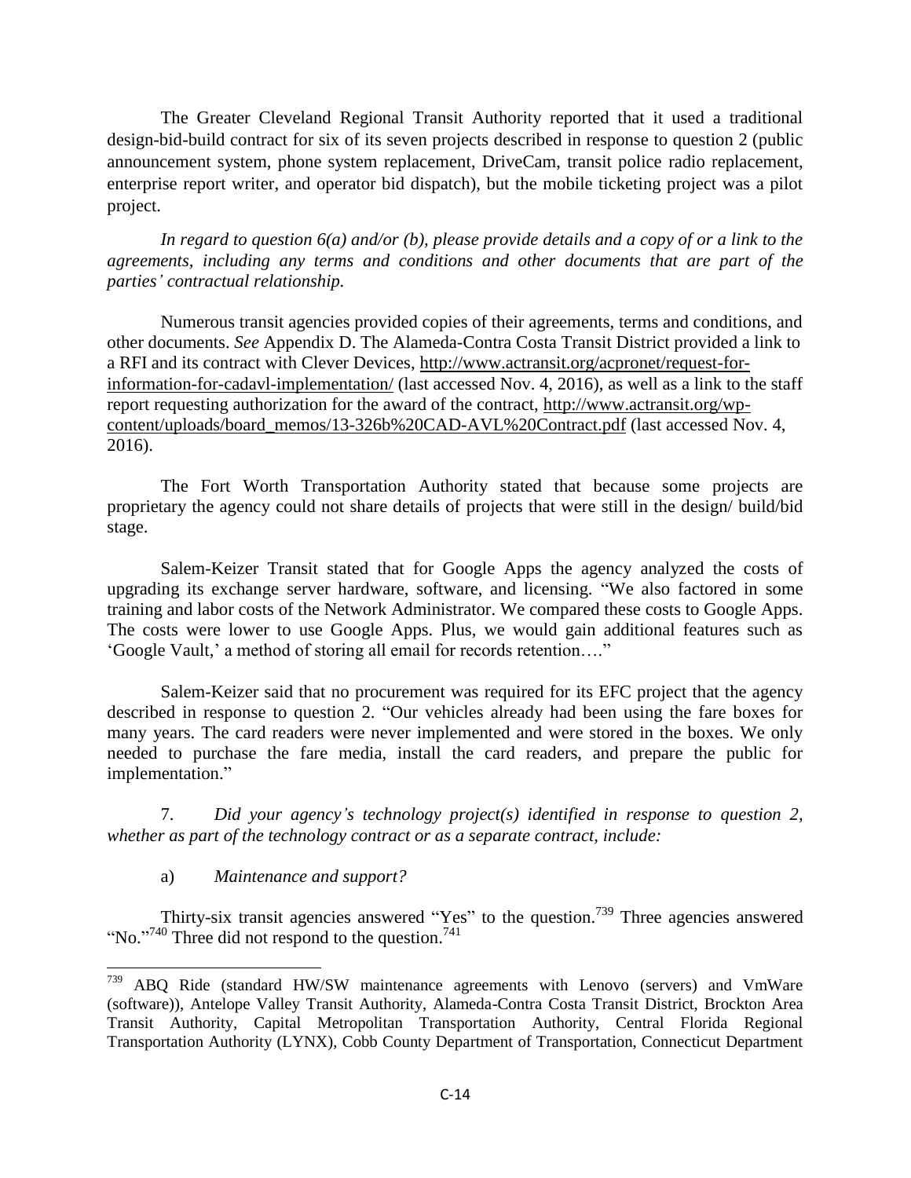The Greater Cleveland Regional Transit Authority reported that it used a traditional design-bid-build contract for six of its seven projects described in response to question 2 (public announcement system, phone system replacement, DriveCam, transit police radio replacement, enterprise report writer, and operator bid dispatch), but the mobile ticketing project was a pilot project.

*In regard to question 6(a) and/or (b), please provide details and a copy of or a link to the agreements, including any terms and conditions and other documents that are part of the parties' contractual relationship.*

Numerous transit agencies provided copies of their agreements, terms and conditions, and other documents. *See* Appendix D. The Alameda-Contra Costa Transit District provided a link to a RFI and its contract with Clever Devices, http://www.actransit.org/acpronet/request-for-information-for-cadavl-implementation/ (last accessed Nov. 4, 2016), as well as a link to the staff report requesting authorization for the award of the contract, http://www.actransit.org/wp-content/uploads/board_memos/13-326b%20CAD-AVL%20Contract.pdf (last accessed Nov. 4, 2016).

The Fort Worth Transportation Authority stated that because some projects are proprietary the agency could not share details of projects that were still in the design/ build/bid stage.

Salem-Keizer Transit stated that for Google Apps the agency analyzed the costs of upgrading its exchange server hardware, software, and licensing. "We also factored in some training and labor costs of the Network Administrator. We compared these costs to Google Apps. The costs were lower to use Google Apps. Plus, we would gain additional features such as 'Google Vault,' a method of storing all email for records retention…."

Salem-Keizer said that no procurement was required for its EFC project that the agency described in response to question 2. "Our vehicles already had been using the fare boxes for many years. The card readers were never implemented and were stored in the boxes. We only needed to purchase the fare media, install the card readers, and prepare the public for implementation."

7. *Did your agency's technology project(s) identified in response to question 2, whether as part of the technology contract or as a separate contract, include:*

a) *Maintenance and support?*

Thirty-six transit agencies answered "Yes" to the question.[739] Three agencies answered "No."[740] Three did not respond to the question.[741]

---

[739] ABQ Ride (standard HW/SW maintenance agreements with Lenovo (servers) and VmWare (software)), Antelope Valley Transit Authority, Alameda-Contra Costa Transit District, Brockton Area Transit Authority, Capital Metropolitan Transportation Authority, Central Florida Regional Transportation Authority (LYNX), Cobb County Department of Transportation, Connecticut Department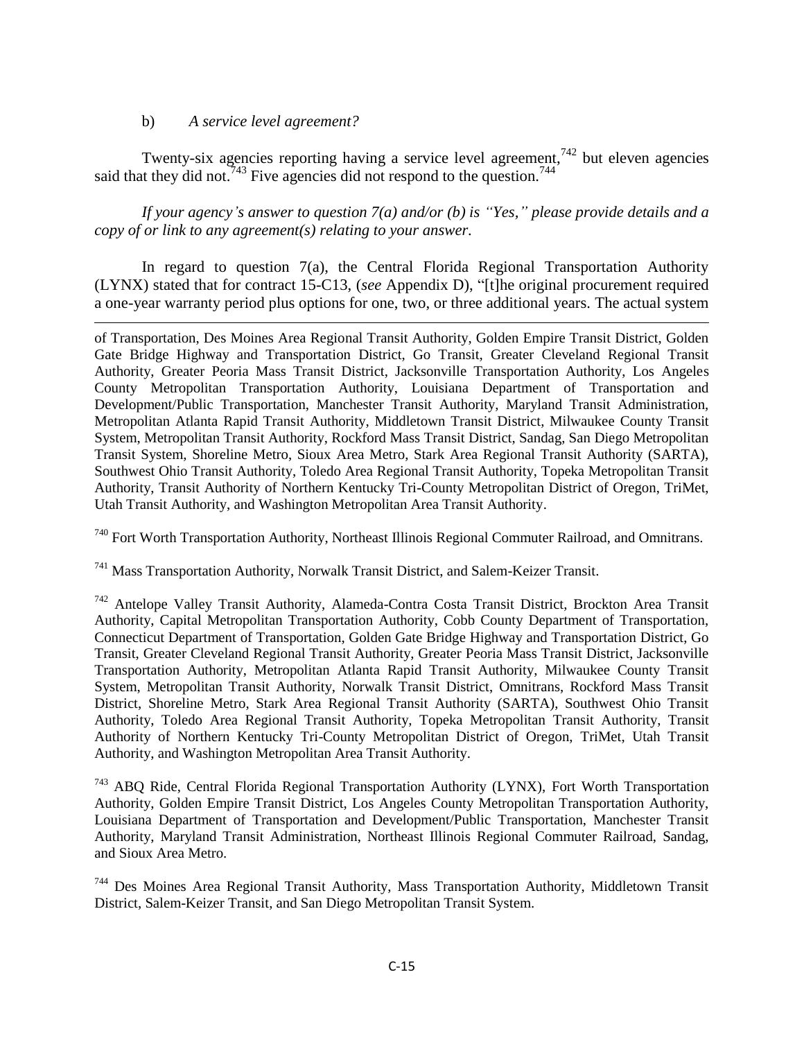b) *A service level agreement?*

Twenty-six agencies reporting having a service level agreement,[742] but eleven agencies said that they did not.[743] Five agencies did not respond to the question.[744]

*If your agency's answer to question 7(a) and/or (b) is "Yes," please provide details and a copy of or link to any agreement(s) relating to your answer.*

In regard to question 7(a), the Central Florida Regional Transportation Authority (LYNX) stated that for contract 15-C13, (*see* Appendix D), "[t]he original procurement required a one-year warranty period plus options for one, two, or three additional years. The actual system

---

of Transportation, Des Moines Area Regional Transit Authority, Golden Empire Transit District, Golden Gate Bridge Highway and Transportation District, Go Transit, Greater Cleveland Regional Transit Authority, Greater Peoria Mass Transit District, Jacksonville Transportation Authority, Los Angeles County Metropolitan Transportation Authority, Louisiana Department of Transportation and Development/Public Transportation, Manchester Transit Authority, Maryland Transit Administration, Metropolitan Atlanta Rapid Transit Authority, Middletown Transit District, Milwaukee County Transit System, Metropolitan Transit Authority, Rockford Mass Transit District, Sandag, San Diego Metropolitan Transit System, Shoreline Metro, Sioux Area Metro, Stark Area Regional Transit Authority (SARTA), Southwest Ohio Transit Authority, Toledo Area Regional Transit Authority, Topeka Metropolitan Transit Authority, Transit Authority of Northern Kentucky Tri-County Metropolitan District of Oregon, TriMet, Utah Transit Authority, and Washington Metropolitan Area Transit Authority.

[740] Fort Worth Transportation Authority, Northeast Illinois Regional Commuter Railroad, and Omnitrans.

[741] Mass Transportation Authority, Norwalk Transit District, and Salem-Keizer Transit.

[742] Antelope Valley Transit Authority, Alameda-Contra Costa Transit District, Brockton Area Transit Authority, Capital Metropolitan Transportation Authority, Cobb County Department of Transportation, Connecticut Department of Transportation, Golden Gate Bridge Highway and Transportation District, Go Transit, Greater Cleveland Regional Transit Authority, Greater Peoria Mass Transit District, Jacksonville Transportation Authority, Metropolitan Atlanta Rapid Transit Authority, Milwaukee County Transit System, Metropolitan Transit Authority, Norwalk Transit District, Omnitrans, Rockford Mass Transit District, Shoreline Metro, Stark Area Regional Transit Authority (SARTA), Southwest Ohio Transit Authority, Toledo Area Regional Transit Authority, Topeka Metropolitan Transit Authority, Transit Authority of Northern Kentucky Tri-County Metropolitan District of Oregon, TriMet, Utah Transit Authority, and Washington Metropolitan Area Transit Authority.

[743] ABQ Ride, Central Florida Regional Transportation Authority (LYNX), Fort Worth Transportation Authority, Golden Empire Transit District, Los Angeles County Metropolitan Transportation Authority, Louisiana Department of Transportation and Development/Public Transportation, Manchester Transit Authority, Maryland Transit Administration, Northeast Illinois Regional Commuter Railroad, Sandag, and Sioux Area Metro.

[744] Des Moines Area Regional Transit Authority, Mass Transportation Authority, Middletown Transit District, Salem-Keizer Transit, and San Diego Metropolitan Transit System.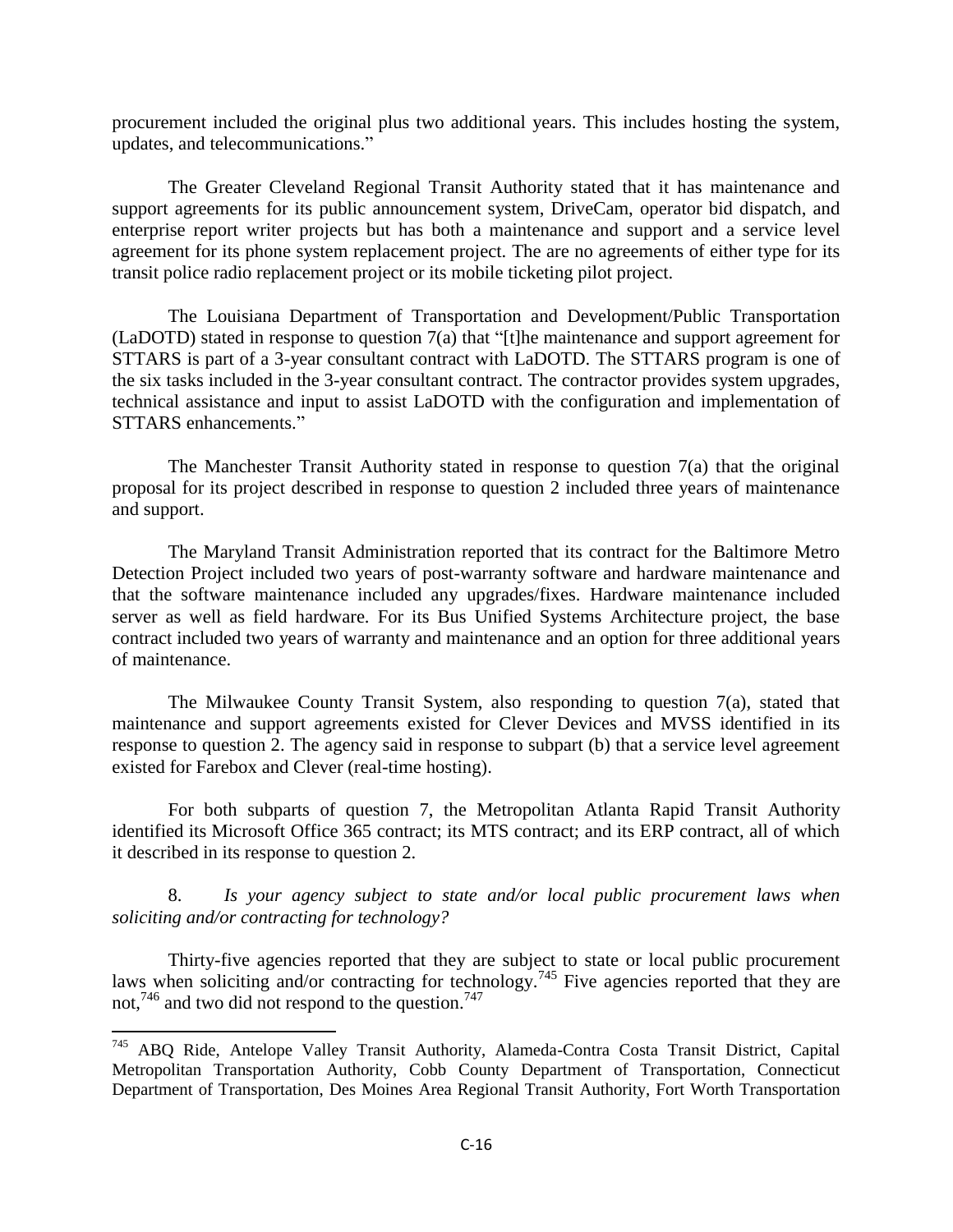procurement included the original plus two additional years. This includes hosting the system, updates, and telecommunications."

The Greater Cleveland Regional Transit Authority stated that it has maintenance and support agreements for its public announcement system, DriveCam, operator bid dispatch, and enterprise report writer projects but has both a maintenance and support and a service level agreement for its phone system replacement project. The are no agreements of either type for its transit police radio replacement project or its mobile ticketing pilot project.

The Louisiana Department of Transportation and Development/Public Transportation (LaDOTD) stated in response to question 7(a) that "[t]he maintenance and support agreement for STTARS is part of a 3-year consultant contract with LaDOTD. The STTARS program is one of the six tasks included in the 3-year consultant contract. The contractor provides system upgrades, technical assistance and input to assist LaDOTD with the configuration and implementation of STTARS enhancements."

The Manchester Transit Authority stated in response to question 7(a) that the original proposal for its project described in response to question 2 included three years of maintenance and support.

The Maryland Transit Administration reported that its contract for the Baltimore Metro Detection Project included two years of post-warranty software and hardware maintenance and that the software maintenance included any upgrades/fixes. Hardware maintenance included server as well as field hardware. For its Bus Unified Systems Architecture project, the base contract included two years of warranty and maintenance and an option for three additional years of maintenance.

The Milwaukee County Transit System, also responding to question 7(a), stated that maintenance and support agreements existed for Clever Devices and MVSS identified in its response to question 2. The agency said in response to subpart (b) that a service level agreement existed for Farebox and Clever (real-time hosting).

For both subparts of question 7, the Metropolitan Atlanta Rapid Transit Authority identified its Microsoft Office 365 contract; its MTS contract; and its ERP contract, all of which it described in its response to question 2.

8. *Is your agency subject to state and/or local public procurement laws when soliciting and/or contracting for technology?*

Thirty-five agencies reported that they are subject to state or local public procurement laws when soliciting and/or contracting for technology.[745] Five agencies reported that they are not,[746] and two did not respond to the question.[747]

---

[745] ABQ Ride, Antelope Valley Transit Authority, Alameda-Contra Costa Transit District, Capital Metropolitan Transportation Authority, Cobb County Department of Transportation, Connecticut Department of Transportation, Des Moines Area Regional Transit Authority, Fort Worth Transportation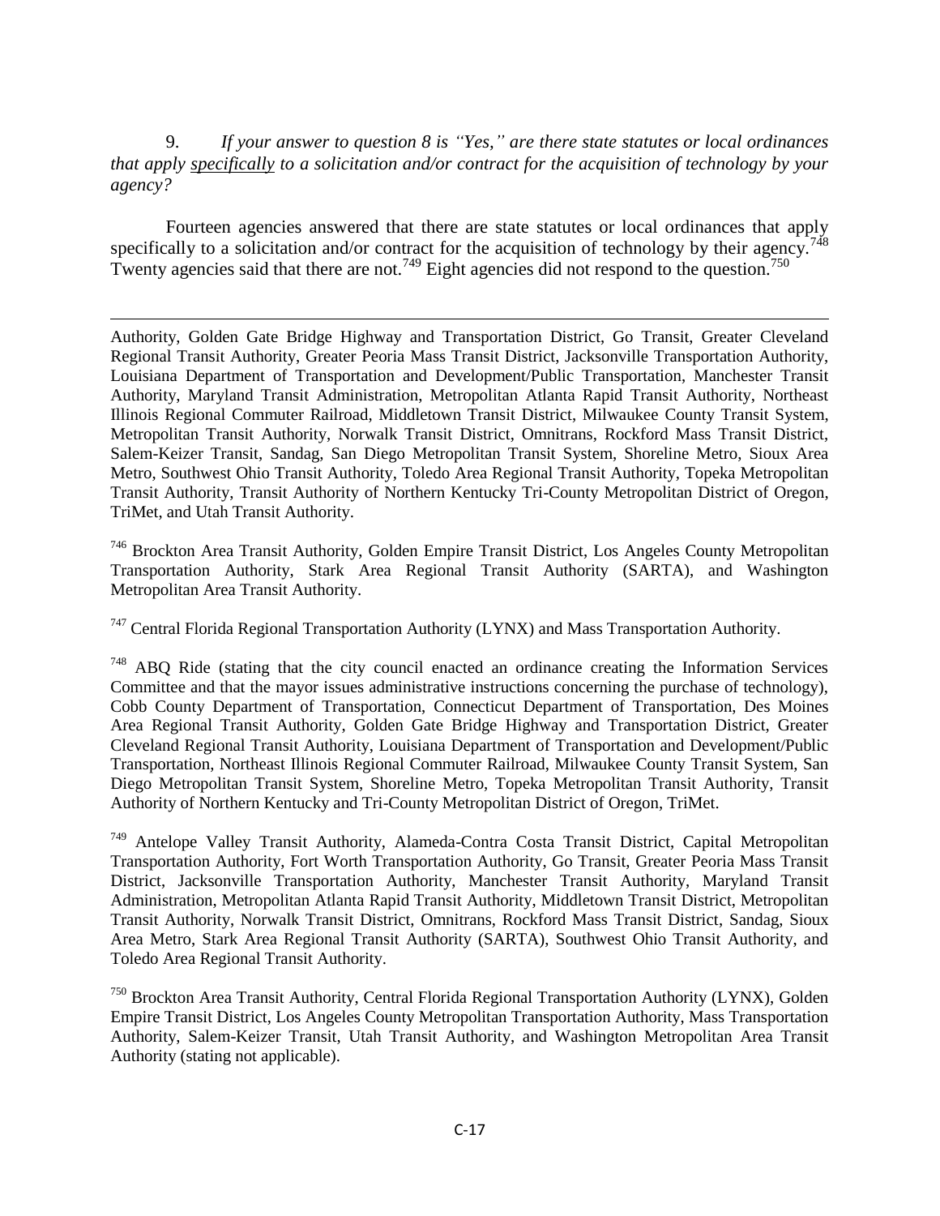9. *If your answer to question 8 is "Yes," are there state statutes or local ordinances that apply* <u>*specifically*</u> *to a solicitation and/or contract for the acquisition of technology by your agency?*

Fourteen agencies answered that there are state statutes or local ordinances that apply specifically to a solicitation and/or contract for the acquisition of technology by their agency.[748] Twenty agencies said that there are not.[749] Eight agencies did not respond to the question.[750]

---

Authority, Golden Gate Bridge Highway and Transportation District, Go Transit, Greater Cleveland Regional Transit Authority, Greater Peoria Mass Transit District, Jacksonville Transportation Authority, Louisiana Department of Transportation and Development/Public Transportation, Manchester Transit Authority, Maryland Transit Administration, Metropolitan Atlanta Rapid Transit Authority, Northeast Illinois Regional Commuter Railroad, Middletown Transit District, Milwaukee County Transit System, Metropolitan Transit Authority, Norwalk Transit District, Omnitrans, Rockford Mass Transit District, Salem-Keizer Transit, Sandag, San Diego Metropolitan Transit System, Shoreline Metro, Sioux Area Metro, Southwest Ohio Transit Authority, Toledo Area Regional Transit Authority, Topeka Metropolitan Transit Authority, Transit Authority of Northern Kentucky Tri-County Metropolitan District of Oregon, TriMet, and Utah Transit Authority.

[746] Brockton Area Transit Authority, Golden Empire Transit District, Los Angeles County Metropolitan Transportation Authority, Stark Area Regional Transit Authority (SARTA), and Washington Metropolitan Area Transit Authority.

[747] Central Florida Regional Transportation Authority (LYNX) and Mass Transportation Authority.

[748] ABQ Ride (stating that the city council enacted an ordinance creating the Information Services Committee and that the mayor issues administrative instructions concerning the purchase of technology), Cobb County Department of Transportation, Connecticut Department of Transportation, Des Moines Area Regional Transit Authority, Golden Gate Bridge Highway and Transportation District, Greater Cleveland Regional Transit Authority, Louisiana Department of Transportation and Development/Public Transportation, Northeast Illinois Regional Commuter Railroad, Milwaukee County Transit System, San Diego Metropolitan Transit System, Shoreline Metro, Topeka Metropolitan Transit Authority, Transit Authority of Northern Kentucky and Tri-County Metropolitan District of Oregon, TriMet.

[749] Antelope Valley Transit Authority, Alameda-Contra Costa Transit District, Capital Metropolitan Transportation Authority, Fort Worth Transportation Authority, Go Transit, Greater Peoria Mass Transit District, Jacksonville Transportation Authority, Manchester Transit Authority, Maryland Transit Administration, Metropolitan Atlanta Rapid Transit Authority, Middletown Transit District, Metropolitan Transit Authority, Norwalk Transit District, Omnitrans, Rockford Mass Transit District, Sandag, Sioux Area Metro, Stark Area Regional Transit Authority (SARTA), Southwest Ohio Transit Authority, and Toledo Area Regional Transit Authority.

[750] Brockton Area Transit Authority, Central Florida Regional Transportation Authority (LYNX), Golden Empire Transit District, Los Angeles County Metropolitan Transportation Authority, Mass Transportation Authority, Salem-Keizer Transit, Utah Transit Authority, and Washington Metropolitan Area Transit Authority (stating not applicable).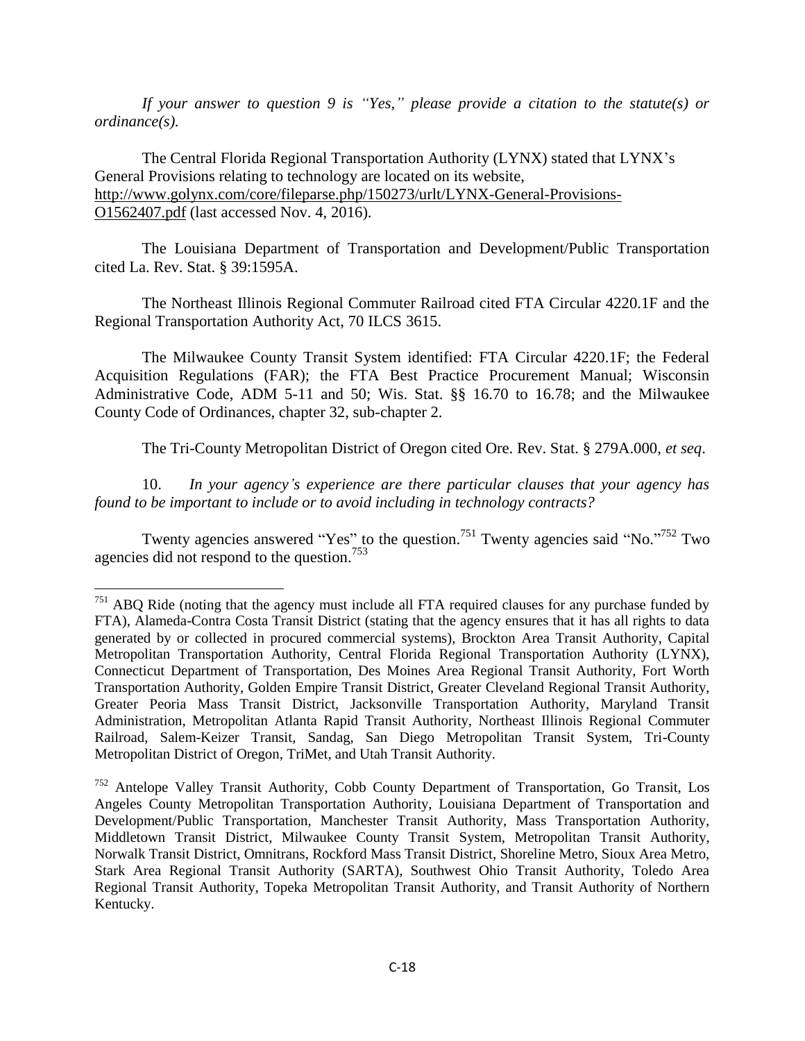*If your answer to question 9 is "Yes," please provide a citation to the statute(s) or ordinance(s).*

The Central Florida Regional Transportation Authority (LYNX) stated that LYNX's General Provisions relating to technology are located on its website, http://www.golynx.com/core/fileparse.php/150273/urlt/LYNX-General-Provisions-O1562407.pdf (last accessed Nov. 4, 2016).

The Louisiana Department of Transportation and Development/Public Transportation cited La. Rev. Stat. § 39:1595A.

The Northeast Illinois Regional Commuter Railroad cited FTA Circular 4220.1F and the Regional Transportation Authority Act, 70 ILCS 3615.

The Milwaukee County Transit System identified: FTA Circular 4220.1F; the Federal Acquisition Regulations (FAR); the FTA Best Practice Procurement Manual; Wisconsin Administrative Code, ADM 5-11 and 50; Wis. Stat. §§ 16.70 to 16.78; and the Milwaukee County Code of Ordinances, chapter 32, sub-chapter 2.

The Tri-County Metropolitan District of Oregon cited Ore. Rev. Stat. § 279A.000, *et seq*.

10. *In your agency's experience are there particular clauses that your agency has found to be important to include or to avoid including in technology contracts?*

Twenty agencies answered "Yes" to the question.[751] Twenty agencies said "No."[752] Two agencies did not respond to the question.[753]

---

[751] ABQ Ride (noting that the agency must include all FTA required clauses for any purchase funded by FTA), Alameda-Contra Costa Transit District (stating that the agency ensures that it has all rights to data generated by or collected in procured commercial systems), Brockton Area Transit Authority, Capital Metropolitan Transportation Authority, Central Florida Regional Transportation Authority (LYNX), Connecticut Department of Transportation, Des Moines Area Regional Transit Authority, Fort Worth Transportation Authority, Golden Empire Transit District, Greater Cleveland Regional Transit Authority, Greater Peoria Mass Transit District, Jacksonville Transportation Authority, Maryland Transit Administration, Metropolitan Atlanta Rapid Transit Authority, Northeast Illinois Regional Commuter Railroad, Salem-Keizer Transit, Sandag, San Diego Metropolitan Transit System, Tri-County Metropolitan District of Oregon, TriMet, and Utah Transit Authority.

[752] Antelope Valley Transit Authority, Cobb County Department of Transportation, Go Transit, Los Angeles County Metropolitan Transportation Authority, Louisiana Department of Transportation and Development/Public Transportation, Manchester Transit Authority, Mass Transportation Authority, Middletown Transit District, Milwaukee County Transit System, Metropolitan Transit Authority, Norwalk Transit District, Omnitrans, Rockford Mass Transit District, Shoreline Metro, Sioux Area Metro, Stark Area Regional Transit Authority (SARTA), Southwest Ohio Transit Authority, Toledo Area Regional Transit Authority, Topeka Metropolitan Transit Authority, and Transit Authority of Northern Kentucky.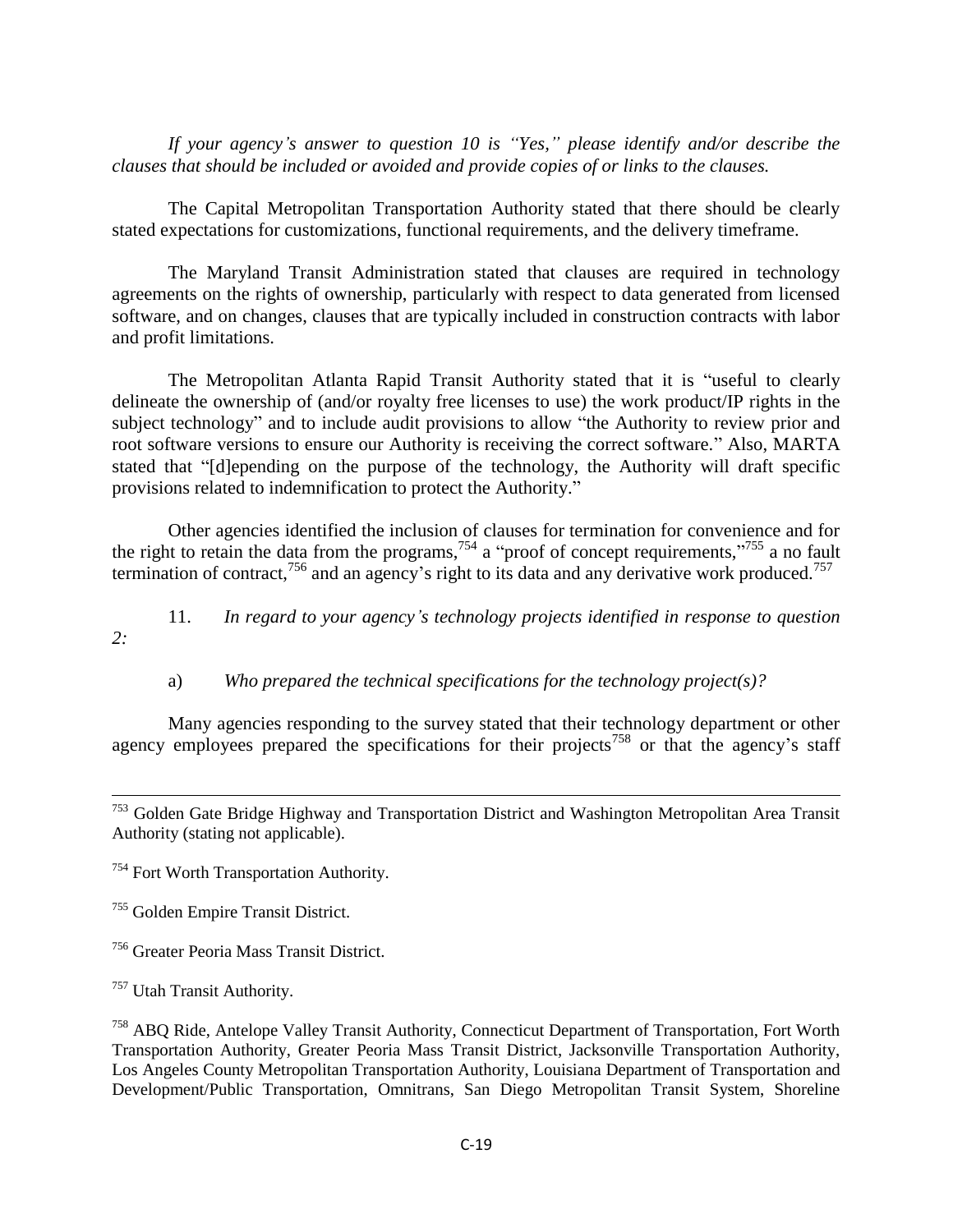*If your agency's answer to question 10 is "Yes," please identify and/or describe the clauses that should be included or avoided and provide copies of or links to the clauses.*

The Capital Metropolitan Transportation Authority stated that there should be clearly stated expectations for customizations, functional requirements, and the delivery timeframe.

The Maryland Transit Administration stated that clauses are required in technology agreements on the rights of ownership, particularly with respect to data generated from licensed software, and on changes, clauses that are typically included in construction contracts with labor and profit limitations.

The Metropolitan Atlanta Rapid Transit Authority stated that it is "useful to clearly delineate the ownership of (and/or royalty free licenses to use) the work product/IP rights in the subject technology" and to include audit provisions to allow "the Authority to review prior and root software versions to ensure our Authority is receiving the correct software." Also, MARTA stated that "[d]epending on the purpose of the technology, the Authority will draft specific provisions related to indemnification to protect the Authority."

Other agencies identified the inclusion of clauses for termination for convenience and for the right to retain the data from the programs,[754] a "proof of concept requirements,"[755] a no fault termination of contract,[756] and an agency's right to its data and any derivative work produced.[757]

11. *In regard to your agency's technology projects identified in response to question 2:*

a) *Who prepared the technical specifications for the technology project(s)?*

Many agencies responding to the survey stated that their technology department or other agency employees prepared the specifications for their projects[758] or that the agency's staff

---

[753] Golden Gate Bridge Highway and Transportation District and Washington Metropolitan Area Transit Authority (stating not applicable).

[754] Fort Worth Transportation Authority.

[755] Golden Empire Transit District.

[756] Greater Peoria Mass Transit District.

[757] Utah Transit Authority.

[758] ABQ Ride, Antelope Valley Transit Authority, Connecticut Department of Transportation, Fort Worth Transportation Authority, Greater Peoria Mass Transit District, Jacksonville Transportation Authority, Los Angeles County Metropolitan Transportation Authority, Louisiana Department of Transportation and Development/Public Transportation, Omnitrans, San Diego Metropolitan Transit System, Shoreline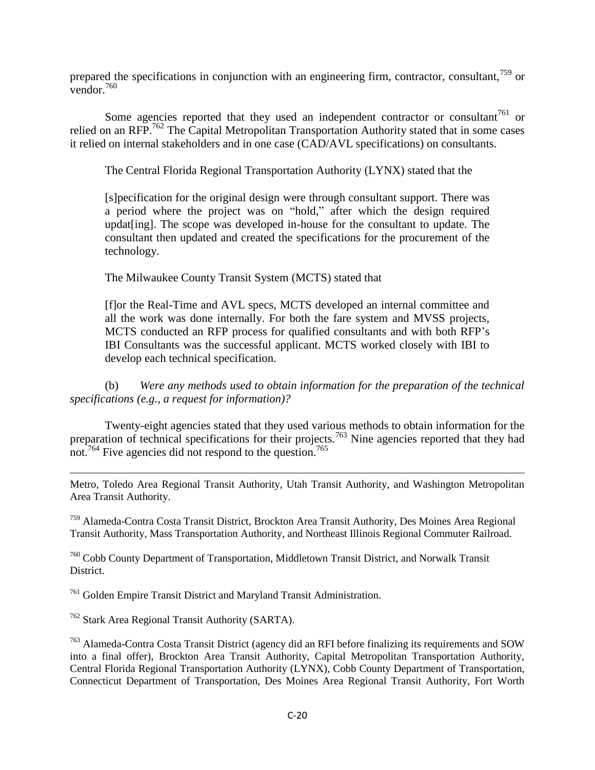prepared the specifications in conjunction with an engineering firm, contractor, consultant,[759] or vendor.[760]

Some agencies reported that they used an independent contractor or consultant[761] or relied on an RFP.[762] The Capital Metropolitan Transportation Authority stated that in some cases it relied on internal stakeholders and in one case (CAD/AVL specifications) on consultants.

The Central Florida Regional Transportation Authority (LYNX) stated that the

> [s]pecification for the original design were through consultant support. There was a period where the project was on "hold," after which the design required updat[ing]. The scope was developed in-house for the consultant to update. The consultant then updated and created the specifications for the procurement of the technology.

The Milwaukee County Transit System (MCTS) stated that

> [f]or the Real-Time and AVL specs, MCTS developed an internal committee and all the work was done internally. For both the fare system and MVSS projects, MCTS conducted an RFP process for qualified consultants and with both RFP's IBI Consultants was the successful applicant. MCTS worked closely with IBI to develop each technical specification.

(b) *Were any methods used to obtain information for the preparation of the technical specifications (e.g., a request for information)?*

Twenty-eight agencies stated that they used various methods to obtain information for the preparation of technical specifications for their projects.[763] Nine agencies reported that they had not.[764] Five agencies did not respond to the question.[765]

---

Metro, Toledo Area Regional Transit Authority, Utah Transit Authority, and Washington Metropolitan Area Transit Authority.

[759] Alameda-Contra Costa Transit District, Brockton Area Transit Authority, Des Moines Area Regional Transit Authority, Mass Transportation Authority, and Northeast Illinois Regional Commuter Railroad.

[760] Cobb County Department of Transportation, Middletown Transit District, and Norwalk Transit District.

[761] Golden Empire Transit District and Maryland Transit Administration.

[762] Stark Area Regional Transit Authority (SARTA).

[763] Alameda-Contra Costa Transit District (agency did an RFI before finalizing its requirements and SOW into a final offer), Brockton Area Transit Authority, Capital Metropolitan Transportation Authority, Central Florida Regional Transportation Authority (LYNX), Cobb County Department of Transportation, Connecticut Department of Transportation, Des Moines Area Regional Transit Authority, Fort Worth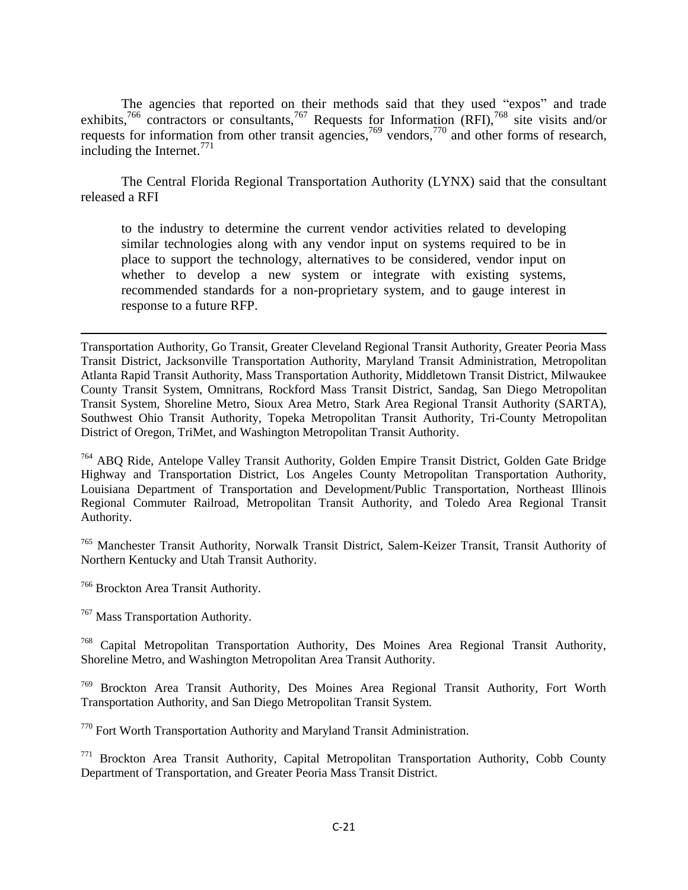The agencies that reported on their methods said that they used "expos" and trade exhibits,[766] contractors or consultants,[767] Requests for Information (RFI),[768] site visits and/or requests for information from other transit agencies,[769] vendors,[770] and other forms of research, including the Internet.[771]

The Central Florida Regional Transportation Authority (LYNX) said that the consultant released a RFI

> to the industry to determine the current vendor activities related to developing similar technologies along with any vendor input on systems required to be in place to support the technology, alternatives to be considered, vendor input on whether to develop a new system or integrate with existing systems, recommended standards for a non-proprietary system, and to gauge interest in response to a future RFP.

---

Transportation Authority, Go Transit, Greater Cleveland Regional Transit Authority, Greater Peoria Mass Transit District, Jacksonville Transportation Authority, Maryland Transit Administration, Metropolitan Atlanta Rapid Transit Authority, Mass Transportation Authority, Middletown Transit District, Milwaukee County Transit System, Omnitrans, Rockford Mass Transit District, Sandag, San Diego Metropolitan Transit System, Shoreline Metro, Sioux Area Metro, Stark Area Regional Transit Authority (SARTA), Southwest Ohio Transit Authority, Topeka Metropolitan Transit Authority, Tri-County Metropolitan District of Oregon, TriMet, and Washington Metropolitan Transit Authority.

[764] ABQ Ride, Antelope Valley Transit Authority, Golden Empire Transit District, Golden Gate Bridge Highway and Transportation District, Los Angeles County Metropolitan Transportation Authority, Louisiana Department of Transportation and Development/Public Transportation, Northeast Illinois Regional Commuter Railroad, Metropolitan Transit Authority, and Toledo Area Regional Transit Authority.

[765] Manchester Transit Authority, Norwalk Transit District, Salem-Keizer Transit, Transit Authority of Northern Kentucky and Utah Transit Authority.

[766] Brockton Area Transit Authority.

[767] Mass Transportation Authority.

[768] Capital Metropolitan Transportation Authority, Des Moines Area Regional Transit Authority, Shoreline Metro, and Washington Metropolitan Area Transit Authority.

[769] Brockton Area Transit Authority, Des Moines Area Regional Transit Authority, Fort Worth Transportation Authority, and San Diego Metropolitan Transit System.

[770] Fort Worth Transportation Authority and Maryland Transit Administration.

[771] Brockton Area Transit Authority, Capital Metropolitan Transportation Authority, Cobb County Department of Transportation, and Greater Peoria Mass Transit District.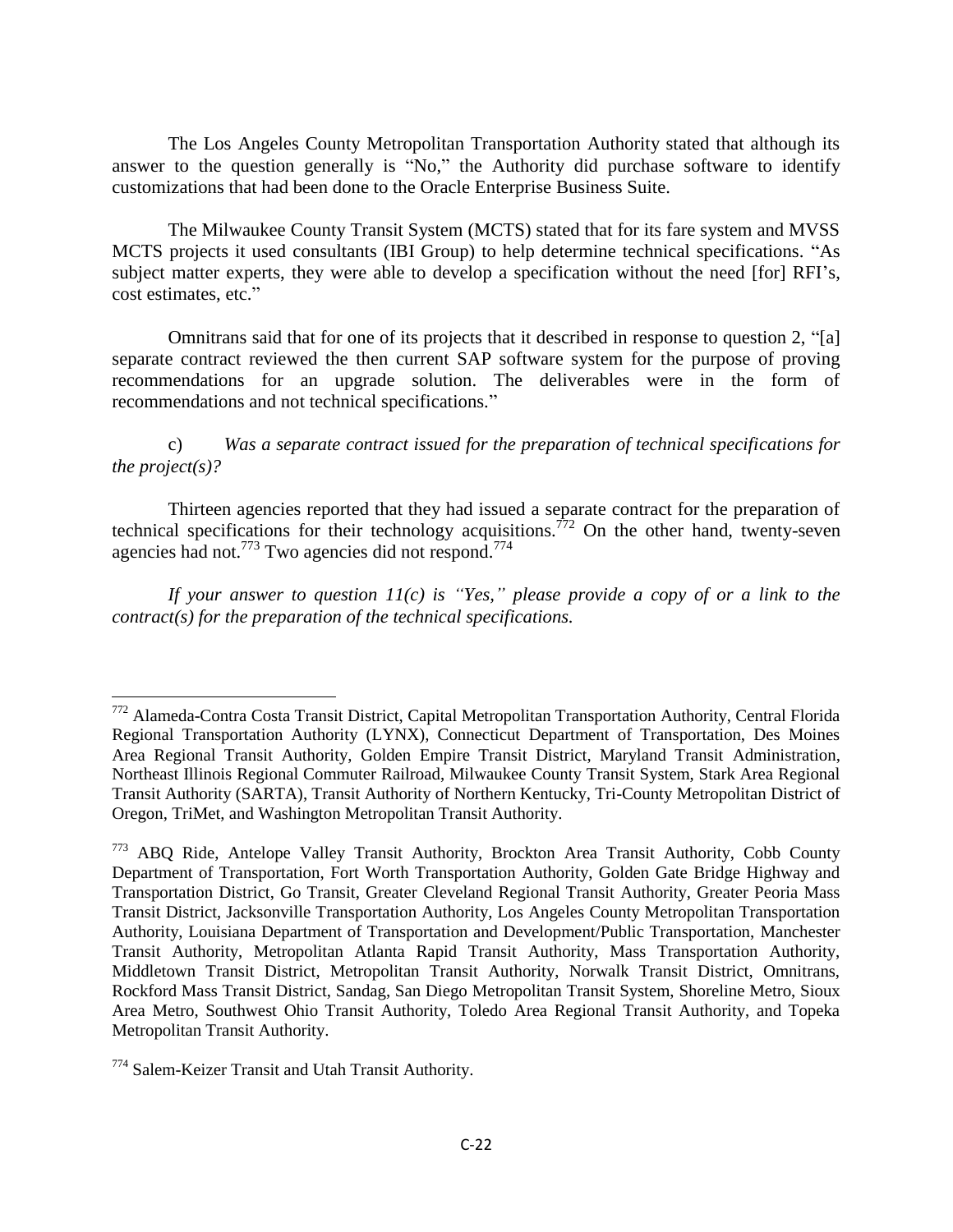The Los Angeles County Metropolitan Transportation Authority stated that although its answer to the question generally is "No," the Authority did purchase software to identify customizations that had been done to the Oracle Enterprise Business Suite.

The Milwaukee County Transit System (MCTS) stated that for its fare system and MVSS MCTS projects it used consultants (IBI Group) to help determine technical specifications. "As subject matter experts, they were able to develop a specification without the need [for] RFI's, cost estimates, etc."

Omnitrans said that for one of its projects that it described in response to question 2, "[a] separate contract reviewed the then current SAP software system for the purpose of proving recommendations for an upgrade solution. The deliverables were in the form of recommendations and not technical specifications."

c) *Was a separate contract issued for the preparation of technical specifications for the project(s)?*

Thirteen agencies reported that they had issued a separate contract for the preparation of technical specifications for their technology acquisitions.[772] On the other hand, twenty-seven agencies had not.[773] Two agencies did not respond.[774]

*If your answer to question 11(c) is "Yes," please provide a copy of or a link to the contract(s) for the preparation of the technical specifications.*

---

[772] Alameda-Contra Costa Transit District, Capital Metropolitan Transportation Authority, Central Florida Regional Transportation Authority (LYNX), Connecticut Department of Transportation, Des Moines Area Regional Transit Authority, Golden Empire Transit District, Maryland Transit Administration, Northeast Illinois Regional Commuter Railroad, Milwaukee County Transit System, Stark Area Regional Transit Authority (SARTA), Transit Authority of Northern Kentucky, Tri-County Metropolitan District of Oregon, TriMet, and Washington Metropolitan Transit Authority.

[773] ABQ Ride, Antelope Valley Transit Authority, Brockton Area Transit Authority, Cobb County Department of Transportation, Fort Worth Transportation Authority, Golden Gate Bridge Highway and Transportation District, Go Transit, Greater Cleveland Regional Transit Authority, Greater Peoria Mass Transit District, Jacksonville Transportation Authority, Los Angeles County Metropolitan Transportation Authority, Louisiana Department of Transportation and Development/Public Transportation, Manchester Transit Authority, Metropolitan Atlanta Rapid Transit Authority, Mass Transportation Authority, Middletown Transit District, Metropolitan Transit Authority, Norwalk Transit District, Omnitrans, Rockford Mass Transit District, Sandag, San Diego Metropolitan Transit System, Shoreline Metro, Sioux Area Metro, Southwest Ohio Transit Authority, Toledo Area Regional Transit Authority, and Topeka Metropolitan Transit Authority.

[774] Salem-Keizer Transit and Utah Transit Authority.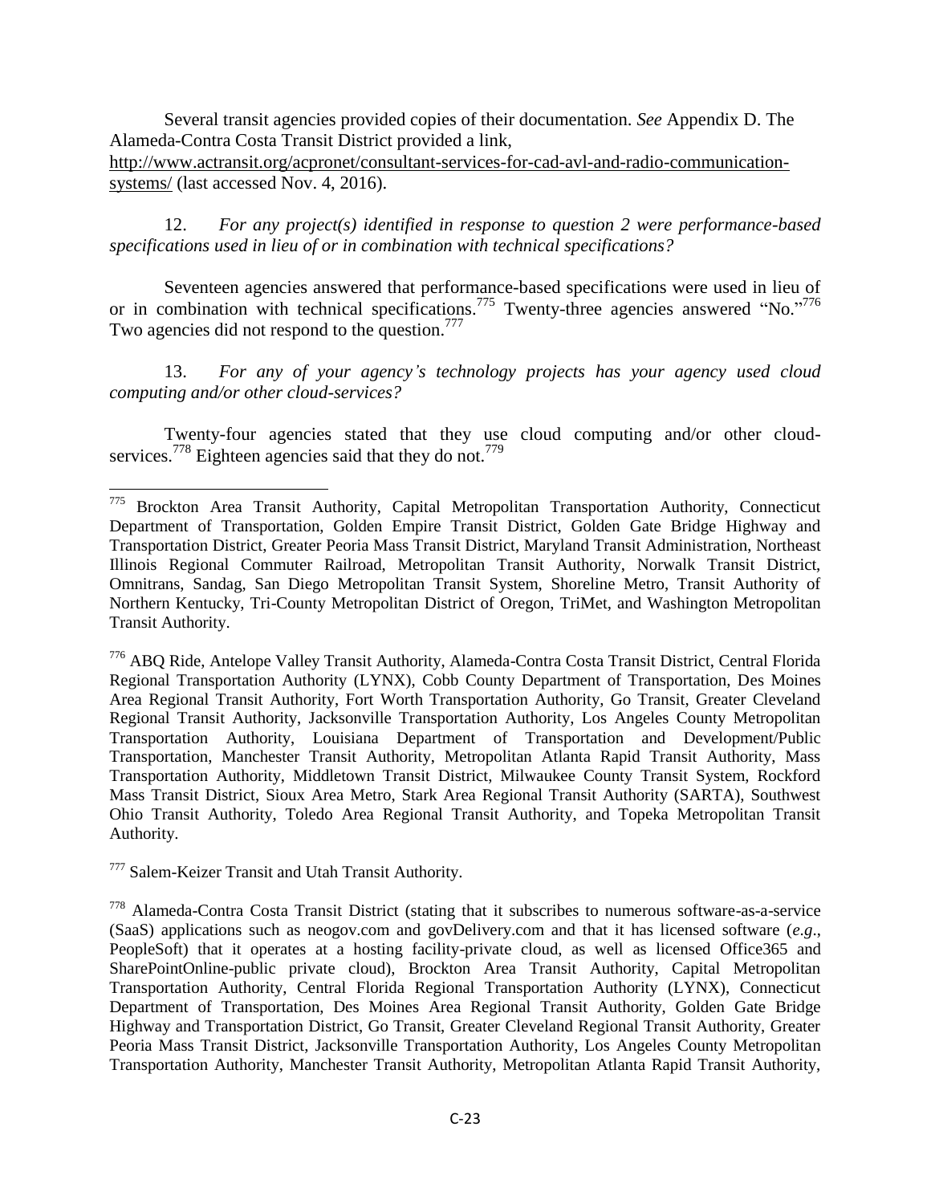Several transit agencies provided copies of their documentation. *See* Appendix D. The Alameda-Contra Costa Transit District provided a link, http://www.actransit.org/acpronet/consultant-services-for-cad-avl-and-radio-communication-systems/ (last accessed Nov. 4, 2016).

12. *For any project(s) identified in response to question 2 were performance-based specifications used in lieu of or in combination with technical specifications?*

Seventeen agencies answered that performance-based specifications were used in lieu of or in combination with technical specifications.[775] Twenty-three agencies answered "No."[776] Two agencies did not respond to the question.[777]

13. *For any of your agency's technology projects has your agency used cloud computing and/or other cloud-services?*

Twenty-four agencies stated that they use cloud computing and/or other cloud-services.[778] Eighteen agencies said that they do not.[779]

---

[775] Brockton Area Transit Authority, Capital Metropolitan Transportation Authority, Connecticut Department of Transportation, Golden Empire Transit District, Golden Gate Bridge Highway and Transportation District, Greater Peoria Mass Transit District, Maryland Transit Administration, Northeast Illinois Regional Commuter Railroad, Metropolitan Transit Authority, Norwalk Transit District, Omnitrans, Sandag, San Diego Metropolitan Transit System, Shoreline Metro, Transit Authority of Northern Kentucky, Tri-County Metropolitan District of Oregon, TriMet, and Washington Metropolitan Transit Authority.

[776] ABQ Ride, Antelope Valley Transit Authority, Alameda-Contra Costa Transit District, Central Florida Regional Transportation Authority (LYNX), Cobb County Department of Transportation, Des Moines Area Regional Transit Authority, Fort Worth Transportation Authority, Go Transit, Greater Cleveland Regional Transit Authority, Jacksonville Transportation Authority, Los Angeles County Metropolitan Transportation Authority, Louisiana Department of Transportation and Development/Public Transportation, Manchester Transit Authority, Metropolitan Atlanta Rapid Transit Authority, Mass Transportation Authority, Middletown Transit District, Milwaukee County Transit System, Rockford Mass Transit District, Sioux Area Metro, Stark Area Regional Transit Authority (SARTA), Southwest Ohio Transit Authority, Toledo Area Regional Transit Authority, and Topeka Metropolitan Transit Authority.

[777] Salem-Keizer Transit and Utah Transit Authority.

[778] Alameda-Contra Costa Transit District (stating that it subscribes to numerous software-as-a-service (SaaS) applications such as neogov.com and govDelivery.com and that it has licensed software (*e.g*., PeopleSoft) that it operates at a hosting facility-private cloud, as well as licensed Office365 and SharePointOnline-public private cloud), Brockton Area Transit Authority, Capital Metropolitan Transportation Authority, Central Florida Regional Transportation Authority (LYNX), Connecticut Department of Transportation, Des Moines Area Regional Transit Authority, Golden Gate Bridge Highway and Transportation District, Go Transit, Greater Cleveland Regional Transit Authority, Greater Peoria Mass Transit District, Jacksonville Transportation Authority, Los Angeles County Metropolitan Transportation Authority, Manchester Transit Authority, Metropolitan Atlanta Rapid Transit Authority,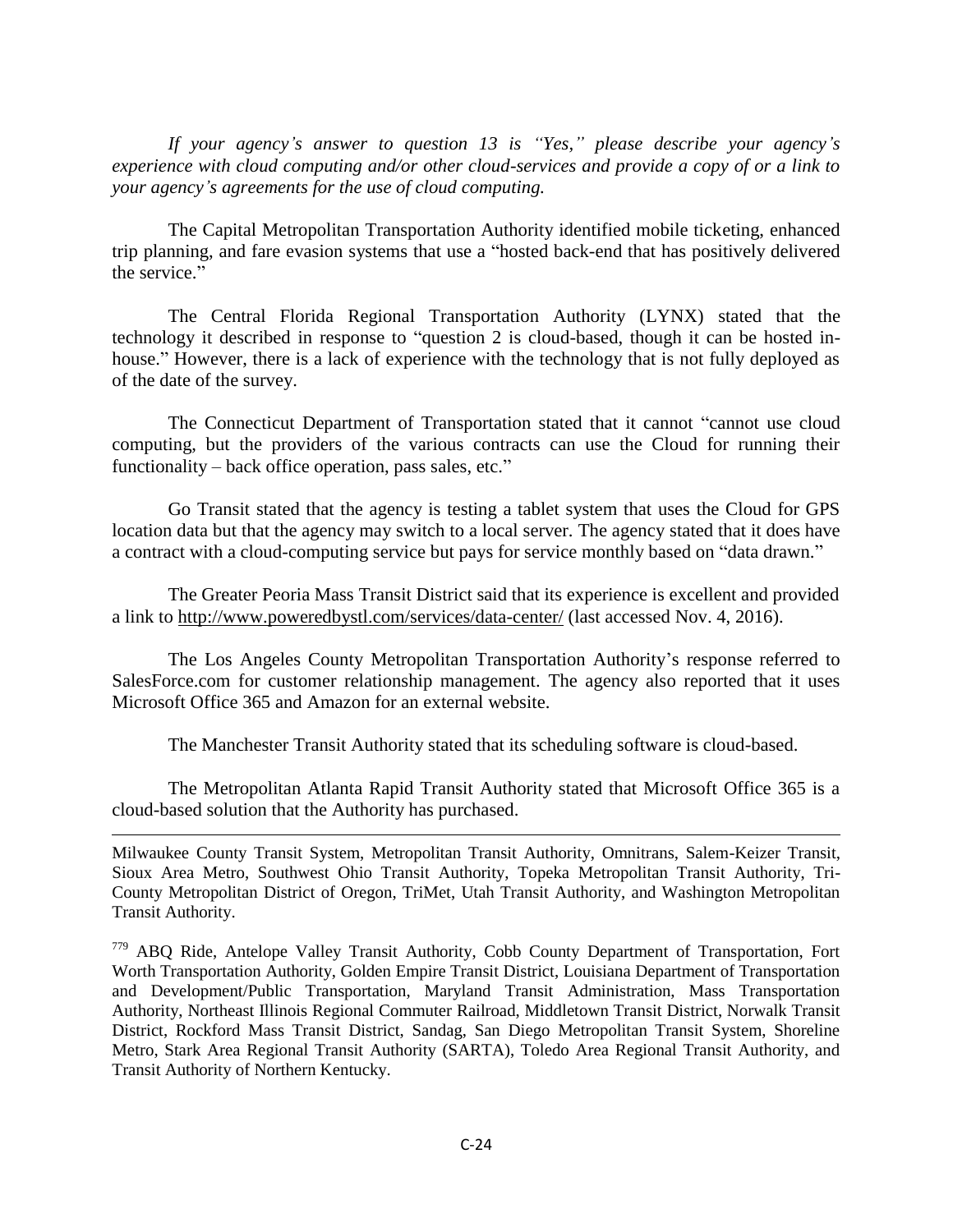*If your agency's answer to question 13 is "Yes," please describe your agency's experience with cloud computing and/or other cloud-services and provide a copy of or a link to your agency's agreements for the use of cloud computing.*

The Capital Metropolitan Transportation Authority identified mobile ticketing, enhanced trip planning, and fare evasion systems that use a "hosted back-end that has positively delivered the service."

The Central Florida Regional Transportation Authority (LYNX) stated that the technology it described in response to "question 2 is cloud-based, though it can be hosted in-house." However, there is a lack of experience with the technology that is not fully deployed as of the date of the survey.

The Connecticut Department of Transportation stated that it cannot "cannot use cloud computing, but the providers of the various contracts can use the Cloud for running their functionality – back office operation, pass sales, etc."

Go Transit stated that the agency is testing a tablet system that uses the Cloud for GPS location data but that the agency may switch to a local server. The agency stated that it does have a contract with a cloud-computing service but pays for service monthly based on "data drawn."

The Greater Peoria Mass Transit District said that its experience is excellent and provided a link to http://www.poweredbystl.com/services/data-center/ (last accessed Nov. 4, 2016).

The Los Angeles County Metropolitan Transportation Authority's response referred to SalesForce.com for customer relationship management. The agency also reported that it uses Microsoft Office 365 and Amazon for an external website.

The Manchester Transit Authority stated that its scheduling software is cloud-based.

The Metropolitan Atlanta Rapid Transit Authority stated that Microsoft Office 365 is a cloud-based solution that the Authority has purchased.

---

Milwaukee County Transit System, Metropolitan Transit Authority, Omnitrans, Salem-Keizer Transit, Sioux Area Metro, Southwest Ohio Transit Authority, Topeka Metropolitan Transit Authority, Tri-County Metropolitan District of Oregon, TriMet, Utah Transit Authority, and Washington Metropolitan Transit Authority.

[779] ABQ Ride, Antelope Valley Transit Authority, Cobb County Department of Transportation, Fort Worth Transportation Authority, Golden Empire Transit District, Louisiana Department of Transportation and Development/Public Transportation, Maryland Transit Administration, Mass Transportation Authority, Northeast Illinois Regional Commuter Railroad, Middletown Transit District, Norwalk Transit District, Rockford Mass Transit District, Sandag, San Diego Metropolitan Transit System, Shoreline Metro, Stark Area Regional Transit Authority (SARTA), Toledo Area Regional Transit Authority, and Transit Authority of Northern Kentucky.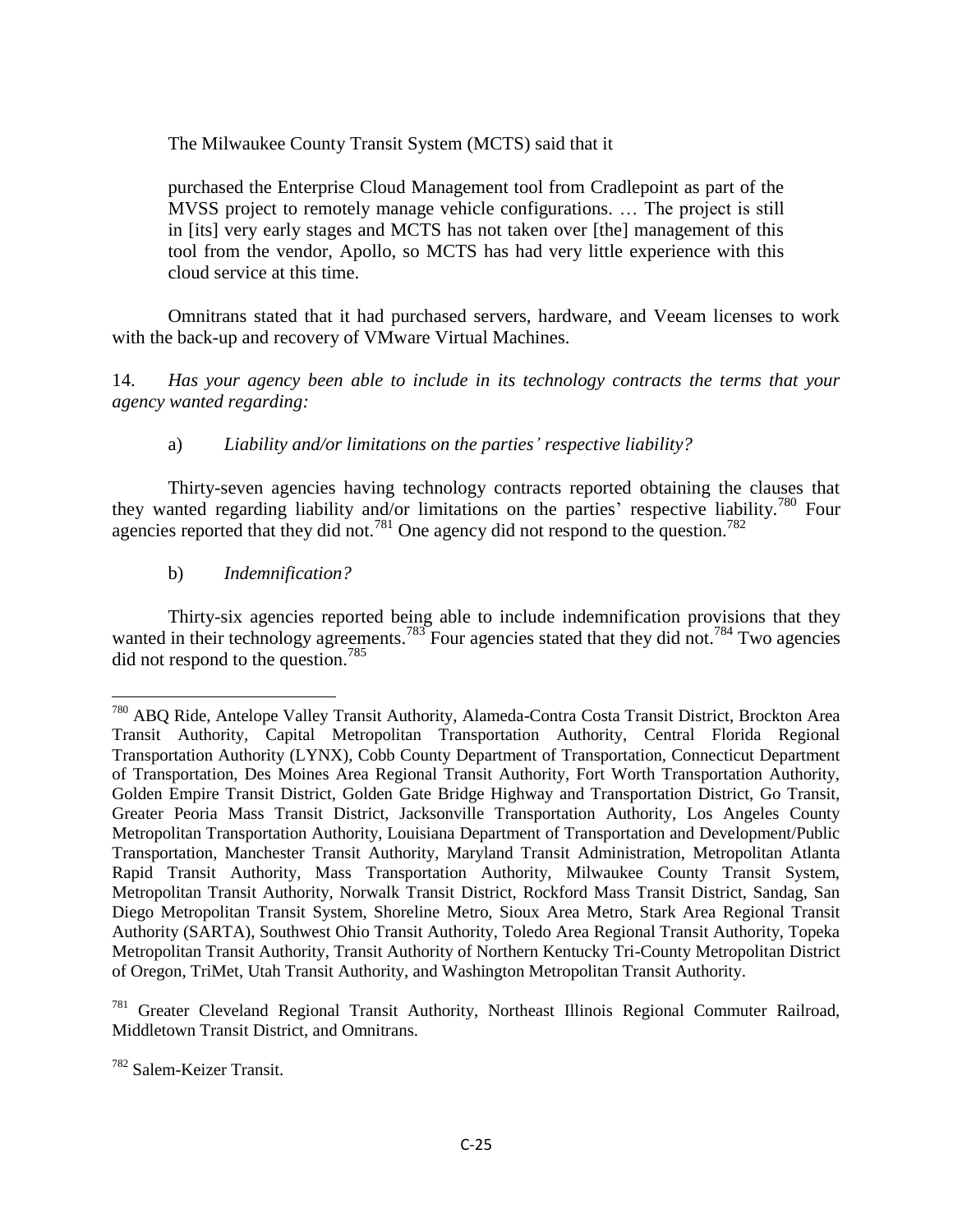The Milwaukee County Transit System (MCTS) said that it

> purchased the Enterprise Cloud Management tool from Cradlepoint as part of the MVSS project to remotely manage vehicle configurations. … The project is still in [its] very early stages and MCTS has not taken over [the] management of this tool from the vendor, Apollo, so MCTS has had very little experience with this cloud service at this time.

Omnitrans stated that it had purchased servers, hardware, and Veeam licenses to work with the back-up and recovery of VMware Virtual Machines.

14. *Has your agency been able to include in its technology contracts the terms that your agency wanted regarding:*

a) *Liability and/or limitations on the parties' respective liability?*

Thirty-seven agencies having technology contracts reported obtaining the clauses that they wanted regarding liability and/or limitations on the parties' respective liability.[780] Four agencies reported that they did not.[781] One agency did not respond to the question.[782]

b) *Indemnification?*

Thirty-six agencies reported being able to include indemnification provisions that they wanted in their technology agreements.[783] Four agencies stated that they did not.[784] Two agencies did not respond to the question.[785]

---

[780] ABQ Ride, Antelope Valley Transit Authority, Alameda-Contra Costa Transit District, Brockton Area Transit Authority, Capital Metropolitan Transportation Authority, Central Florida Regional Transportation Authority (LYNX), Cobb County Department of Transportation, Connecticut Department of Transportation, Des Moines Area Regional Transit Authority, Fort Worth Transportation Authority, Golden Empire Transit District, Golden Gate Bridge Highway and Transportation District, Go Transit, Greater Peoria Mass Transit District, Jacksonville Transportation Authority, Los Angeles County Metropolitan Transportation Authority, Louisiana Department of Transportation and Development/Public Transportation, Manchester Transit Authority, Maryland Transit Administration, Metropolitan Atlanta Rapid Transit Authority, Mass Transportation Authority, Milwaukee County Transit System, Metropolitan Transit Authority, Norwalk Transit District, Rockford Mass Transit District, Sandag, San Diego Metropolitan Transit System, Shoreline Metro, Sioux Area Metro, Stark Area Regional Transit Authority (SARTA), Southwest Ohio Transit Authority, Toledo Area Regional Transit Authority, Topeka Metropolitan Transit Authority, Transit Authority of Northern Kentucky Tri-County Metropolitan District of Oregon, TriMet, Utah Transit Authority, and Washington Metropolitan Transit Authority.

[781] Greater Cleveland Regional Transit Authority, Northeast Illinois Regional Commuter Railroad, Middletown Transit District, and Omnitrans.

[782] Salem-Keizer Transit.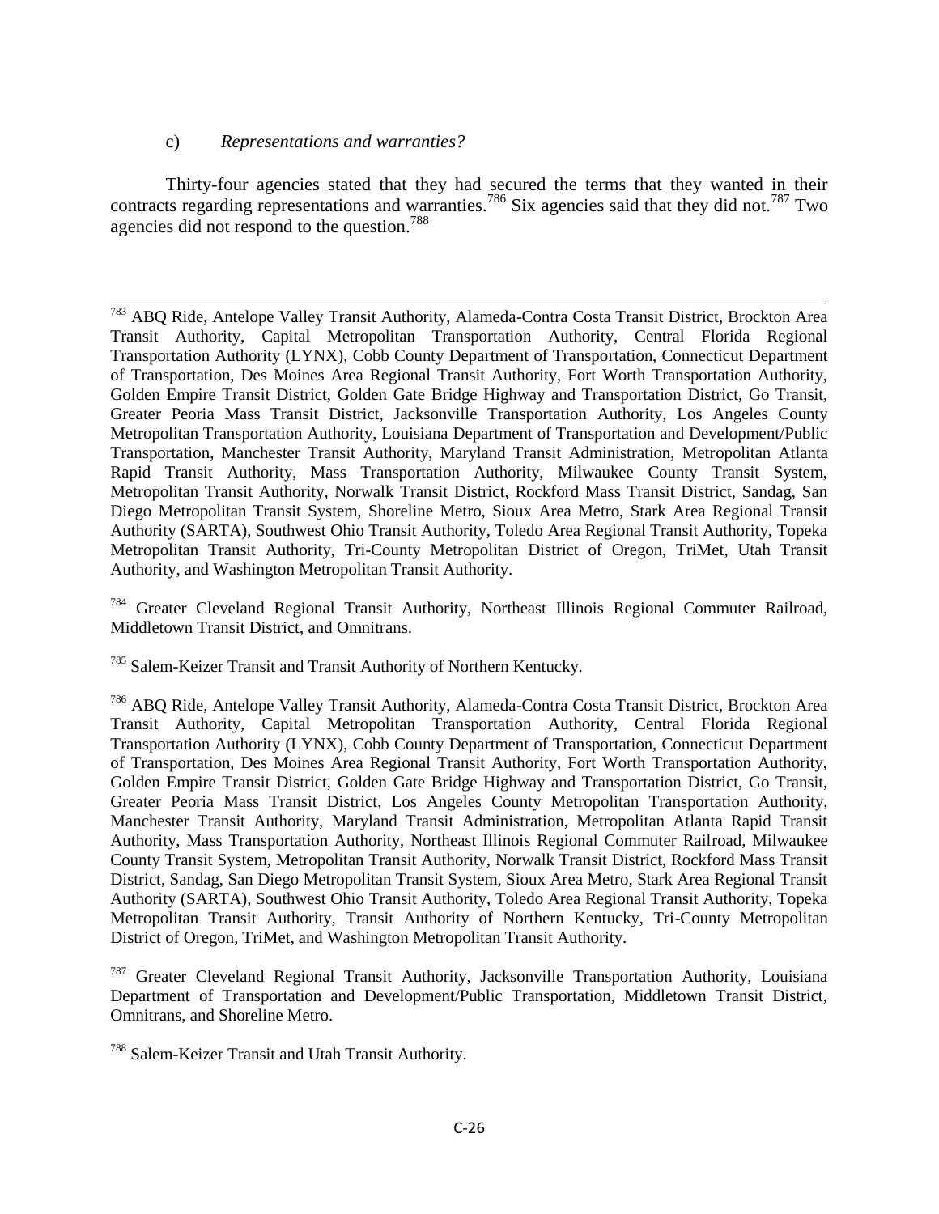c) *Representations and warranties?*

Thirty-four agencies stated that they had secured the terms that they wanted in their contracts regarding representations and warranties.[786] Six agencies said that they did not.[787] Two agencies did not respond to the question.[788]

---

[783] ABQ Ride, Antelope Valley Transit Authority, Alameda-Contra Costa Transit District, Brockton Area Transit Authority, Capital Metropolitan Transportation Authority, Central Florida Regional Transportation Authority (LYNX), Cobb County Department of Transportation, Connecticut Department of Transportation, Des Moines Area Regional Transit Authority, Fort Worth Transportation Authority, Golden Empire Transit District, Golden Gate Bridge Highway and Transportation District, Go Transit, Greater Peoria Mass Transit District, Jacksonville Transportation Authority, Los Angeles County Metropolitan Transportation Authority, Louisiana Department of Transportation and Development/Public Transportation, Manchester Transit Authority, Maryland Transit Administration, Metropolitan Atlanta Rapid Transit Authority, Mass Transportation Authority, Milwaukee County Transit System, Metropolitan Transit Authority, Norwalk Transit District, Rockford Mass Transit District, Sandag, San Diego Metropolitan Transit System, Shoreline Metro, Sioux Area Metro, Stark Area Regional Transit Authority (SARTA), Southwest Ohio Transit Authority, Toledo Area Regional Transit Authority, Topeka Metropolitan Transit Authority, Tri-County Metropolitan District of Oregon, TriMet, Utah Transit Authority, and Washington Metropolitan Transit Authority.

[784] Greater Cleveland Regional Transit Authority, Northeast Illinois Regional Commuter Railroad, Middletown Transit District, and Omnitrans.

[785] Salem-Keizer Transit and Transit Authority of Northern Kentucky.

[786] ABQ Ride, Antelope Valley Transit Authority, Alameda-Contra Costa Transit District, Brockton Area Transit Authority, Capital Metropolitan Transportation Authority, Central Florida Regional Transportation Authority (LYNX), Cobb County Department of Transportation, Connecticut Department of Transportation, Des Moines Area Regional Transit Authority, Fort Worth Transportation Authority, Golden Empire Transit District, Golden Gate Bridge Highway and Transportation District, Go Transit, Greater Peoria Mass Transit District, Los Angeles County Metropolitan Transportation Authority, Manchester Transit Authority, Maryland Transit Administration, Metropolitan Atlanta Rapid Transit Authority, Mass Transportation Authority, Northeast Illinois Regional Commuter Railroad, Milwaukee County Transit System, Metropolitan Transit Authority, Norwalk Transit District, Rockford Mass Transit District, Sandag, San Diego Metropolitan Transit System, Sioux Area Metro, Stark Area Regional Transit Authority (SARTA), Southwest Ohio Transit Authority, Toledo Area Regional Transit Authority, Topeka Metropolitan Transit Authority, Transit Authority of Northern Kentucky, Tri-County Metropolitan District of Oregon, TriMet, and Washington Metropolitan Transit Authority.

[787] Greater Cleveland Regional Transit Authority, Jacksonville Transportation Authority, Louisiana Department of Transportation and Development/Public Transportation, Middletown Transit District, Omnitrans, and Shoreline Metro.

[788] Salem-Keizer Transit and Utah Transit Authority.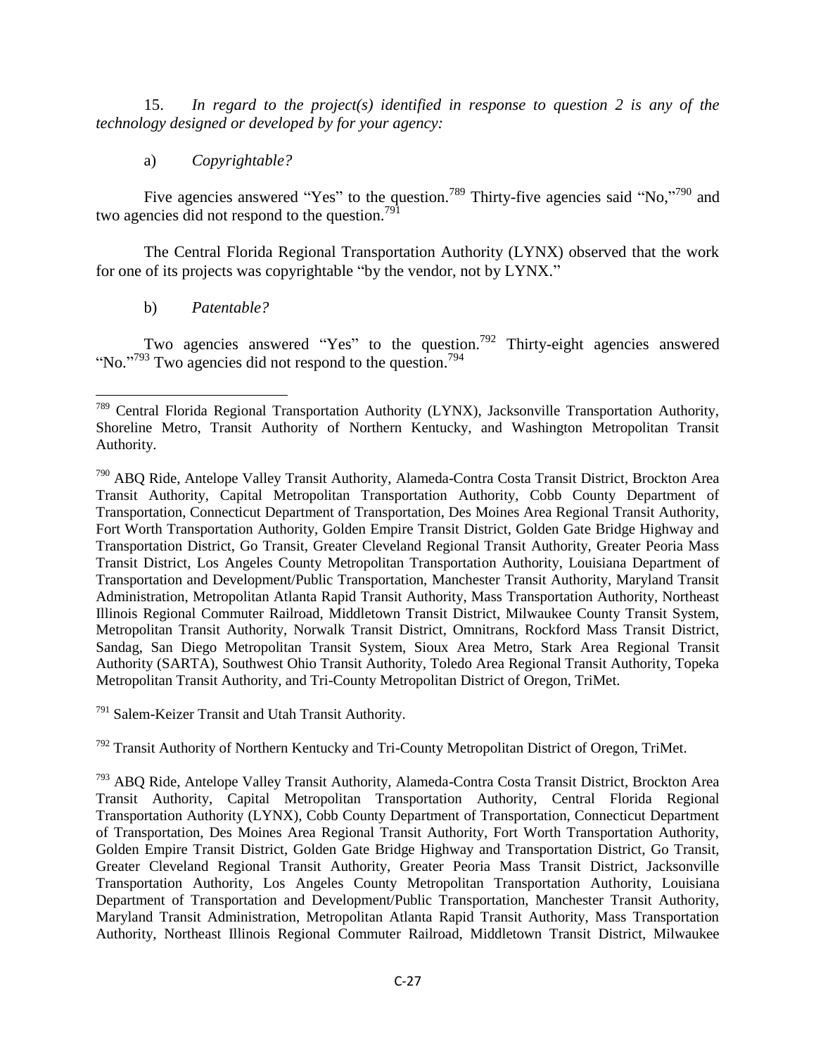15. *In regard to the project(s) identified in response to question 2 is any of the technology designed or developed by for your agency:*

a) *Copyrightable?*

Five agencies answered "Yes" to the question.[789] Thirty-five agencies said "No,"[790] and two agencies did not respond to the question.[791]

The Central Florida Regional Transportation Authority (LYNX) observed that the work for one of its projects was copyrightable "by the vendor, not by LYNX."

b) *Patentable?*

Two agencies answered "Yes" to the question.[792] Thirty-eight agencies answered "No."[793] Two agencies did not respond to the question.[794]

---

[789] Central Florida Regional Transportation Authority (LYNX), Jacksonville Transportation Authority, Shoreline Metro, Transit Authority of Northern Kentucky, and Washington Metropolitan Transit Authority.

[790] ABQ Ride, Antelope Valley Transit Authority, Alameda-Contra Costa Transit District, Brockton Area Transit Authority, Capital Metropolitan Transportation Authority, Cobb County Department of Transportation, Connecticut Department of Transportation, Des Moines Area Regional Transit Authority, Fort Worth Transportation Authority, Golden Empire Transit District, Golden Gate Bridge Highway and Transportation District, Go Transit, Greater Cleveland Regional Transit Authority, Greater Peoria Mass Transit District, Los Angeles County Metropolitan Transportation Authority, Louisiana Department of Transportation and Development/Public Transportation, Manchester Transit Authority, Maryland Transit Administration, Metropolitan Atlanta Rapid Transit Authority, Mass Transportation Authority, Northeast Illinois Regional Commuter Railroad, Middletown Transit District, Milwaukee County Transit System, Metropolitan Transit Authority, Norwalk Transit District, Omnitrans, Rockford Mass Transit District, Sandag, San Diego Metropolitan Transit System, Sioux Area Metro, Stark Area Regional Transit Authority (SARTA), Southwest Ohio Transit Authority, Toledo Area Regional Transit Authority, Topeka Metropolitan Transit Authority, and Tri-County Metropolitan District of Oregon, TriMet.

[791] Salem-Keizer Transit and Utah Transit Authority.

[792] Transit Authority of Northern Kentucky and Tri-County Metropolitan District of Oregon, TriMet.

[793] ABQ Ride, Antelope Valley Transit Authority, Alameda-Contra Costa Transit District, Brockton Area Transit Authority, Capital Metropolitan Transportation Authority, Central Florida Regional Transportation Authority (LYNX), Cobb County Department of Transportation, Connecticut Department of Transportation, Des Moines Area Regional Transit Authority, Fort Worth Transportation Authority, Golden Empire Transit District, Golden Gate Bridge Highway and Transportation District, Go Transit, Greater Cleveland Regional Transit Authority, Greater Peoria Mass Transit District, Jacksonville Transportation Authority, Los Angeles County Metropolitan Transportation Authority, Louisiana Department of Transportation and Development/Public Transportation, Manchester Transit Authority, Maryland Transit Administration, Metropolitan Atlanta Rapid Transit Authority, Mass Transportation Authority, Northeast Illinois Regional Commuter Railroad, Middletown Transit District, Milwaukee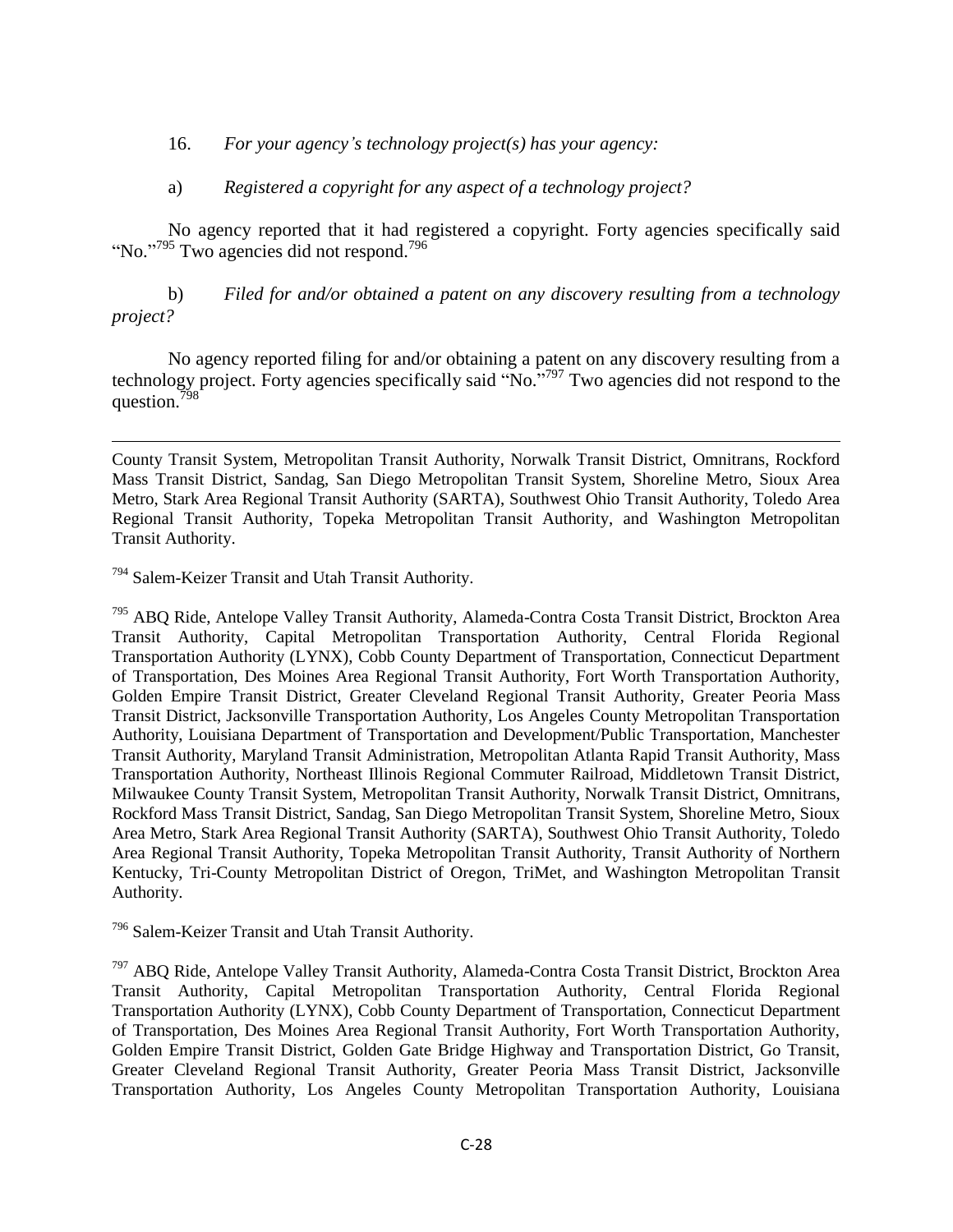16. *For your agency's technology project(s) has your agency:*

a) *Registered a copyright for any aspect of a technology project?*

No agency reported that it had registered a copyright. Forty agencies specifically said "No."[795] Two agencies did not respond.[796]

b) *Filed for and/or obtained a patent on any discovery resulting from a technology project?*

No agency reported filing for and/or obtaining a patent on any discovery resulting from a technology project. Forty agencies specifically said "No."[797] Two agencies did not respond to the question.[798]

---

County Transit System, Metropolitan Transit Authority, Norwalk Transit District, Omnitrans, Rockford Mass Transit District, Sandag, San Diego Metropolitan Transit System, Shoreline Metro, Sioux Area Metro, Stark Area Regional Transit Authority (SARTA), Southwest Ohio Transit Authority, Toledo Area Regional Transit Authority, Topeka Metropolitan Transit Authority, and Washington Metropolitan Transit Authority.

[794] Salem-Keizer Transit and Utah Transit Authority.

[795] ABQ Ride, Antelope Valley Transit Authority, Alameda-Contra Costa Transit District, Brockton Area Transit Authority, Capital Metropolitan Transportation Authority, Central Florida Regional Transportation Authority (LYNX), Cobb County Department of Transportation, Connecticut Department of Transportation, Des Moines Area Regional Transit Authority, Fort Worth Transportation Authority, Golden Empire Transit District, Greater Cleveland Regional Transit Authority, Greater Peoria Mass Transit District, Jacksonville Transportation Authority, Los Angeles County Metropolitan Transportation Authority, Louisiana Department of Transportation and Development/Public Transportation, Manchester Transit Authority, Maryland Transit Administration, Metropolitan Atlanta Rapid Transit Authority, Mass Transportation Authority, Northeast Illinois Regional Commuter Railroad, Middletown Transit District, Milwaukee County Transit System, Metropolitan Transit Authority, Norwalk Transit District, Omnitrans, Rockford Mass Transit District, Sandag, San Diego Metropolitan Transit System, Shoreline Metro, Sioux Area Metro, Stark Area Regional Transit Authority (SARTA), Southwest Ohio Transit Authority, Toledo Area Regional Transit Authority, Topeka Metropolitan Transit Authority, Transit Authority of Northern Kentucky, Tri-County Metropolitan District of Oregon, TriMet, and Washington Metropolitan Transit Authority.

[796] Salem-Keizer Transit and Utah Transit Authority.

[797] ABQ Ride, Antelope Valley Transit Authority, Alameda-Contra Costa Transit District, Brockton Area Transit Authority, Capital Metropolitan Transportation Authority, Central Florida Regional Transportation Authority (LYNX), Cobb County Department of Transportation, Connecticut Department of Transportation, Des Moines Area Regional Transit Authority, Fort Worth Transportation Authority, Golden Empire Transit District, Golden Gate Bridge Highway and Transportation District, Go Transit, Greater Cleveland Regional Transit Authority, Greater Peoria Mass Transit District, Jacksonville Transportation Authority, Los Angeles County Metropolitan Transportation Authority, Louisiana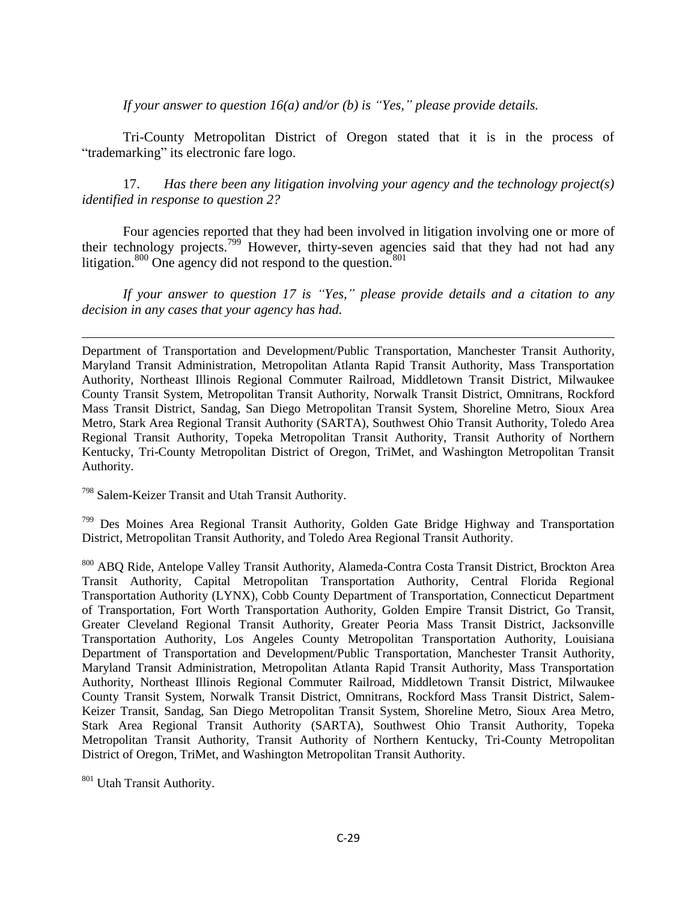*If your answer to question 16(a) and/or (b) is "Yes," please provide details.*

Tri-County Metropolitan District of Oregon stated that it is in the process of "trademarking" its electronic fare logo.

17. *Has there been any litigation involving your agency and the technology project(s) identified in response to question 2?*

Four agencies reported that they had been involved in litigation involving one or more of their technology projects.[799] However, thirty-seven agencies said that they had not had any litigation.[800] One agency did not respond to the question.[801]

*If your answer to question 17 is "Yes," please provide details and a citation to any decision in any cases that your agency has had.*

---

Department of Transportation and Development/Public Transportation, Manchester Transit Authority, Maryland Transit Administration, Metropolitan Atlanta Rapid Transit Authority, Mass Transportation Authority, Northeast Illinois Regional Commuter Railroad, Middletown Transit District, Milwaukee County Transit System, Metropolitan Transit Authority, Norwalk Transit District, Omnitrans, Rockford Mass Transit District, Sandag, San Diego Metropolitan Transit System, Shoreline Metro, Sioux Area Metro, Stark Area Regional Transit Authority (SARTA), Southwest Ohio Transit Authority, Toledo Area Regional Transit Authority, Topeka Metropolitan Transit Authority, Transit Authority of Northern Kentucky, Tri-County Metropolitan District of Oregon, TriMet, and Washington Metropolitan Transit Authority.

[798] Salem-Keizer Transit and Utah Transit Authority.

[799] Des Moines Area Regional Transit Authority, Golden Gate Bridge Highway and Transportation District, Metropolitan Transit Authority, and Toledo Area Regional Transit Authority.

[800] ABQ Ride, Antelope Valley Transit Authority, Alameda-Contra Costa Transit District, Brockton Area Transit Authority, Capital Metropolitan Transportation Authority, Central Florida Regional Transportation Authority (LYNX), Cobb County Department of Transportation, Connecticut Department of Transportation, Fort Worth Transportation Authority, Golden Empire Transit District, Go Transit, Greater Cleveland Regional Transit Authority, Greater Peoria Mass Transit District, Jacksonville Transportation Authority, Los Angeles County Metropolitan Transportation Authority, Louisiana Department of Transportation and Development/Public Transportation, Manchester Transit Authority, Maryland Transit Administration, Metropolitan Atlanta Rapid Transit Authority, Mass Transportation Authority, Northeast Illinois Regional Commuter Railroad, Middletown Transit District, Milwaukee County Transit System, Norwalk Transit District, Omnitrans, Rockford Mass Transit District, Salem-Keizer Transit, Sandag, San Diego Metropolitan Transit System, Shoreline Metro, Sioux Area Metro, Stark Area Regional Transit Authority (SARTA), Southwest Ohio Transit Authority, Topeka Metropolitan Transit Authority, Transit Authority of Northern Kentucky, Tri-County Metropolitan District of Oregon, TriMet, and Washington Metropolitan Transit Authority.

[801] Utah Transit Authority.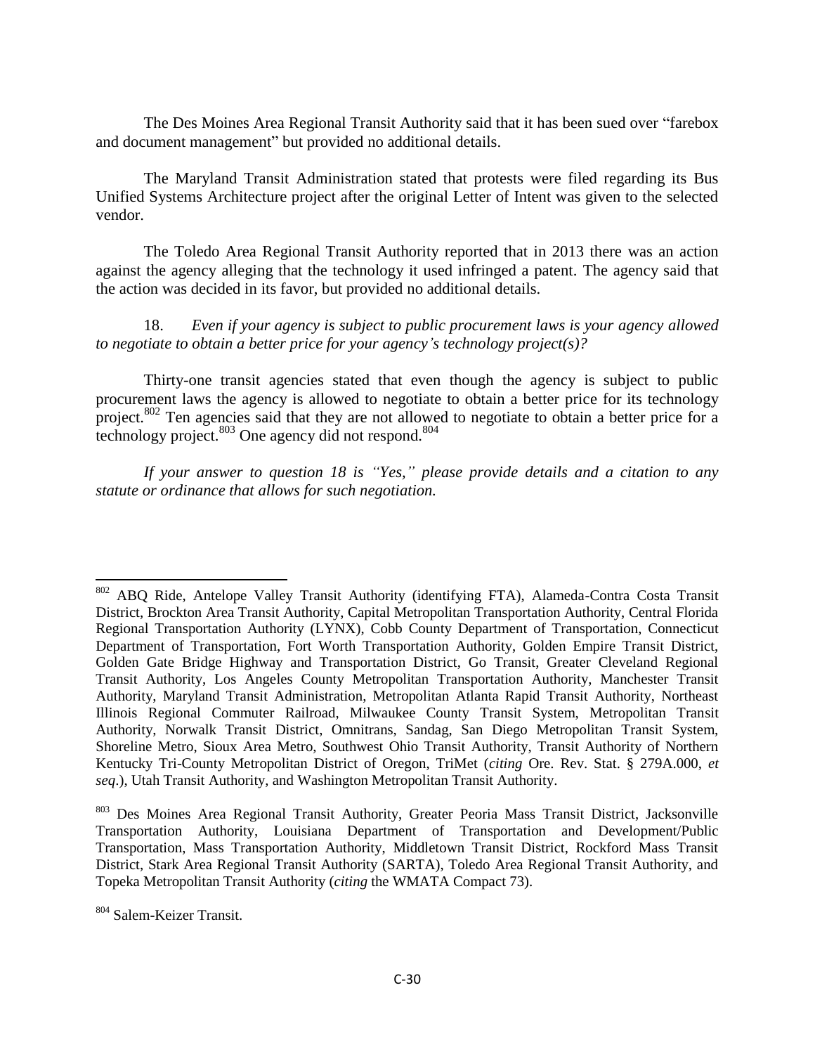The Des Moines Area Regional Transit Authority said that it has been sued over "farebox and document management" but provided no additional details.

The Maryland Transit Administration stated that protests were filed regarding its Bus Unified Systems Architecture project after the original Letter of Intent was given to the selected vendor.

The Toledo Area Regional Transit Authority reported that in 2013 there was an action against the agency alleging that the technology it used infringed a patent. The agency said that the action was decided in its favor, but provided no additional details.

18. *Even if your agency is subject to public procurement laws is your agency allowed to negotiate to obtain a better price for your agency's technology project(s)?*

Thirty-one transit agencies stated that even though the agency is subject to public procurement laws the agency is allowed to negotiate to obtain a better price for its technology project.[802] Ten agencies said that they are not allowed to negotiate to obtain a better price for a technology project.[803] One agency did not respond.[804]

*If your answer to question 18 is "Yes," please provide details and a citation to any statute or ordinance that allows for such negotiation.*

---

[802] ABQ Ride, Antelope Valley Transit Authority (identifying FTA), Alameda-Contra Costa Transit District, Brockton Area Transit Authority, Capital Metropolitan Transportation Authority, Central Florida Regional Transportation Authority (LYNX), Cobb County Department of Transportation, Connecticut Department of Transportation, Fort Worth Transportation Authority, Golden Empire Transit District, Golden Gate Bridge Highway and Transportation District, Go Transit, Greater Cleveland Regional Transit Authority, Los Angeles County Metropolitan Transportation Authority, Manchester Transit Authority, Maryland Transit Administration, Metropolitan Atlanta Rapid Transit Authority, Northeast Illinois Regional Commuter Railroad, Milwaukee County Transit System, Metropolitan Transit Authority, Norwalk Transit District, Omnitrans, Sandag, San Diego Metropolitan Transit System, Shoreline Metro, Sioux Area Metro, Southwest Ohio Transit Authority, Transit Authority of Northern Kentucky Tri-County Metropolitan District of Oregon, TriMet (*citing* Ore. Rev. Stat. § 279A.000, *et seq*.), Utah Transit Authority, and Washington Metropolitan Transit Authority.

[803] Des Moines Area Regional Transit Authority, Greater Peoria Mass Transit District, Jacksonville Transportation Authority, Louisiana Department of Transportation and Development/Public Transportation, Mass Transportation Authority, Middletown Transit District, Rockford Mass Transit District, Stark Area Regional Transit Authority (SARTA), Toledo Area Regional Transit Authority, and Topeka Metropolitan Transit Authority (*citing* the WMATA Compact 73).

[804] Salem-Keizer Transit.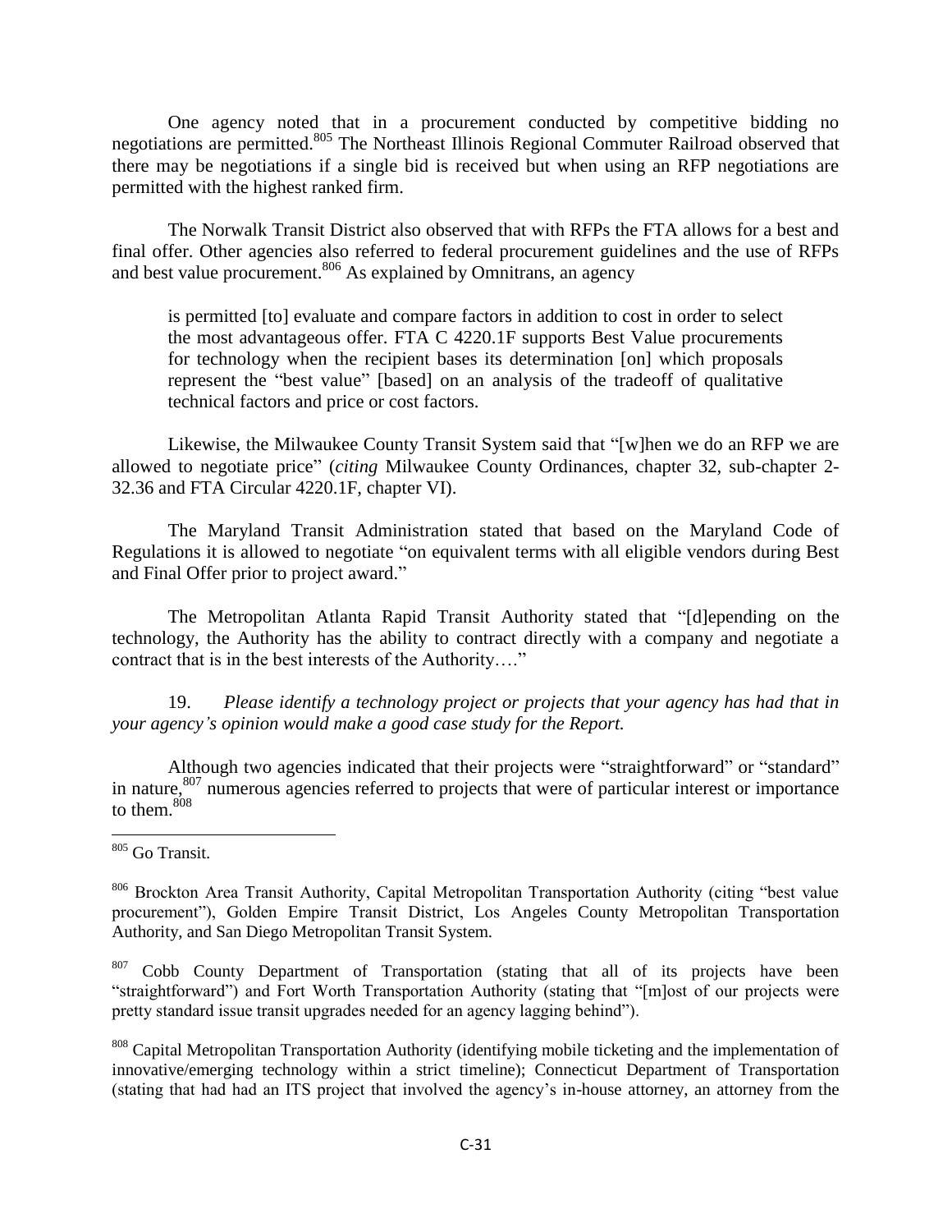One agency noted that in a procurement conducted by competitive bidding no negotiations are permitted.[805] The Northeast Illinois Regional Commuter Railroad observed that there may be negotiations if a single bid is received but when using an RFP negotiations are permitted with the highest ranked firm.

The Norwalk Transit District also observed that with RFPs the FTA allows for a best and final offer. Other agencies also referred to federal procurement guidelines and the use of RFPs and best value procurement.[806] As explained by Omnitrans, an agency

> is permitted [to] evaluate and compare factors in addition to cost in order to select the most advantageous offer. FTA C 4220.1F supports Best Value procurements for technology when the recipient bases its determination [on] which proposals represent the "best value" [based] on an analysis of the tradeoff of qualitative technical factors and price or cost factors.

Likewise, the Milwaukee County Transit System said that "[w]hen we do an RFP we are allowed to negotiate price" (*citing* Milwaukee County Ordinances, chapter 32, sub-chapter 2-32.36 and FTA Circular 4220.1F, chapter VI).

The Maryland Transit Administration stated that based on the Maryland Code of Regulations it is allowed to negotiate "on equivalent terms with all eligible vendors during Best and Final Offer prior to project award."

The Metropolitan Atlanta Rapid Transit Authority stated that "[d]epending on the technology, the Authority has the ability to contract directly with a company and negotiate a contract that is in the best interests of the Authority…."

19. *Please identify a technology project or projects that your agency has had that in your agency's opinion would make a good case study for the Report.*

Although two agencies indicated that their projects were "straightforward" or "standard" in nature,[807] numerous agencies referred to projects that were of particular interest or importance to them.[808]

---

[805] Go Transit.

[806] Brockton Area Transit Authority, Capital Metropolitan Transportation Authority (citing "best value procurement"), Golden Empire Transit District, Los Angeles County Metropolitan Transportation Authority, and San Diego Metropolitan Transit System.

[807] Cobb County Department of Transportation (stating that all of its projects have been "straightforward") and Fort Worth Transportation Authority (stating that "[m]ost of our projects were pretty standard issue transit upgrades needed for an agency lagging behind").

[808] Capital Metropolitan Transportation Authority (identifying mobile ticketing and the implementation of innovative/emerging technology within a strict timeline); Connecticut Department of Transportation (stating that had had an ITS project that involved the agency's in-house attorney, an attorney from the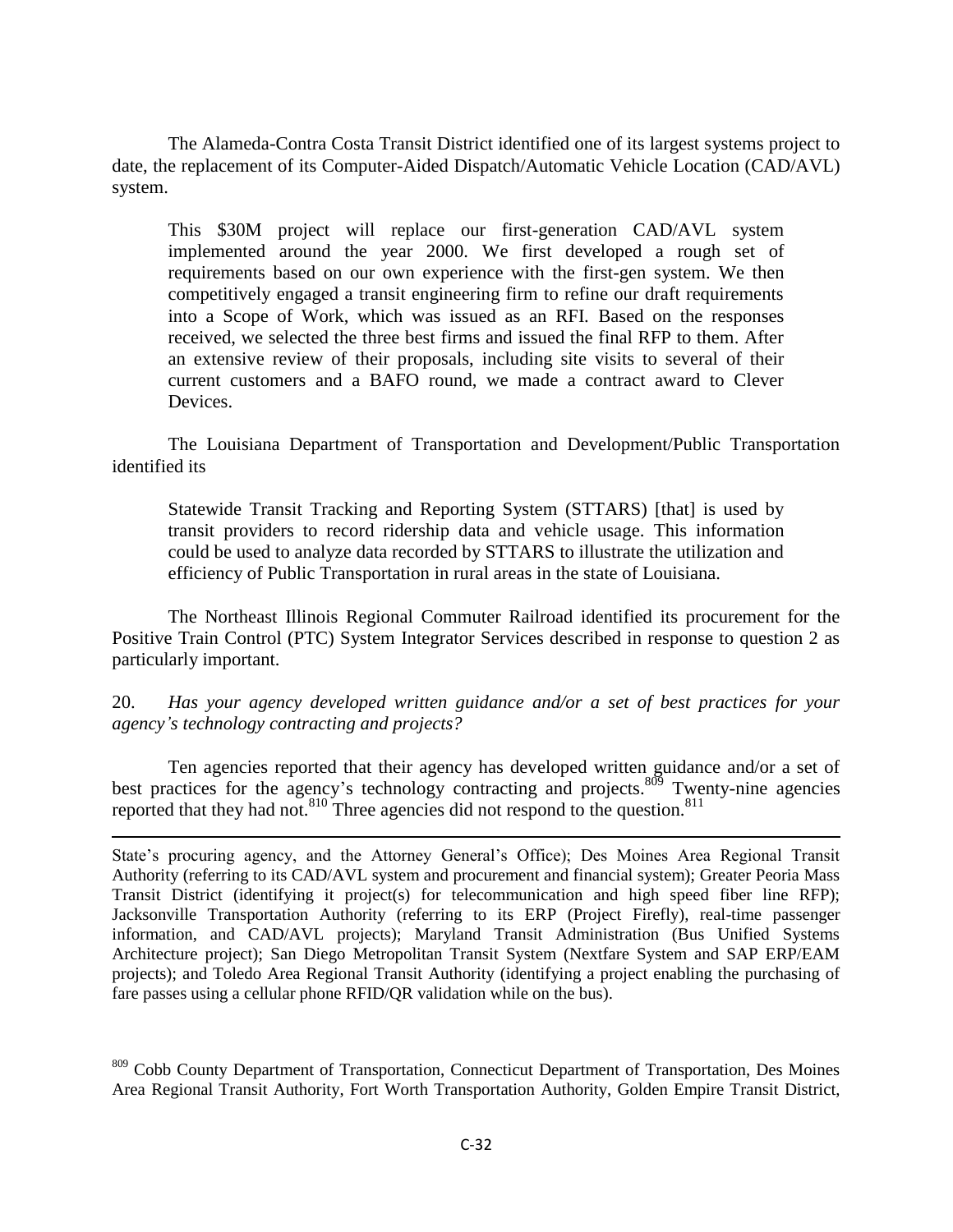The Alameda-Contra Costa Transit District identified one of its largest systems project to date, the replacement of its Computer-Aided Dispatch/Automatic Vehicle Location (CAD/AVL) system.

> This $30M project will replace our first-generation CAD/AVL system implemented around the year 2000. We first developed a rough set of requirements based on our own experience with the first-gen system. We then competitively engaged a transit engineering firm to refine our draft requirements into a Scope of Work, which was issued as an RFI. Based on the responses received, we selected the three best firms and issued the final RFP to them. After an extensive review of their proposals, including site visits to several of their current customers and a BAFO round, we made a contract award to Clever Devices.

The Louisiana Department of Transportation and Development/Public Transportation identified its

> Statewide Transit Tracking and Reporting System (STTARS) [that] is used by transit providers to record ridership data and vehicle usage. This information could be used to analyze data recorded by STTARS to illustrate the utilization and efficiency of Public Transportation in rural areas in the state of Louisiana.

The Northeast Illinois Regional Commuter Railroad identified its procurement for the Positive Train Control (PTC) System Integrator Services described in response to question 2 as particularly important.

20. *Has your agency developed written guidance and/or a set of best practices for your agency's technology contracting and projects?*

Ten agencies reported that their agency has developed written guidance and/or a set of best practices for the agency's technology contracting and projects.[809] Twenty-nine agencies reported that they had not.[810] Three agencies did not respond to the question.[811]

---

State's procuring agency, and the Attorney General's Office); Des Moines Area Regional Transit Authority (referring to its CAD/AVL system and procurement and financial system); Greater Peoria Mass Transit District (identifying it project(s) for telecommunication and high speed fiber line RFP); Jacksonville Transportation Authority (referring to its ERP (Project Firefly), real-time passenger information, and CAD/AVL projects); Maryland Transit Administration (Bus Unified Systems Architecture project); San Diego Metropolitan Transit System (Nextfare System and SAP ERP/EAM projects); and Toledo Area Regional Transit Authority (identifying a project enabling the purchasing of fare passes using a cellular phone RFID/QR validation while on the bus).

[809] Cobb County Department of Transportation, Connecticut Department of Transportation, Des Moines Area Regional Transit Authority, Fort Worth Transportation Authority, Golden Empire Transit District,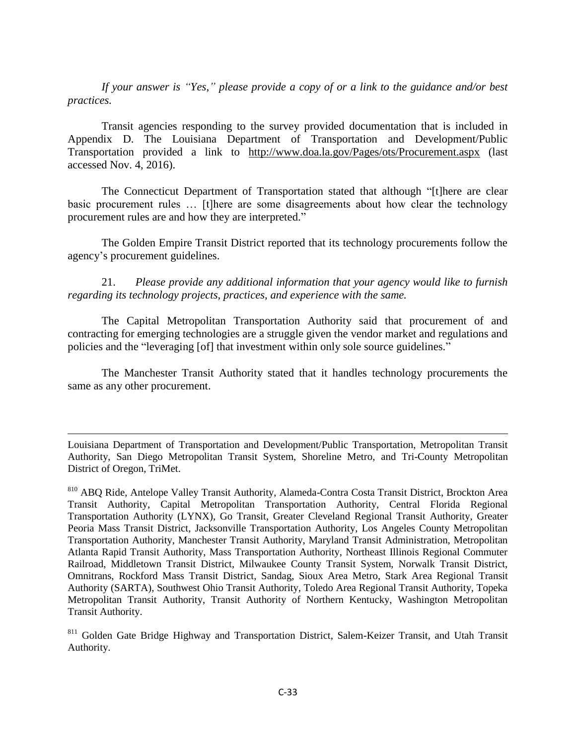*If your answer is "Yes," please provide a copy of or a link to the guidance and/or best practices.*

Transit agencies responding to the survey provided documentation that is included in Appendix D. The Louisiana Department of Transportation and Development/Public Transportation provided a link to http://www.doa.la.gov/Pages/ots/Procurement.aspx (last accessed Nov. 4, 2016).

The Connecticut Department of Transportation stated that although "[t]here are clear basic procurement rules … [t]here are some disagreements about how clear the technology procurement rules are and how they are interpreted."

The Golden Empire Transit District reported that its technology procurements follow the agency's procurement guidelines.

21. *Please provide any additional information that your agency would like to furnish regarding its technology projects, practices, and experience with the same.*

The Capital Metropolitan Transportation Authority said that procurement of and contracting for emerging technologies are a struggle given the vendor market and regulations and policies and the "leveraging [of] that investment within only sole source guidelines."

The Manchester Transit Authority stated that it handles technology procurements the same as any other procurement.

---

Louisiana Department of Transportation and Development/Public Transportation, Metropolitan Transit Authority, San Diego Metropolitan Transit System, Shoreline Metro, and Tri-County Metropolitan District of Oregon, TriMet.

[810] ABQ Ride, Antelope Valley Transit Authority, Alameda-Contra Costa Transit District, Brockton Area Transit Authority, Capital Metropolitan Transportation Authority, Central Florida Regional Transportation Authority (LYNX), Go Transit, Greater Cleveland Regional Transit Authority, Greater Peoria Mass Transit District, Jacksonville Transportation Authority, Los Angeles County Metropolitan Transportation Authority, Manchester Transit Authority, Maryland Transit Administration, Metropolitan Atlanta Rapid Transit Authority, Mass Transportation Authority, Northeast Illinois Regional Commuter Railroad, Middletown Transit District, Milwaukee County Transit System, Norwalk Transit District, Omnitrans, Rockford Mass Transit District, Sandag, Sioux Area Metro, Stark Area Regional Transit Authority (SARTA), Southwest Ohio Transit Authority, Toledo Area Regional Transit Authority, Topeka Metropolitan Transit Authority, Transit Authority of Northern Kentucky, Washington Metropolitan Transit Authority.

[811] Golden Gate Bridge Highway and Transportation District, Salem-Keizer Transit, and Utah Transit Authority.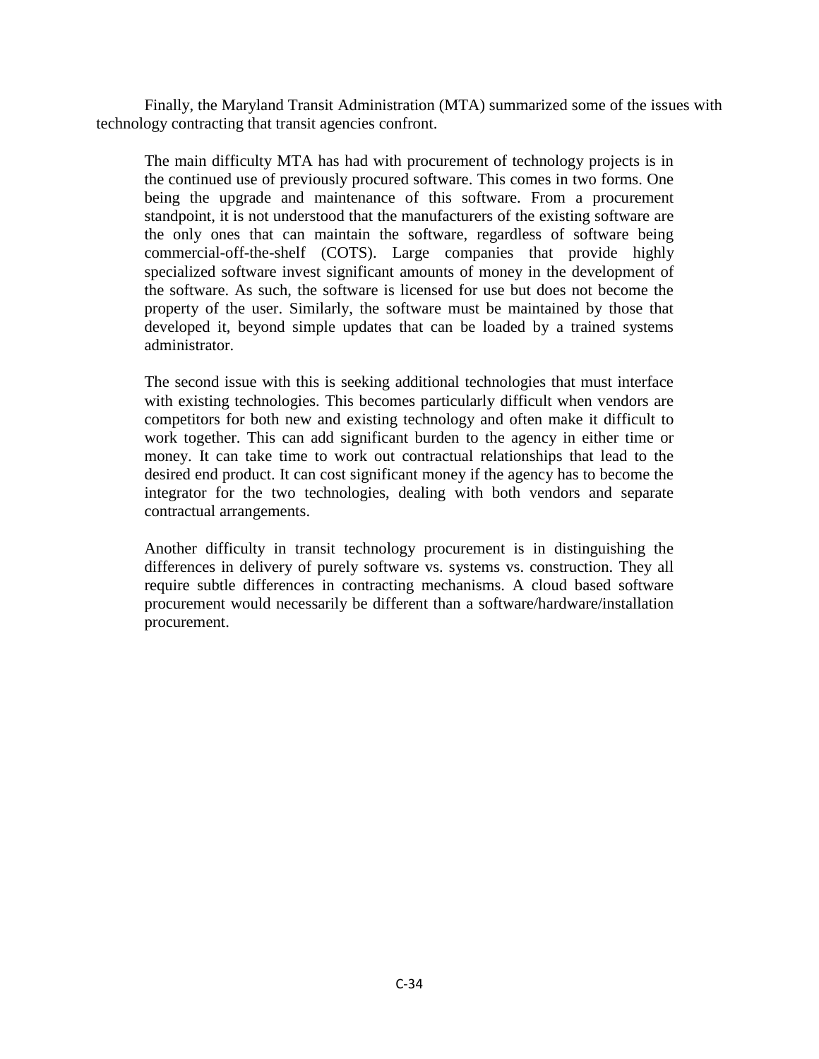Finally, the Maryland Transit Administration (MTA) summarized some of the issues with technology contracting that transit agencies confront.

> The main difficulty MTA has had with procurement of technology projects is in the continued use of previously procured software. This comes in two forms. One being the upgrade and maintenance of this software. From a procurement standpoint, it is not understood that the manufacturers of the existing software are the only ones that can maintain the software, regardless of software being commercial-off-the-shelf (COTS). Large companies that provide highly specialized software invest significant amounts of money in the development of the software. As such, the software is licensed for use but does not become the property of the user. Similarly, the software must be maintained by those that developed it, beyond simple updates that can be loaded by a trained systems administrator.
>
> The second issue with this is seeking additional technologies that must interface with existing technologies. This becomes particularly difficult when vendors are competitors for both new and existing technology and often make it difficult to work together. This can add significant burden to the agency in either time or money. It can take time to work out contractual relationships that lead to the desired end product. It can cost significant money if the agency has to become the integrator for the two technologies, dealing with both vendors and separate contractual arrangements.
>
> Another difficulty in transit technology procurement is in distinguishing the differences in delivery of purely software vs. systems vs. construction. They all require subtle differences in contracting mechanisms. A cloud based software procurement would necessarily be different than a software/hardware/installation procurement.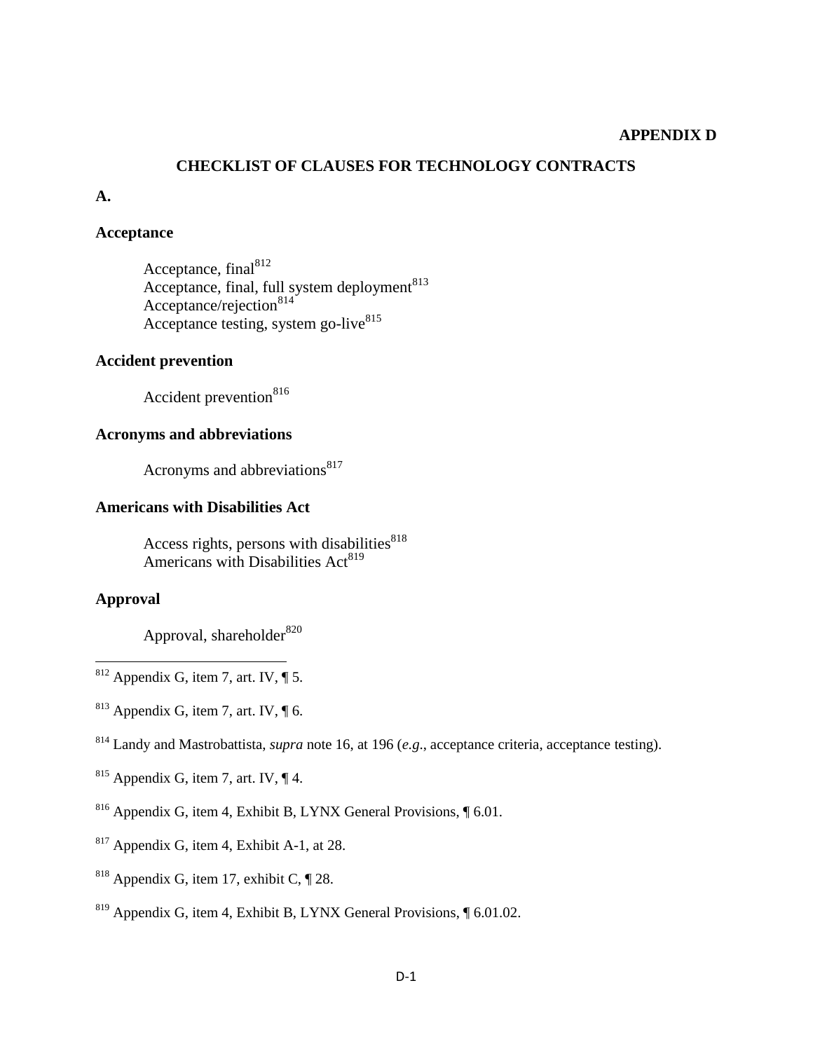**APPENDIX D**

## CHECKLIST OF CLAUSES FOR TECHNOLOGY CONTRACTS

### A.

#### Acceptance

Acceptance, final[812]
Acceptance, final, full system deployment[813]
Acceptance/rejection[814]
Acceptance testing, system go-live[815]

#### Accident prevention

Accident prevention[816]

#### Acronyms and abbreviations

Acronyms and abbreviations[817]

#### Americans with Disabilities Act

Access rights, persons with disabilities[818]
Americans with Disabilities Act[819]

#### Approval

Approval, shareholder[820]

---

[812] Appendix G, item 7, art. IV, ¶ 5.

[813] Appendix G, item 7, art. IV, ¶ 6.

[814] Landy and Mastrobattista, *supra* note 16, at 196 (*e.g*., acceptance criteria, acceptance testing).

[815] Appendix G, item 7, art. IV, ¶ 4.

[816] Appendix G, item 4, Exhibit B, LYNX General Provisions, ¶ 6.01.

[817] Appendix G, item 4, Exhibit A-1, at 28.

[818] Appendix G, item 17, exhibit C, ¶ 28.

[819] Appendix G, item 4, Exhibit B, LYNX General Provisions, ¶ 6.01.02.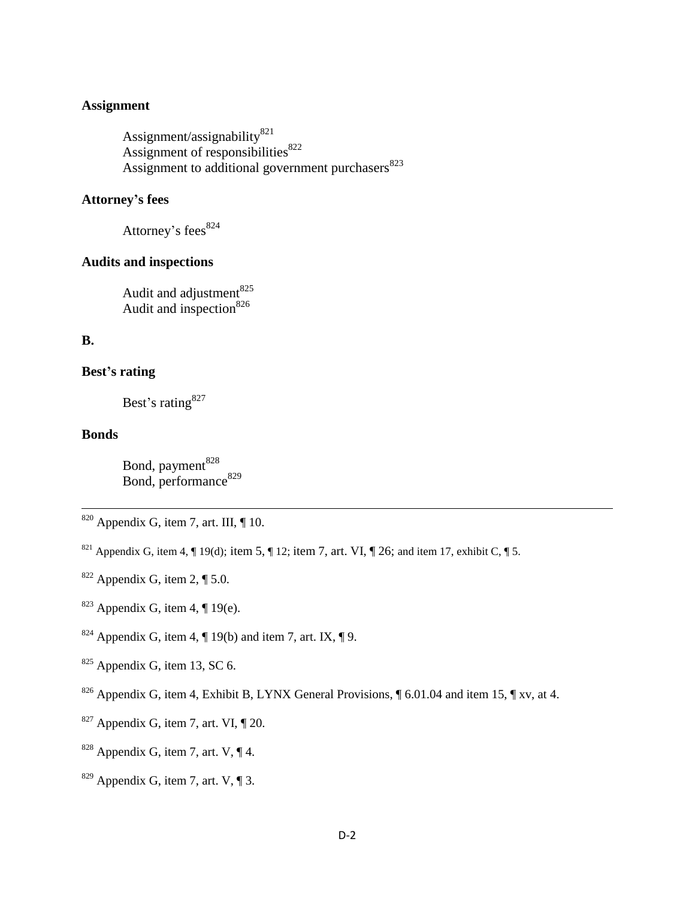**Assignment**

Assignment/assignability[821]
Assignment of responsibilities[822]
Assignment to additional government purchasers[823]

**Attorney's fees**

Attorney's fees[824]

**Audits and inspections**

Audit and adjustment[825]
Audit and inspection[826]

**B.**

**Best's rating**

Best's rating[827]

**Bonds**

Bond, payment[828]
Bond, performance[829]

---

[820] Appendix G, item 7, art. III, ¶ 10.

[821] Appendix G, item 4, ¶ 19(d); item 5, ¶ 12; item 7, art. VI, ¶ 26; and item 17, exhibit C, ¶ 5.

[822] Appendix G, item 2, ¶ 5.0.

[823] Appendix G, item 4, ¶ 19(e).

[824] Appendix G, item 4, ¶ 19(b) and item 7, art. IX, ¶ 9.

[825] Appendix G, item 13, SC 6.

[826] Appendix G, item 4, Exhibit B, LYNX General Provisions, ¶ 6.01.04 and item 15, ¶ xv, at 4.

[827] Appendix G, item 7, art. VI, ¶ 20.

[828] Appendix G, item 7, art. V, ¶ 4.

[829] Appendix G, item 7, art. V, ¶ 3.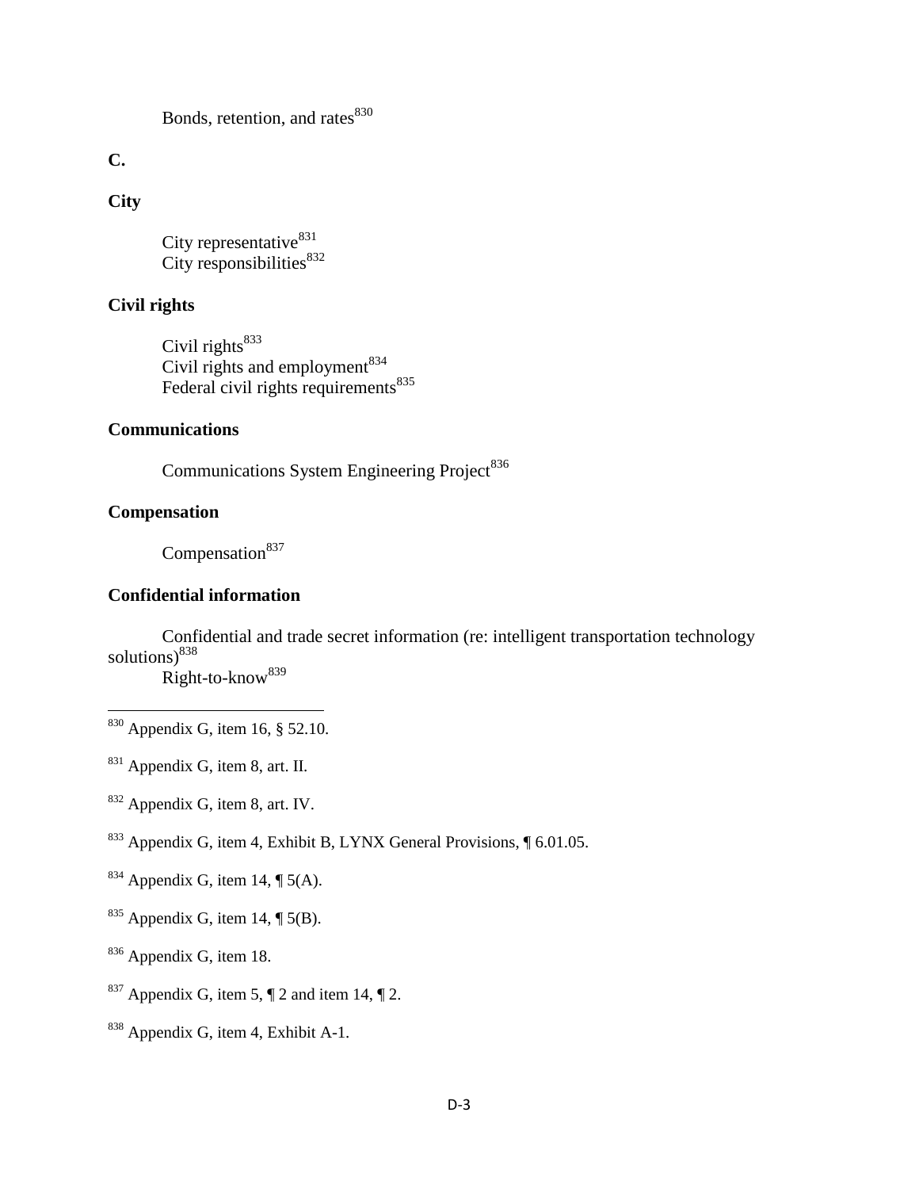Bonds, retention, and rates[830]

**C.**

**City**

City representative[831]
City responsibilities[832]

**Civil rights**

Civil rights[833]
Civil rights and employment[834]
Federal civil rights requirements[835]

**Communications**

Communications System Engineering Project[836]

**Compensation**

Compensation[837]

**Confidential information**

Confidential and trade secret information (re: intelligent transportation technology solutions)[838]
Right-to-know[839]

---

[830] Appendix G, item 16, § 52.10.

[831] Appendix G, item 8, art. II.

[832] Appendix G, item 8, art. IV.

[833] Appendix G, item 4, Exhibit B, LYNX General Provisions, ¶ 6.01.05.

[834] Appendix G, item 14, ¶ 5(A).

[835] Appendix G, item 14, ¶ 5(B).

[836] Appendix G, item 18.

[837] Appendix G, item 5, ¶ 2 and item 14, ¶ 2.

[838] Appendix G, item 4, Exhibit A-1.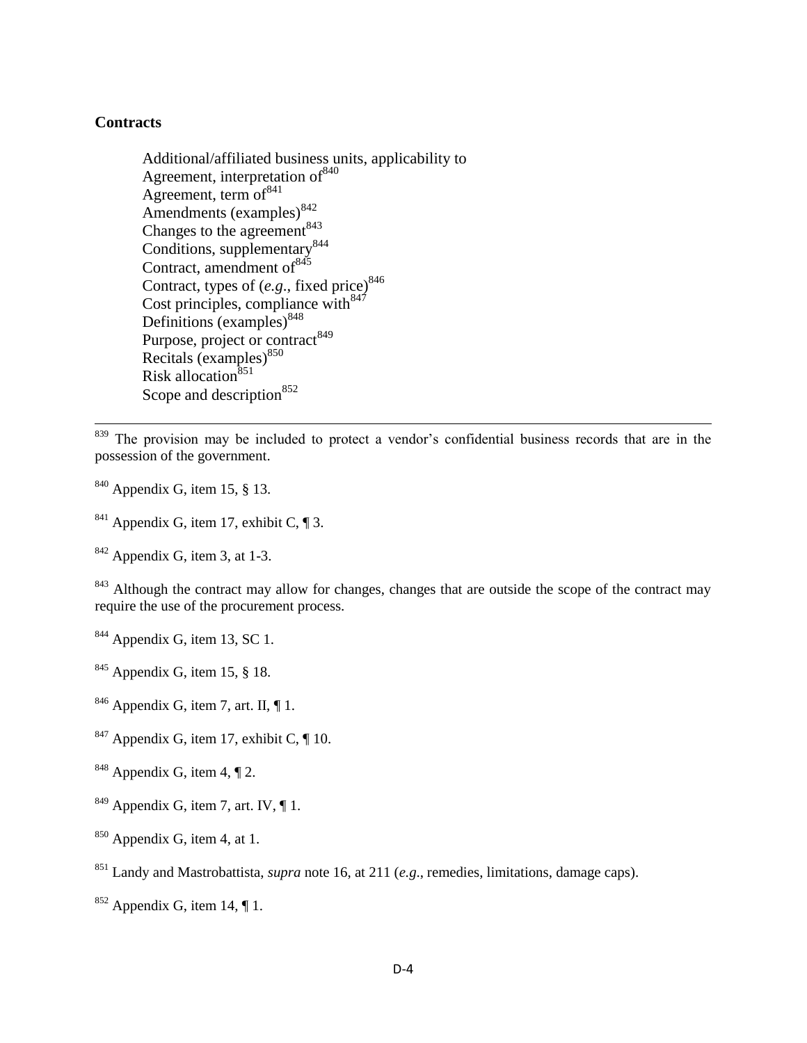**Contracts**

Additional/affiliated business units, applicability to
Agreement, interpretation of[840]
Agreement, term of[841]
Amendments (examples)[842]
Changes to the agreement[843]
Conditions, supplementary[844]
Contract, amendment of[845]
Contract, types of (*e.g.*, fixed price)[846]
Cost principles, compliance with[847]
Definitions (examples)[848]
Purpose, project or contract[849]
Recitals (examples)[850]
Risk allocation[851]
Scope and description[852]

---

[839] The provision may be included to protect a vendor's confidential business records that are in the possession of the government.

[840] Appendix G, item 15, § 13.

[841] Appendix G, item 17, exhibit C, ¶ 3.

[842] Appendix G, item 3, at 1-3.

[843] Although the contract may allow for changes, changes that are outside the scope of the contract may require the use of the procurement process.

[844] Appendix G, item 13, SC 1.

[845] Appendix G, item 15, § 18.

[846] Appendix G, item 7, art. II, ¶ 1.

[847] Appendix G, item 17, exhibit C, ¶ 10.

[848] Appendix G, item 4, ¶ 2.

[849] Appendix G, item 7, art. IV, ¶ 1.

[850] Appendix G, item 4, at 1.

[851] Landy and Mastrobattista, *supra* note 16, at 211 (*e.g*., remedies, limitations, damage caps).

[852] Appendix G, item 14, ¶ 1.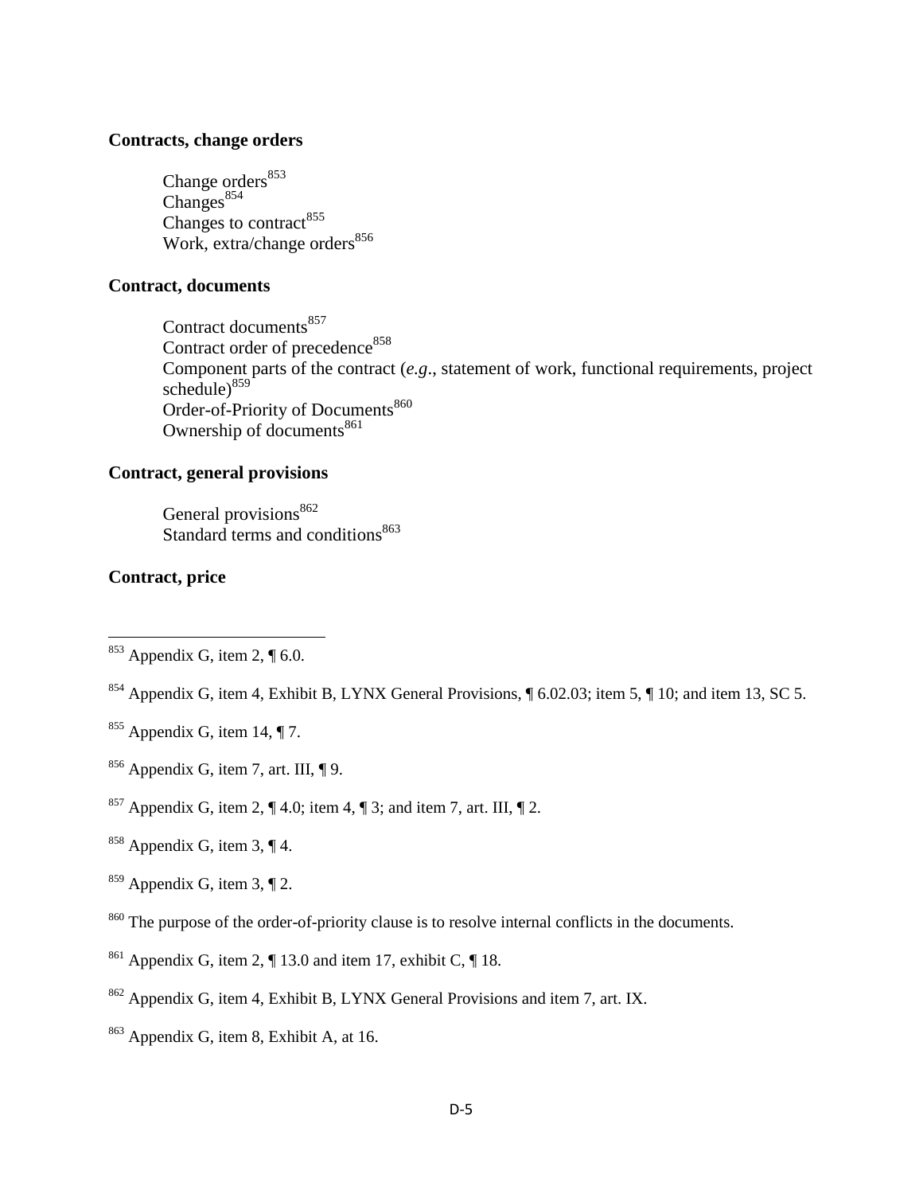**Contracts, change orders**

Change orders[853]
Changes[854]
Changes to contract[855]
Work, extra/change orders[856]

**Contract, documents**

Contract documents[857]
Contract order of precedence[858]
Component parts of the contract (*e.g*., statement of work, functional requirements, project schedule)[859]
Order-of-Priority of Documents[860]
Ownership of documents[861]

**Contract, general provisions**

General provisions[862]
Standard terms and conditions[863]

**Contract, price**

---

[853] Appendix G, item 2, ¶ 6.0.

[854] Appendix G, item 4, Exhibit B, LYNX General Provisions, ¶ 6.02.03; item 5, ¶ 10; and item 13, SC 5.

[855] Appendix G, item 14, ¶ 7.

[856] Appendix G, item 7, art. III, ¶ 9.

[857] Appendix G, item 2, ¶ 4.0; item 4, ¶ 3; and item 7, art. III, ¶ 2.

[858] Appendix G, item 3, ¶ 4.

[859] Appendix G, item 3, ¶ 2.

[860] The purpose of the order-of-priority clause is to resolve internal conflicts in the documents.

[861] Appendix G, item 2, ¶ 13.0 and item 17, exhibit C, ¶ 18.

[862] Appendix G, item 4, Exhibit B, LYNX General Provisions and item 7, art. IX.

[863] Appendix G, item 8, Exhibit A, at 16.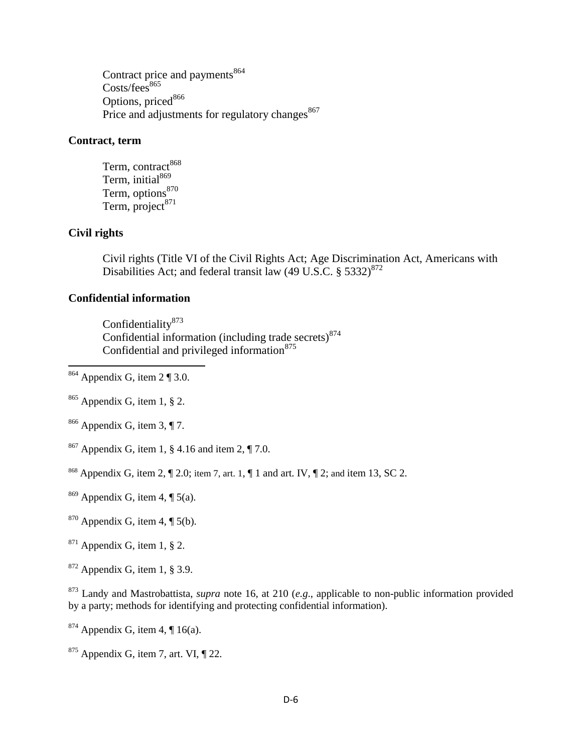Contract price and payments[864]
Costs/fees[865]
Options, priced[866]
Price and adjustments for regulatory changes[867]

**Contract, term**

Term, contract[868]
Term, initial[869]
Term, options[870]
Term, project[871]

**Civil rights**

Civil rights (Title VI of the Civil Rights Act; Age Discrimination Act, Americans with Disabilities Act; and federal transit law (49 U.S.C. § 5332)[872]

**Confidential information**

Confidentiality[873]
Confidential information (including trade secrets)[874]
Confidential and privileged information[875]

---

[864] Appendix G, item 2 ¶ 3.0.

[865] Appendix G, item 1, § 2.

[866] Appendix G, item 3, ¶ 7.

[867] Appendix G, item 1, § 4.16 and item 2, ¶ 7.0.

[868] Appendix G, item 2, ¶ 2.0; item 7, art. 1, ¶ 1 and art. IV, ¶ 2; and item 13, SC 2.

[869] Appendix G, item 4, ¶ 5(a).

[870] Appendix G, item 4, ¶ 5(b).

[871] Appendix G, item 1, § 2.

[872] Appendix G, item 1, § 3.9.

[873] Landy and Mastrobattista, *supra* note 16, at 210 (*e.g.*, applicable to non-public information provided by a party; methods for identifying and protecting confidential information).

[874] Appendix G, item 4, ¶ 16(a).

[875] Appendix G, item 7, art. VI, ¶ 22.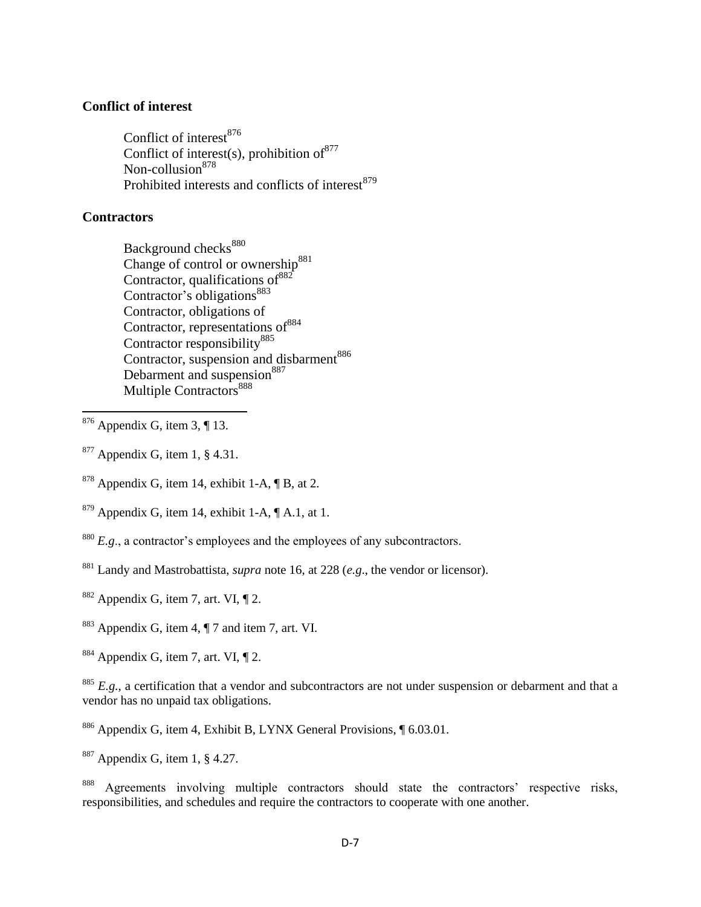**Conflict of interest**

Conflict of interest[876]
Conflict of interest(s), prohibition of[877]
Non-collusion[878]
Prohibited interests and conflicts of interest[879]

**Contractors**

Background checks[880]
Change of control or ownership[881]
Contractor, qualifications of[882]
Contractor's obligations[883]
Contractor, obligations of
Contractor, representations of[884]
Contractor responsibility[885]
Contractor, suspension and disbarment[886]
Debarment and suspension[887]
Multiple Contractors[888]

---

[876] Appendix G, item 3, ¶ 13.

[877] Appendix G, item 1, § 4.31.

[878] Appendix G, item 14, exhibit 1-A, ¶ B, at 2.

[879] Appendix G, item 14, exhibit 1-A, ¶ A.1, at 1.

[880] *E.g.*, a contractor's employees and the employees of any subcontractors.

[881] Landy and Mastrobattista, *supra* note 16, at 228 (*e.g.*, the vendor or licensor).

[882] Appendix G, item 7, art. VI, ¶ 2.

[883] Appendix G, item 4, ¶ 7 and item 7, art. VI.

[884] Appendix G, item 7, art. VI, ¶ 2.

[885] *E.g.*, a certification that a vendor and subcontractors are not under suspension or debarment and that a vendor has no unpaid tax obligations.

[886] Appendix G, item 4, Exhibit B, LYNX General Provisions, ¶ 6.03.01.

[887] Appendix G, item 1, § 4.27.

[888] Agreements involving multiple contractors should state the contractors' respective risks, responsibilities, and schedules and require the contractors to cooperate with one another.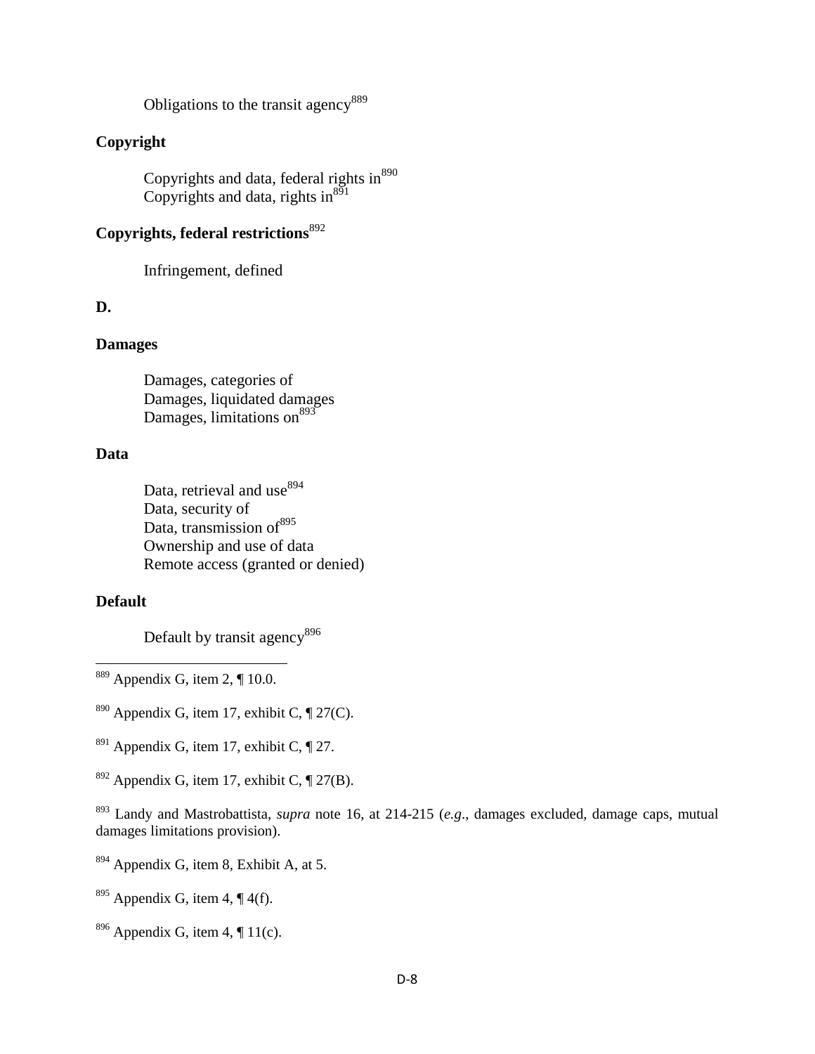Obligations to the transit agency[889]

**Copyright**

Copyrights and data, federal rights in[890]
Copyrights and data, rights in[891]

**Copyrights, federal restrictions**[892]

Infringement, defined

**D.**

**Damages**

Damages, categories of
Damages, liquidated damages
Damages, limitations on[893]

**Data**

Data, retrieval and use[894]
Data, security of
Data, transmission of[895]
Ownership and use of data
Remote access (granted or denied)

**Default**

Default by transit agency[896]

---

[889] Appendix G, item 2, ¶ 10.0.

[890] Appendix G, item 17, exhibit C, ¶ 27(C).

[891] Appendix G, item 17, exhibit C, ¶ 27.

[892] Appendix G, item 17, exhibit C, ¶ 27(B).

[893] Landy and Mastrobattista, *supra* note 16, at 214-215 (*e.g*., damages excluded, damage caps, mutual damages limitations provision).

[894] Appendix G, item 8, Exhibit A, at 5.

[895] Appendix G, item 4, ¶ 4(f).

[896] Appendix G, item 4, ¶ 11(c).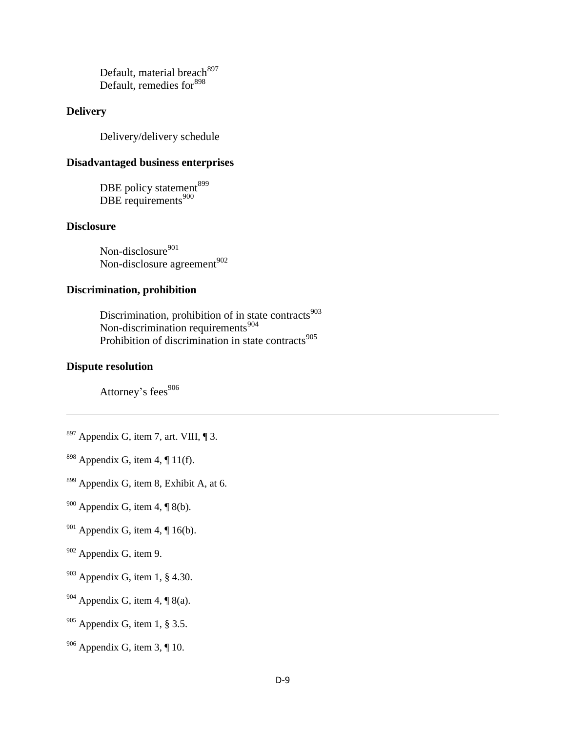Default, material breach[897]
Default, remedies for[898]

**Delivery**

Delivery/delivery schedule

**Disadvantaged business enterprises**

DBE policy statement[899]
DBE requirements[900]

**Disclosure**

Non-disclosure[901]
Non-disclosure agreement[902]

**Discrimination, prohibition**

Discrimination, prohibition of in state contracts[903]
Non-discrimination requirements[904]
Prohibition of discrimination in state contracts[905]

**Dispute resolution**

Attorney's fees[906]

---

[897] Appendix G, item 7, art. VIII, ¶ 3.

[898] Appendix G, item 4, ¶ 11(f).

[899] Appendix G, item 8, Exhibit A, at 6.

[900] Appendix G, item 4, ¶ 8(b).

[901] Appendix G, item 4, ¶ 16(b).

[902] Appendix G, item 9.

[903] Appendix G, item 1, § 4.30.

[904] Appendix G, item 4, ¶ 8(a).

[905] Appendix G, item 1, § 3.5.

[906] Appendix G, item 3, ¶ 10.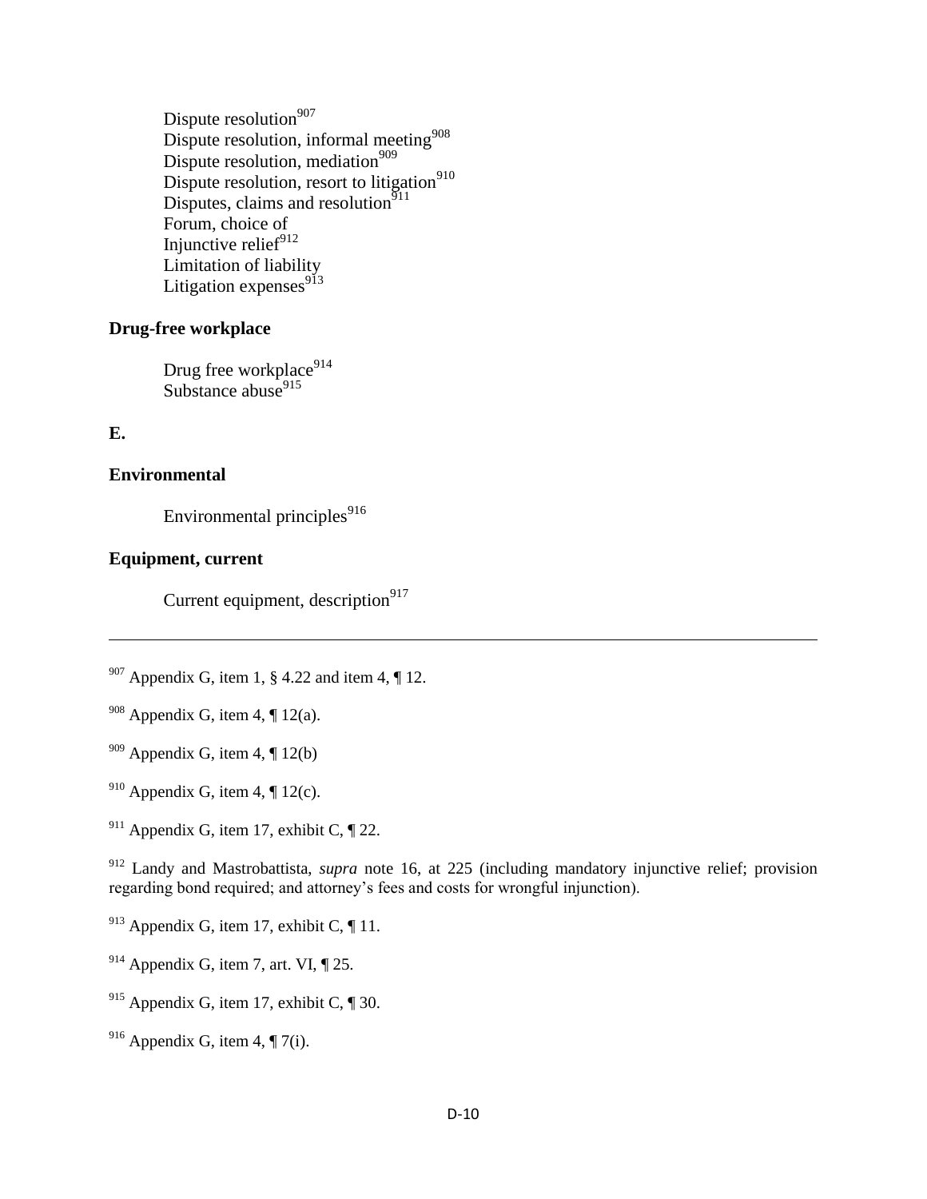Dispute resolution[907]
Dispute resolution, informal meeting[908]
Dispute resolution, mediation[909]
Dispute resolution, resort to litigation[910]
Disputes, claims and resolution[911]
Forum, choice of
Injunctive relief[912]
Limitation of liability
Litigation expenses[913]

**Drug-free workplace**

Drug free workplace[914]
Substance abuse[915]

**E.**

**Environmental**

Environmental principles[916]

**Equipment, current**

Current equipment, description[917]

---

[907] Appendix G, item 1, § 4.22 and item 4, ¶ 12.

[908] Appendix G, item 4, ¶ 12(a).

[909] Appendix G, item 4, ¶ 12(b)

[910] Appendix G, item 4, ¶ 12(c).

[911] Appendix G, item 17, exhibit C, ¶ 22.

[912] Landy and Mastrobattista, *supra* note 16, at 225 (including mandatory injunctive relief; provision regarding bond required; and attorney's fees and costs for wrongful injunction).

[913] Appendix G, item 17, exhibit C, ¶ 11.

[914] Appendix G, item 7, art. VI, ¶ 25.

[915] Appendix G, item 17, exhibit C, ¶ 30.

[916] Appendix G, item 4, ¶ 7(i).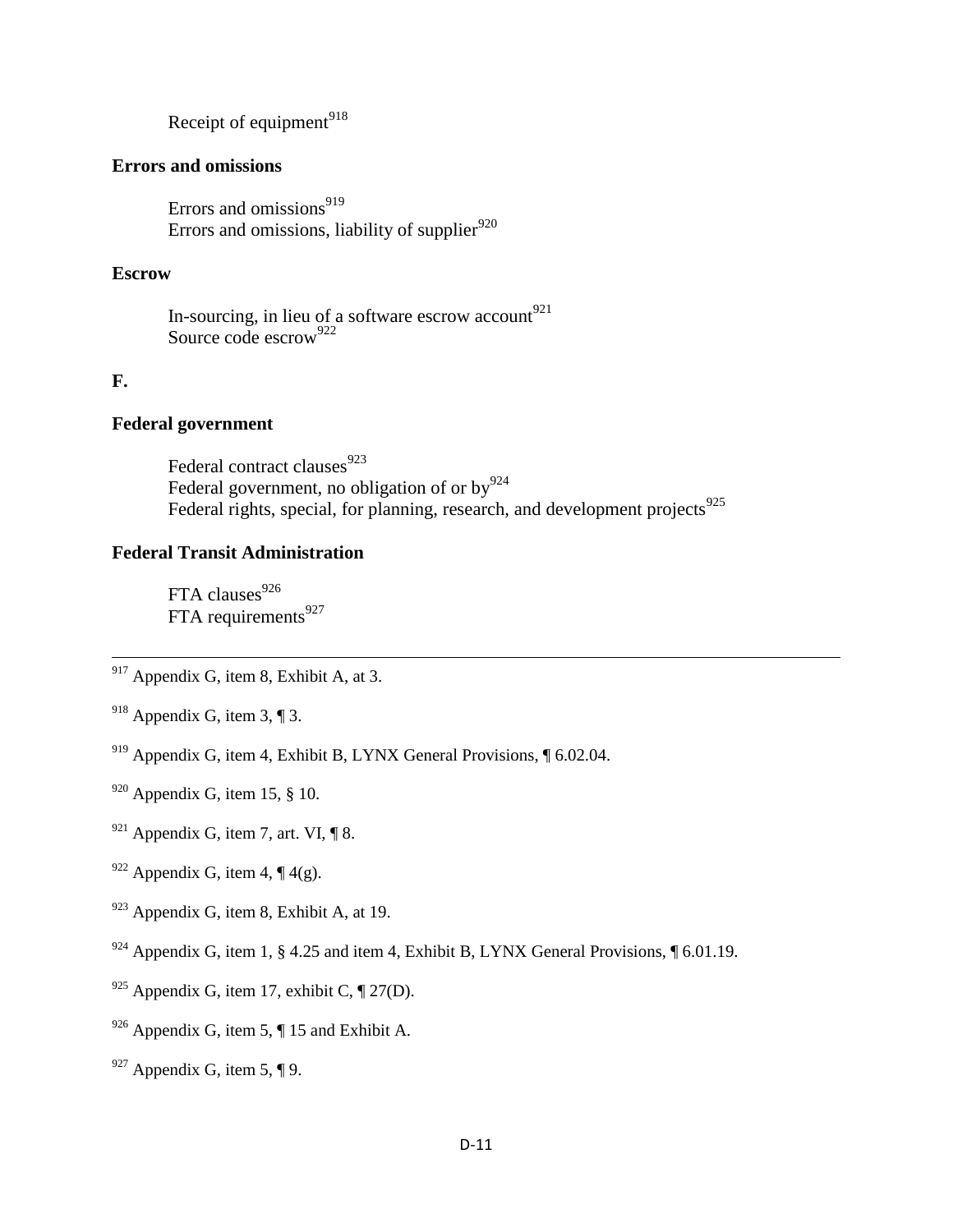Receipt of equipment[918]

**Errors and omissions**

Errors and omissions[919]
Errors and omissions, liability of supplier[920]

**Escrow**

In-sourcing, in lieu of a software escrow account[921]
Source code escrow[922]

**F.**

**Federal government**

Federal contract clauses[923]
Federal government, no obligation of or by[924]
Federal rights, special, for planning, research, and development projects[925]

**Federal Transit Administration**

FTA clauses[926]
FTA requirements[927]

---

[917] Appendix G, item 8, Exhibit A, at 3.

[918] Appendix G, item 3, ¶ 3.

[919] Appendix G, item 4, Exhibit B, LYNX General Provisions, ¶ 6.02.04.

[920] Appendix G, item 15, § 10.

[921] Appendix G, item 7, art. VI, ¶ 8.

[922] Appendix G, item 4, ¶ 4(g).

[923] Appendix G, item 8, Exhibit A, at 19.

[924] Appendix G, item 1, § 4.25 and item 4, Exhibit B, LYNX General Provisions, ¶ 6.01.19.

[925] Appendix G, item 17, exhibit C, ¶ 27(D).

[926] Appendix G, item 5, ¶ 15 and Exhibit A.

[927] Appendix G, item 5, ¶ 9.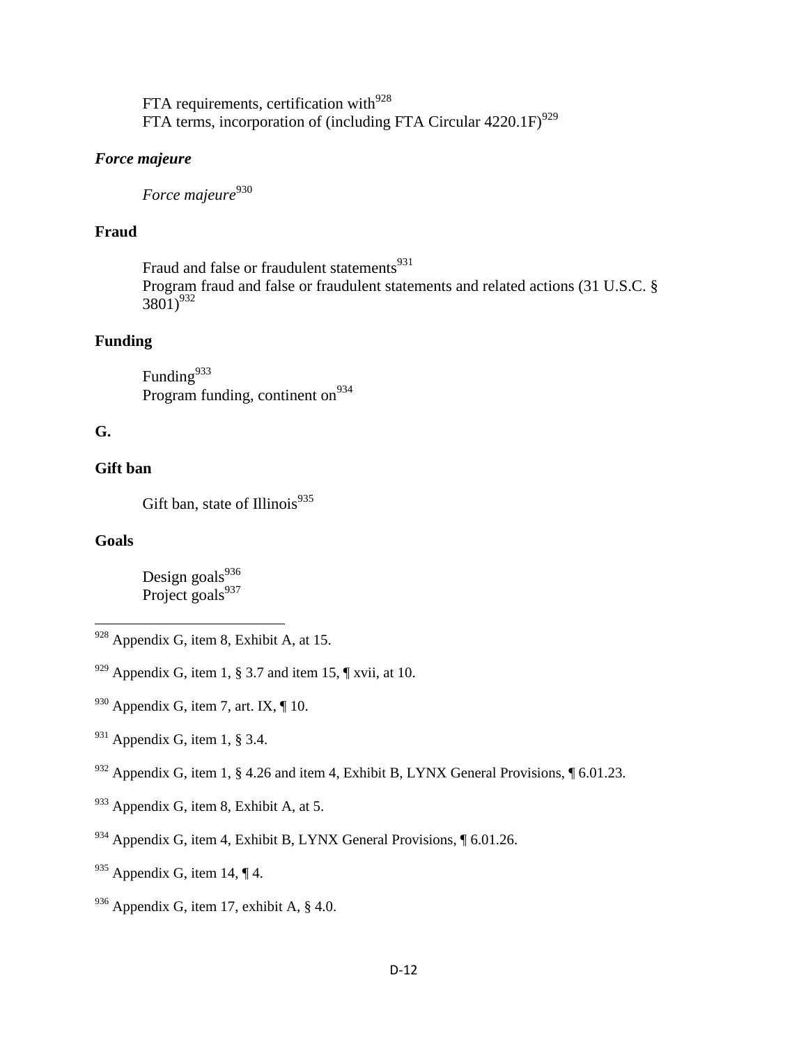FTA requirements, certification with[928]
FTA terms, incorporation of (including FTA Circular 4220.1F)[929]

### *Force majeure*

*Force majeure*[930]

### Fraud

Fraud and false or fraudulent statements[931]
Program fraud and false or fraudulent statements and related actions (31 U.S.C. § 3801)[932]

### Funding

Funding[933]
Program funding, continent on[934]

## G.

### Gift ban

Gift ban, state of Illinois[935]

### Goals

Design goals[936]
Project goals[937]

---

[928] Appendix G, item 8, Exhibit A, at 15.

[929] Appendix G, item 1, § 3.7 and item 15, ¶ xvii, at 10.

[930] Appendix G, item 7, art. IX, ¶ 10.

[931] Appendix G, item 1, § 3.4.

[932] Appendix G, item 1, § 4.26 and item 4, Exhibit B, LYNX General Provisions, ¶ 6.01.23.

[933] Appendix G, item 8, Exhibit A, at 5.

[934] Appendix G, item 4, Exhibit B, LYNX General Provisions, ¶ 6.01.26.

[935] Appendix G, item 14, ¶ 4.

[936] Appendix G, item 17, exhibit A, § 4.0.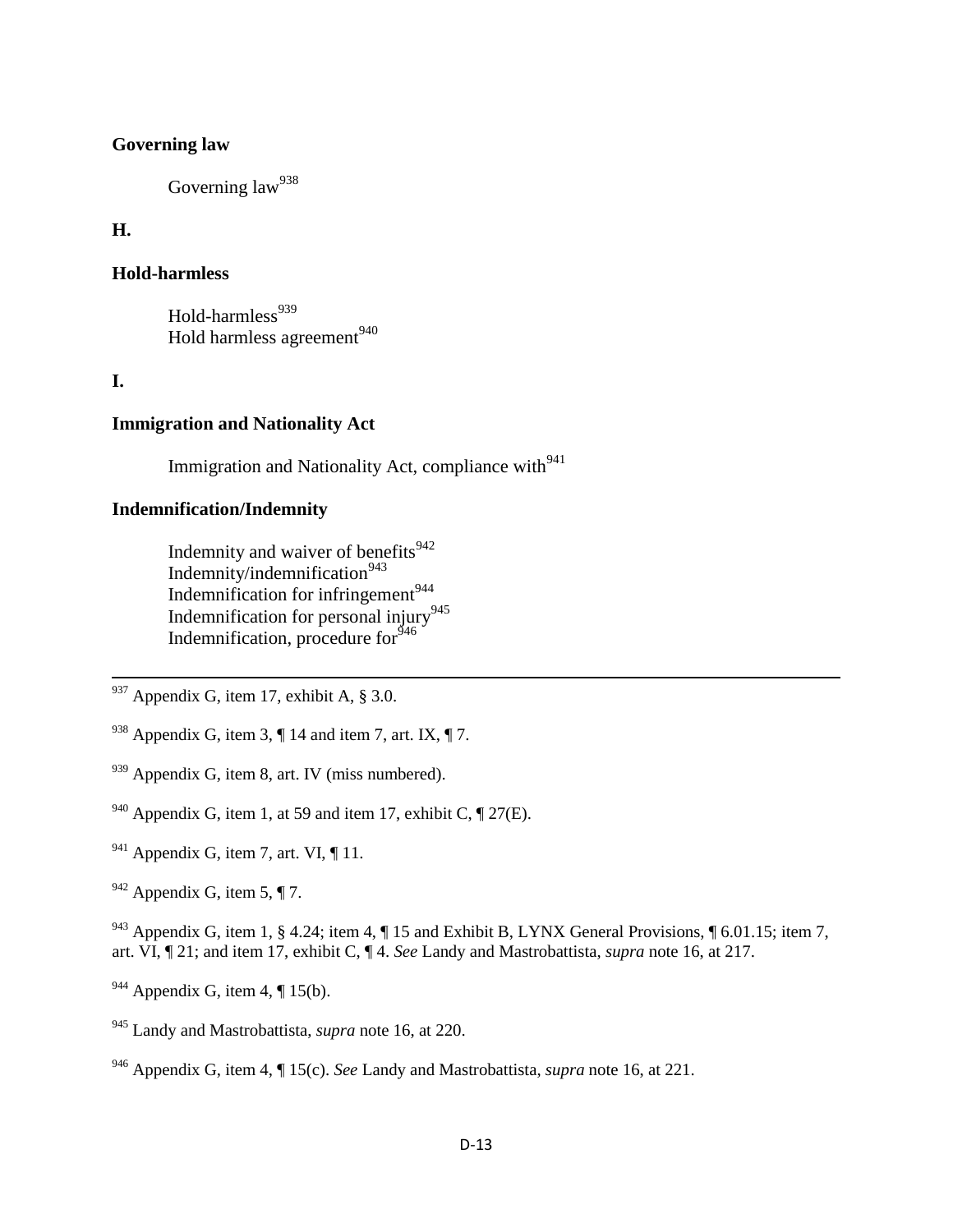**Governing law**

Governing law[938]

**H.**

**Hold-harmless**

Hold-harmless[939]
Hold harmless agreement[940]

**I.**

**Immigration and Nationality Act**

Immigration and Nationality Act, compliance with[941]

**Indemnification/Indemnity**

Indemnity and waiver of benefits[942]
Indemnity/indemnification[943]
Indemnification for infringement[944]
Indemnification for personal injury[945]
Indemnification, procedure for[946]

---

[937] Appendix G, item 17, exhibit A, § 3.0.

[938] Appendix G, item 3, ¶ 14 and item 7, art. IX, ¶ 7.

[939] Appendix G, item 8, art. IV (miss numbered).

[940] Appendix G, item 1, at 59 and item 17, exhibit C, ¶ 27(E).

[941] Appendix G, item 7, art. VI, ¶ 11.

[942] Appendix G, item 5, ¶ 7.

[943] Appendix G, item 1, § 4.24; item 4, ¶ 15 and Exhibit B, LYNX General Provisions, ¶ 6.01.15; item 7, art. VI, ¶ 21; and item 17, exhibit C, ¶ 4. *See* Landy and Mastrobattista, *supra* note 16, at 217.

[944] Appendix G, item 4, ¶ 15(b).

[945] Landy and Mastrobattista, *supra* note 16, at 220.

[946] Appendix G, item 4, ¶ 15(c). *See* Landy and Mastrobattista, *supra* note 16, at 221.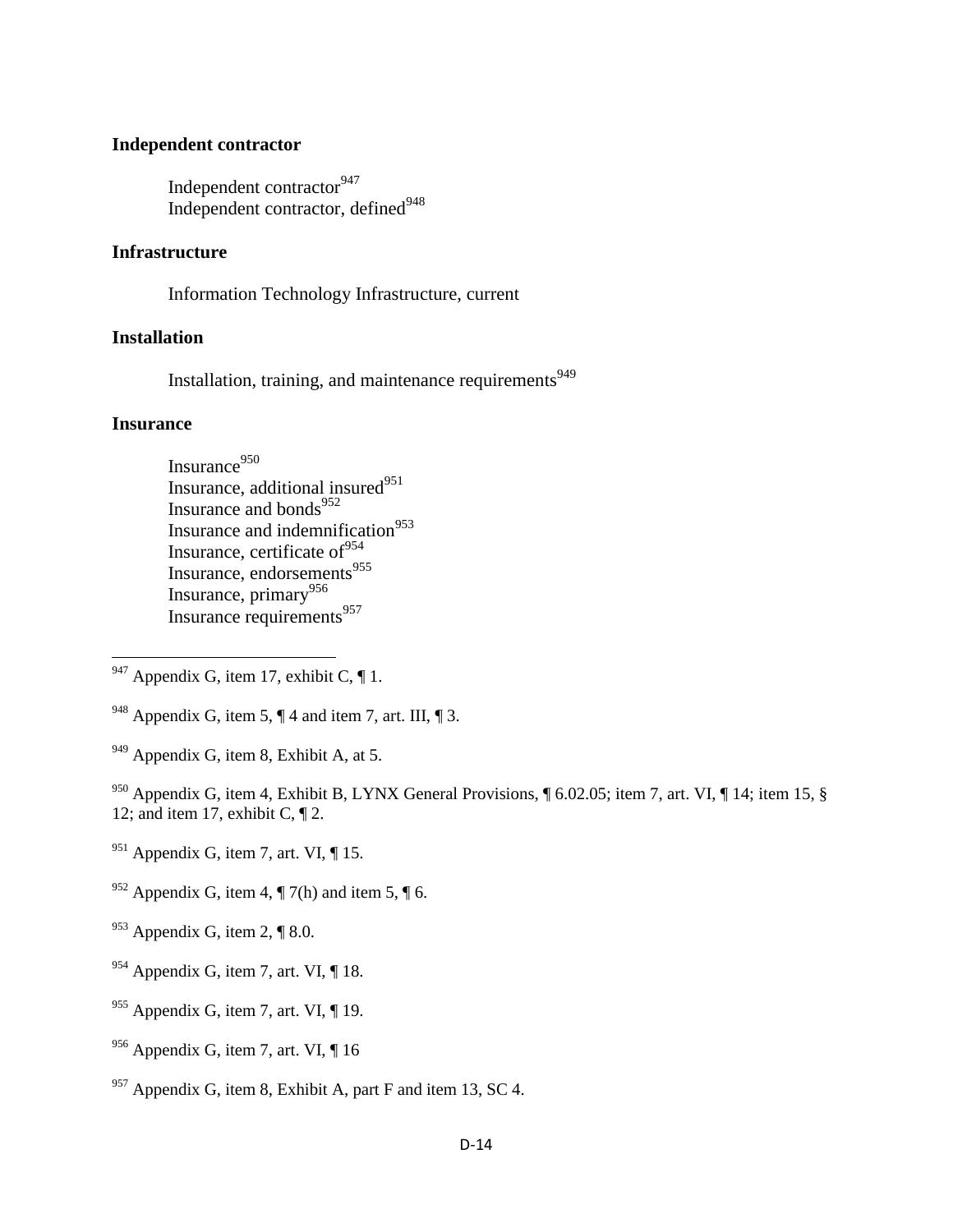**Independent contractor**

Independent contractor[947]
Independent contractor, defined[948]

**Infrastructure**

Information Technology Infrastructure, current

**Installation**

Installation, training, and maintenance requirements[949]

**Insurance**

Insurance[950]
Insurance, additional insured[951]
Insurance and bonds[952]
Insurance and indemnification[953]
Insurance, certificate of[954]
Insurance, endorsements[955]
Insurance, primary[956]
Insurance requirements[957]

---

[947] Appendix G, item 17, exhibit C, ¶ 1.

[948] Appendix G, item 5, ¶ 4 and item 7, art. III, ¶ 3.

[949] Appendix G, item 8, Exhibit A, at 5.

[950] Appendix G, item 4, Exhibit B, LYNX General Provisions, ¶ 6.02.05; item 7, art. VI, ¶ 14; item 15, § 12; and item 17, exhibit C, ¶ 2.

[951] Appendix G, item 7, art. VI, ¶ 15.

[952] Appendix G, item 4, ¶ 7(h) and item 5, ¶ 6.

[953] Appendix G, item 2, ¶ 8.0.

[954] Appendix G, item 7, art. VI, ¶ 18.

[955] Appendix G, item 7, art. VI, ¶ 19.

[956] Appendix G, item 7, art. VI, ¶ 16

[957] Appendix G, item 8, Exhibit A, part F and item 13, SC 4.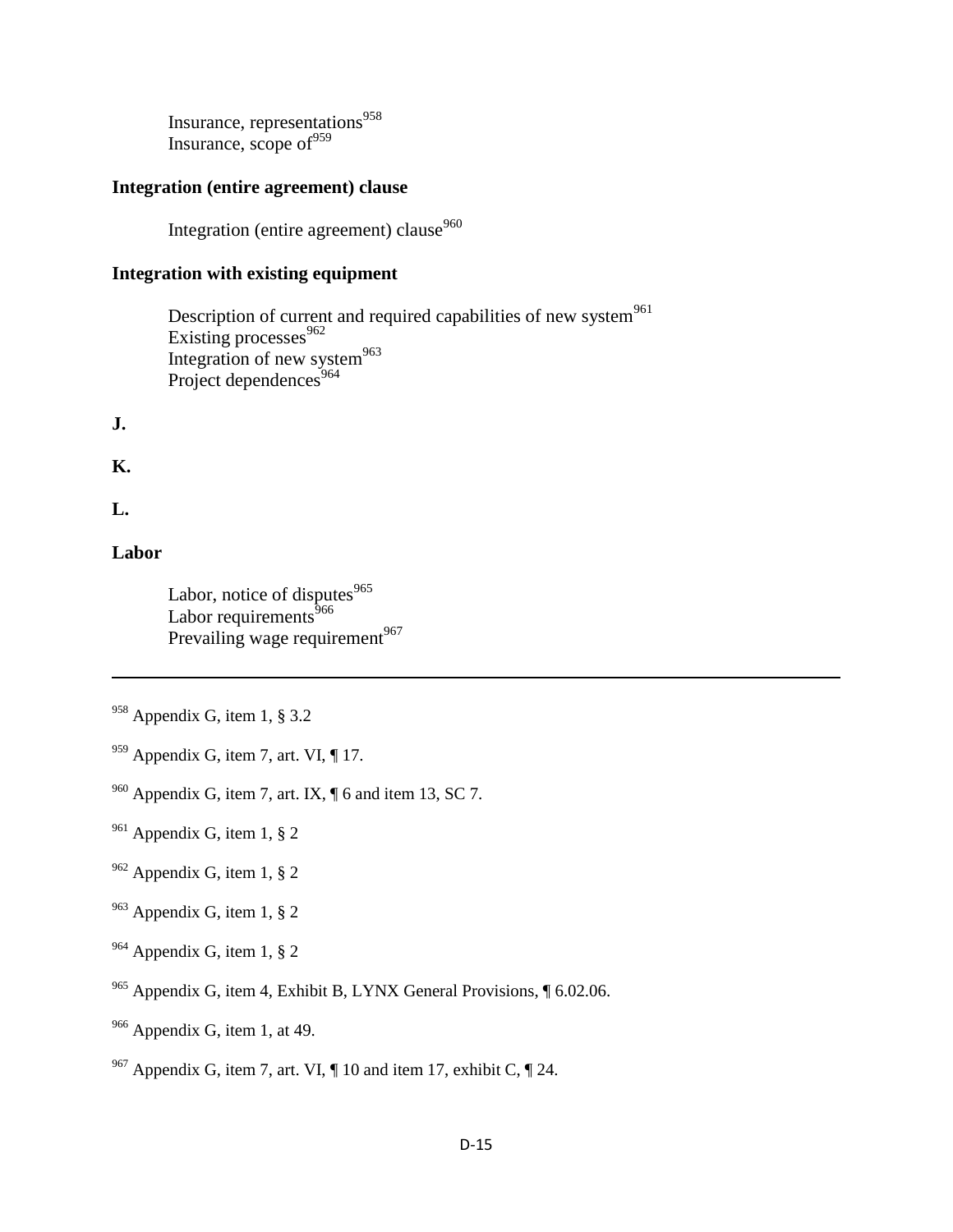Insurance, representations[958]
Insurance, scope of[959]

**Integration (entire agreement) clause**

Integration (entire agreement) clause[960]

**Integration with existing equipment**

Description of current and required capabilities of new system[961]
Existing processes[962]
Integration of new system[963]
Project dependences[964]

**J.**

**K.**

**L.**

**Labor**

Labor, notice of disputes[965]
Labor requirements[966]
Prevailing wage requirement[967]

---

[958] Appendix G, item 1, § 3.2

[959] Appendix G, item 7, art. VI, ¶ 17.

[960] Appendix G, item 7, art. IX, ¶ 6 and item 13, SC 7.

[961] Appendix G, item 1, § 2

[962] Appendix G, item 1, § 2

[963] Appendix G, item 1, § 2

[964] Appendix G, item 1, § 2

[965] Appendix G, item 4, Exhibit B, LYNX General Provisions, ¶ 6.02.06.

[966] Appendix G, item 1, at 49.

[967] Appendix G, item 7, art. VI, ¶ 10 and item 17, exhibit C, ¶ 24.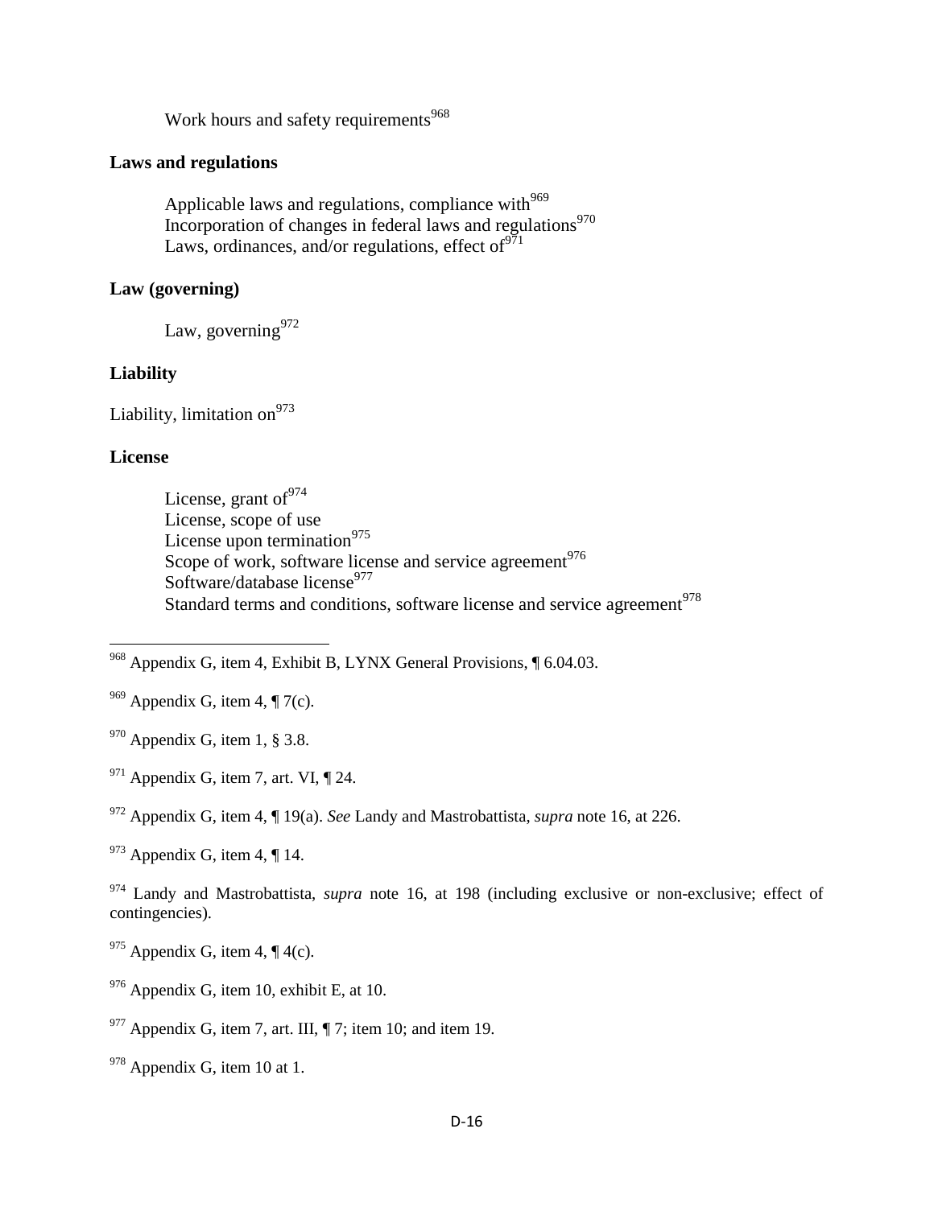Work hours and safety requirements[968]

**Laws and regulations**

Applicable laws and regulations, compliance with[969]
Incorporation of changes in federal laws and regulations[970]
Laws, ordinances, and/or regulations, effect of[971]

**Law (governing)**

Law, governing[972]

**Liability**

Liability, limitation on[973]

**License**

License, grant of[974]
License, scope of use
License upon termination[975]
Scope of work, software license and service agreement[976]
Software/database license[977]
Standard terms and conditions, software license and service agreement[978]

---

[968] Appendix G, item 4, Exhibit B, LYNX General Provisions, ¶ 6.04.03.

[969] Appendix G, item 4, ¶ 7(c).

[970] Appendix G, item 1, § 3.8.

[971] Appendix G, item 7, art. VI, ¶ 24.

[972] Appendix G, item 4, ¶ 19(a). *See* Landy and Mastrobattista, *supra* note 16, at 226.

[973] Appendix G, item 4, ¶ 14.

[974] Landy and Mastrobattista, *supra* note 16, at 198 (including exclusive or non-exclusive; effect of contingencies).

[975] Appendix G, item 4, ¶ 4(c).

[976] Appendix G, item 10, exhibit E, at 10.

[977] Appendix G, item 7, art. III, ¶ 7; item 10; and item 19.

[978] Appendix G, item 10 at 1.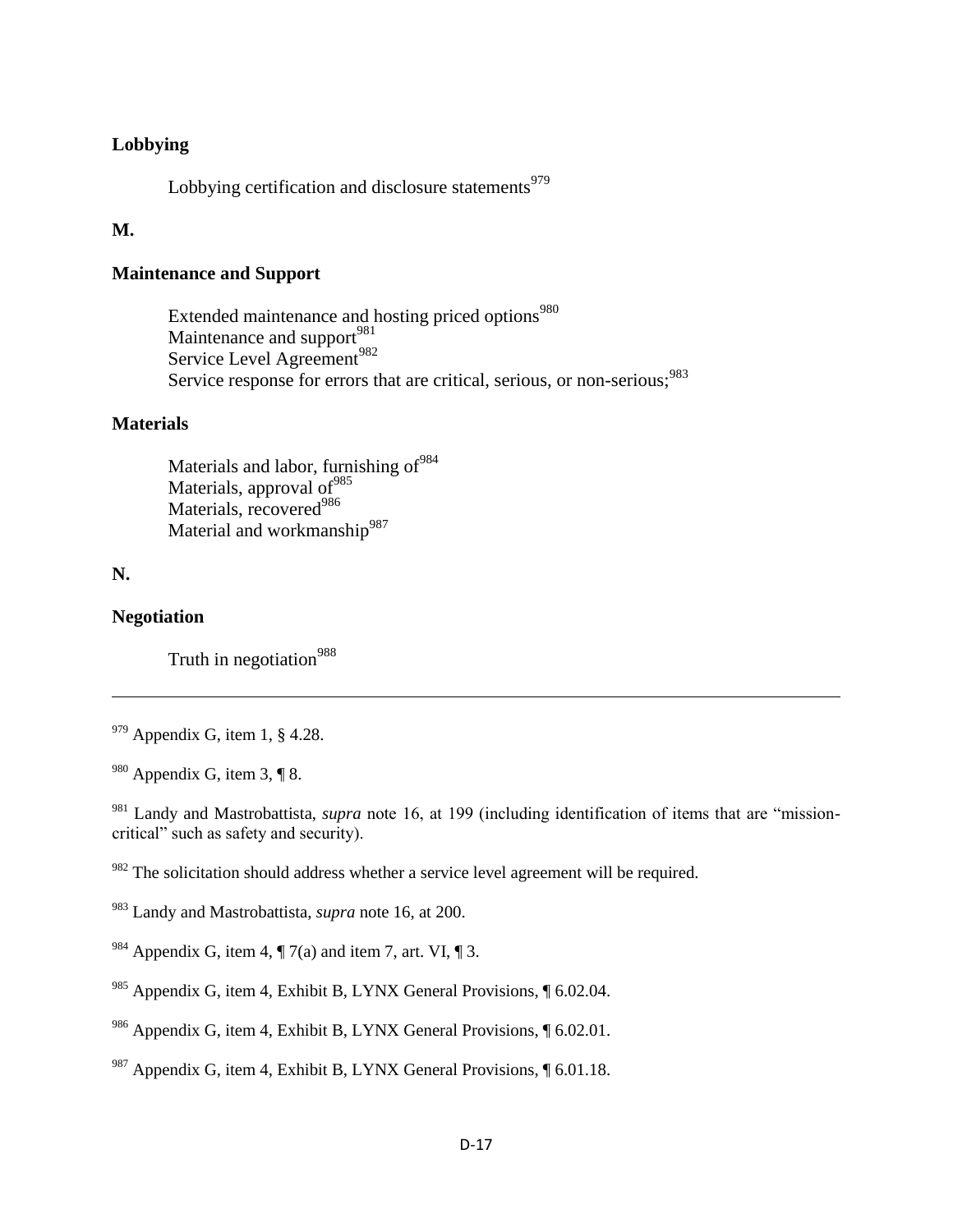**Lobbying**

Lobbying certification and disclosure statements[979]

**M.**

**Maintenance and Support**

Extended maintenance and hosting priced options[980]
Maintenance and support[981]
Service Level Agreement[982]
Service response for errors that are critical, serious, or non-serious;[983]

**Materials**

Materials and labor, furnishing of[984]
Materials, approval of[985]
Materials, recovered[986]
Material and workmanship[987]

**N.**

**Negotiation**

Truth in negotiation[988]

---

[979] Appendix G, item 1, § 4.28.

[980] Appendix G, item 3, ¶ 8.

[981] Landy and Mastrobattista, *supra* note 16, at 199 (including identification of items that are "mission-critical" such as safety and security).

[982] The solicitation should address whether a service level agreement will be required.

[983] Landy and Mastrobattista, *supra* note 16, at 200.

[984] Appendix G, item 4, ¶ 7(a) and item 7, art. VI, ¶ 3.

[985] Appendix G, item 4, Exhibit B, LYNX General Provisions, ¶ 6.02.04.

[986] Appendix G, item 4, Exhibit B, LYNX General Provisions, ¶ 6.02.01.

[987] Appendix G, item 4, Exhibit B, LYNX General Provisions, ¶ 6.01.18.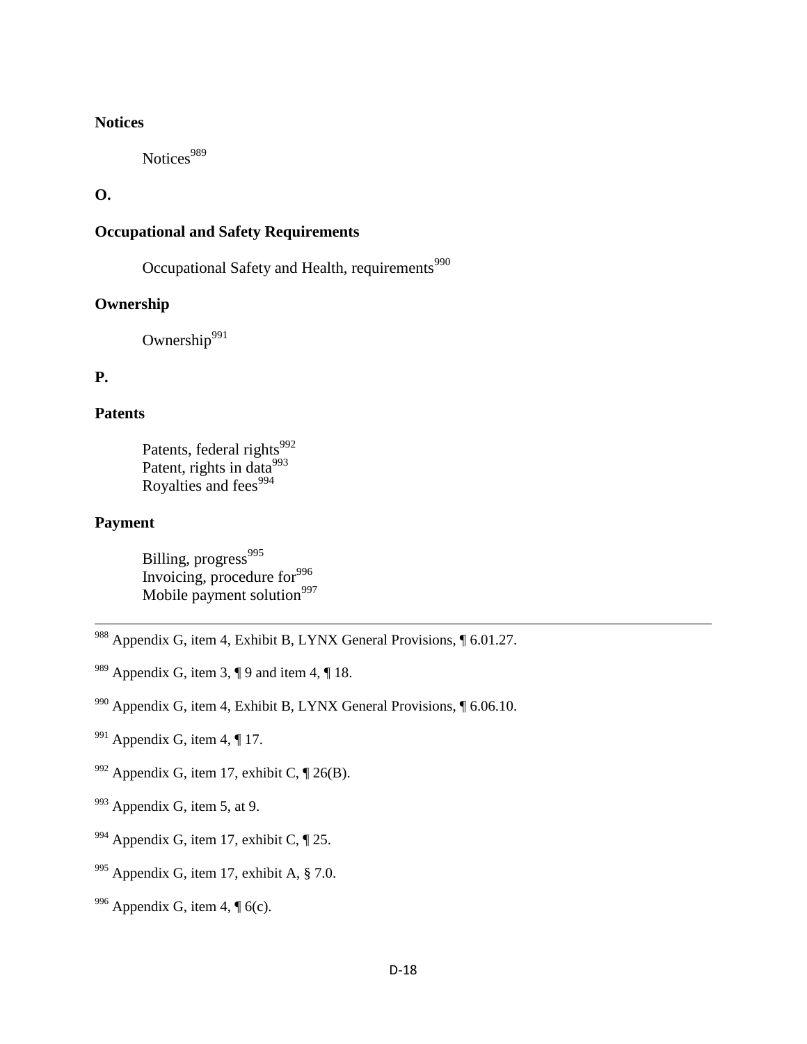**Notices**

Notices[989]

**O.**

**Occupational and Safety Requirements**

Occupational Safety and Health, requirements[990]

**Ownership**

Ownership[991]

**P.**

**Patents**

Patents, federal rights[992]
Patent, rights in data[993]
Royalties and fees[994]

**Payment**

Billing, progress[995]
Invoicing, procedure for[996]
Mobile payment solution[997]

---

[988] Appendix G, item 4, Exhibit B, LYNX General Provisions, ¶ 6.01.27.

[989] Appendix G, item 3, ¶ 9 and item 4, ¶ 18.

[990] Appendix G, item 4, Exhibit B, LYNX General Provisions, ¶ 6.06.10.

[991] Appendix G, item 4, ¶ 17.

[992] Appendix G, item 17, exhibit C, ¶ 26(B).

[993] Appendix G, item 5, at 9.

[994] Appendix G, item 17, exhibit C, ¶ 25.

[995] Appendix G, item 17, exhibit A, § 7.0.

[996] Appendix G, item 4, ¶ 6(c).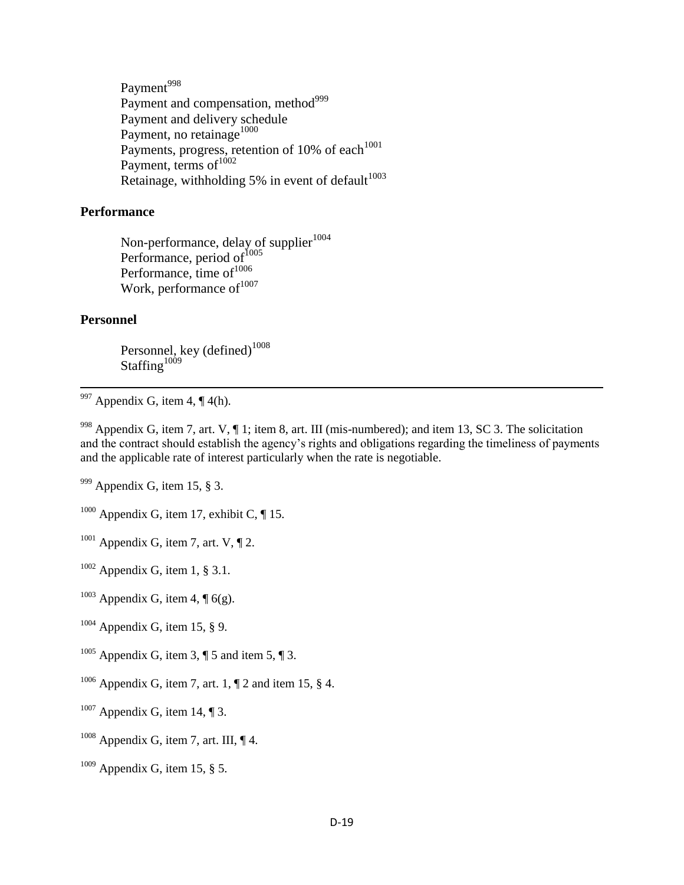Payment[998]
Payment and compensation, method[999]
Payment and delivery schedule
Payment, no retainage[1000]
Payments, progress, retention of 10% of each[1001]
Payment, terms of[1002]
Retainage, withholding 5% in event of default[1003]

**Performance**

Non-performance, delay of supplier[1004]
Performance, period of[1005]
Performance, time of[1006]
Work, performance of[1007]

**Personnel**

Personnel, key (defined)[1008]
Staffing[1009]

---

[997] Appendix G, item 4, ¶ 4(h).

[998] Appendix G, item 7, art. V, ¶ 1; item 8, art. III (mis-numbered); and item 13, SC 3. The solicitation and the contract should establish the agency's rights and obligations regarding the timeliness of payments and the applicable rate of interest particularly when the rate is negotiable.

[999] Appendix G, item 15, § 3.

[1000] Appendix G, item 17, exhibit C, ¶ 15.

[1001] Appendix G, item 7, art. V, ¶ 2.

[1002] Appendix G, item 1, § 3.1.

[1003] Appendix G, item 4, ¶ 6(g).

[1004] Appendix G, item 15, § 9.

[1005] Appendix G, item 3, ¶ 5 and item 5, ¶ 3.

[1006] Appendix G, item 7, art. 1, ¶ 2 and item 15, § 4.

[1007] Appendix G, item 14, ¶ 3.

[1008] Appendix G, item 7, art. III, ¶ 4.

[1009] Appendix G, item 15, § 5.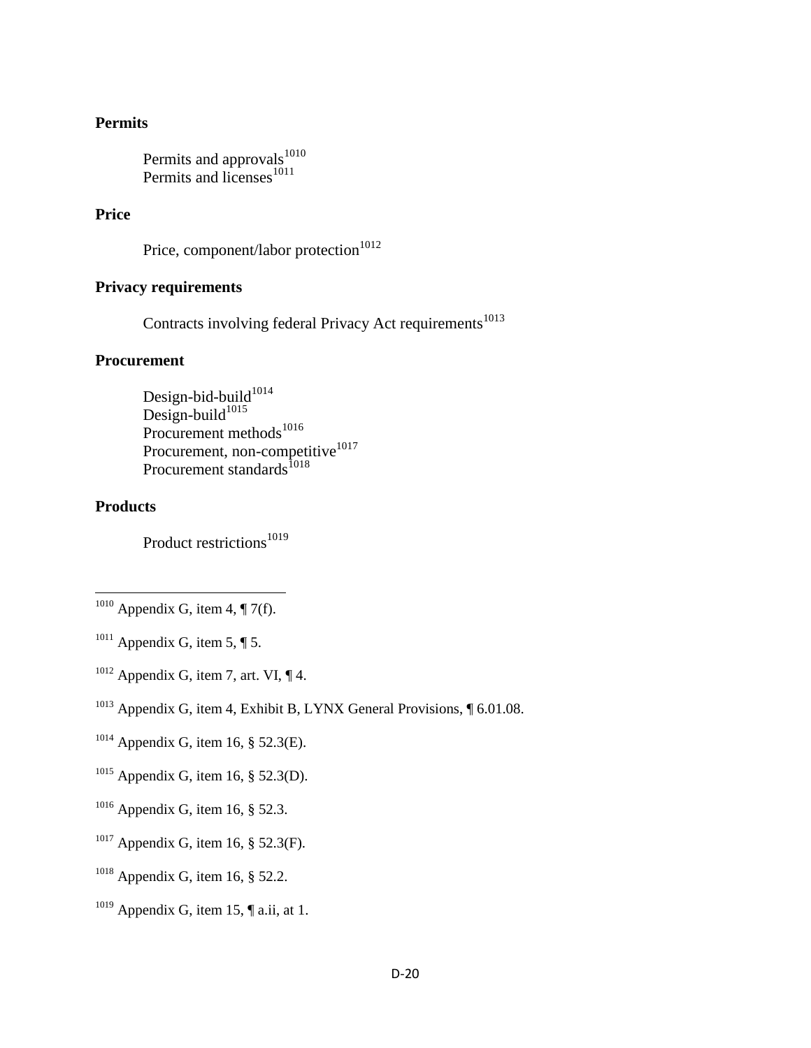**Permits**

Permits and approvals[1010]
Permits and licenses[1011]

**Price**

Price, component/labor protection[1012]

**Privacy requirements**

Contracts involving federal Privacy Act requirements[1013]

**Procurement**

Design-bid-build[1014]
Design-build[1015]
Procurement methods[1016]
Procurement, non-competitive[1017]
Procurement standards[1018]

**Products**

Product restrictions[1019]

---

[1010] Appendix G, item 4, ¶ 7(f).

[1011] Appendix G, item 5, ¶ 5.

[1012] Appendix G, item 7, art. VI, ¶ 4.

[1013] Appendix G, item 4, Exhibit B, LYNX General Provisions, ¶ 6.01.08.

[1014] Appendix G, item 16, § 52.3(E).

[1015] Appendix G, item 16, § 52.3(D).

[1016] Appendix G, item 16, § 52.3.

[1017] Appendix G, item 16, § 52.3(F).

[1018] Appendix G, item 16, § 52.2.

[1019] Appendix G, item 15, ¶ a.ii, at 1.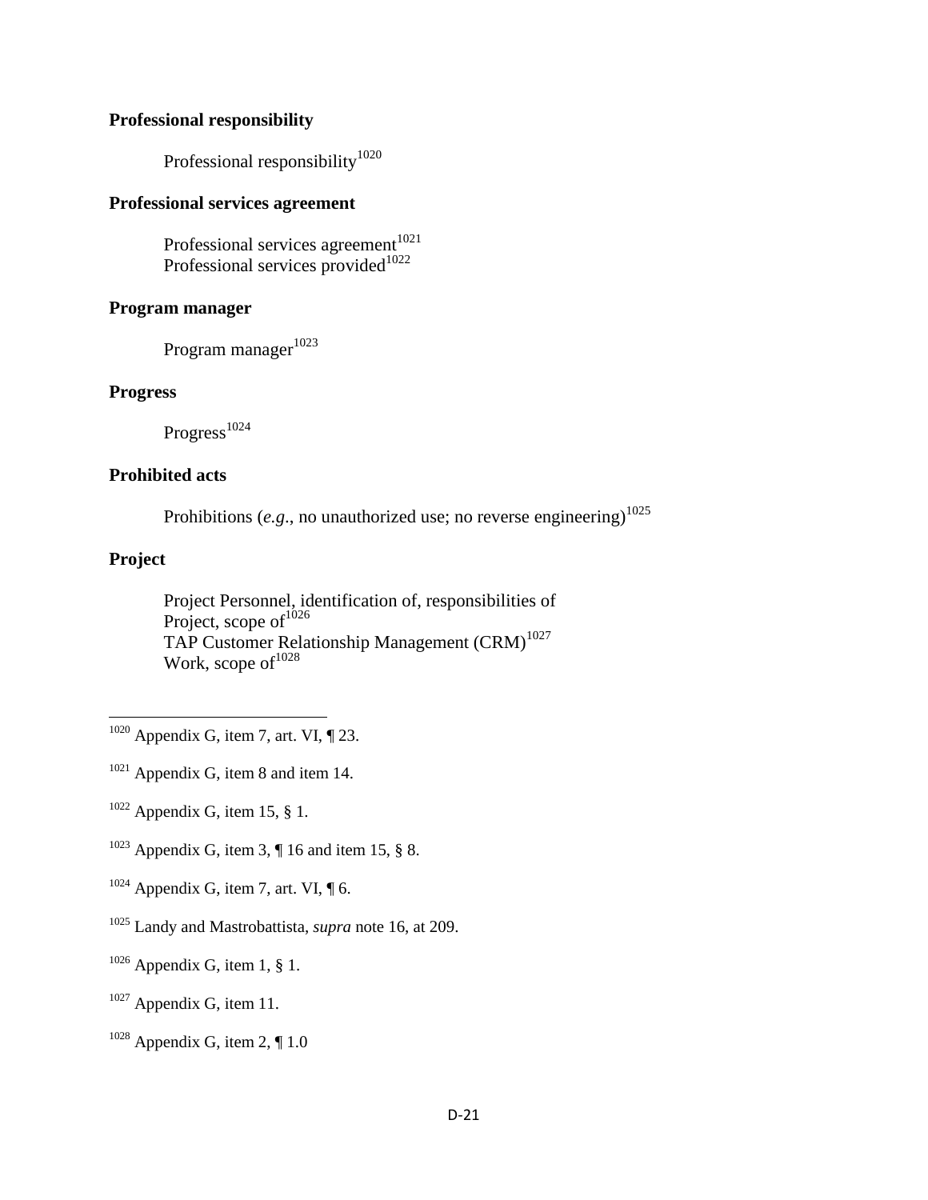**Professional responsibility**

Professional responsibility[1020]

**Professional services agreement**

Professional services agreement[1021]
Professional services provided[1022]

**Program manager**

Program manager[1023]

**Progress**

Progress[1024]

**Prohibited acts**

Prohibitions (*e.g.*, no unauthorized use; no reverse engineering)[1025]

**Project**

Project Personnel, identification of, responsibilities of
Project, scope of[1026]
TAP Customer Relationship Management (CRM)[1027]
Work, scope of[1028]

---

[1020] Appendix G, item 7, art. VI, ¶ 23.

[1021] Appendix G, item 8 and item 14.

[1022] Appendix G, item 15, § 1.

[1023] Appendix G, item 3, ¶ 16 and item 15, § 8.

[1024] Appendix G, item 7, art. VI, ¶ 6.

[1025] Landy and Mastrobattista, *supra* note 16, at 209.

[1026] Appendix G, item 1, § 1.

[1027] Appendix G, item 11.

[1028] Appendix G, item 2, ¶ 1.0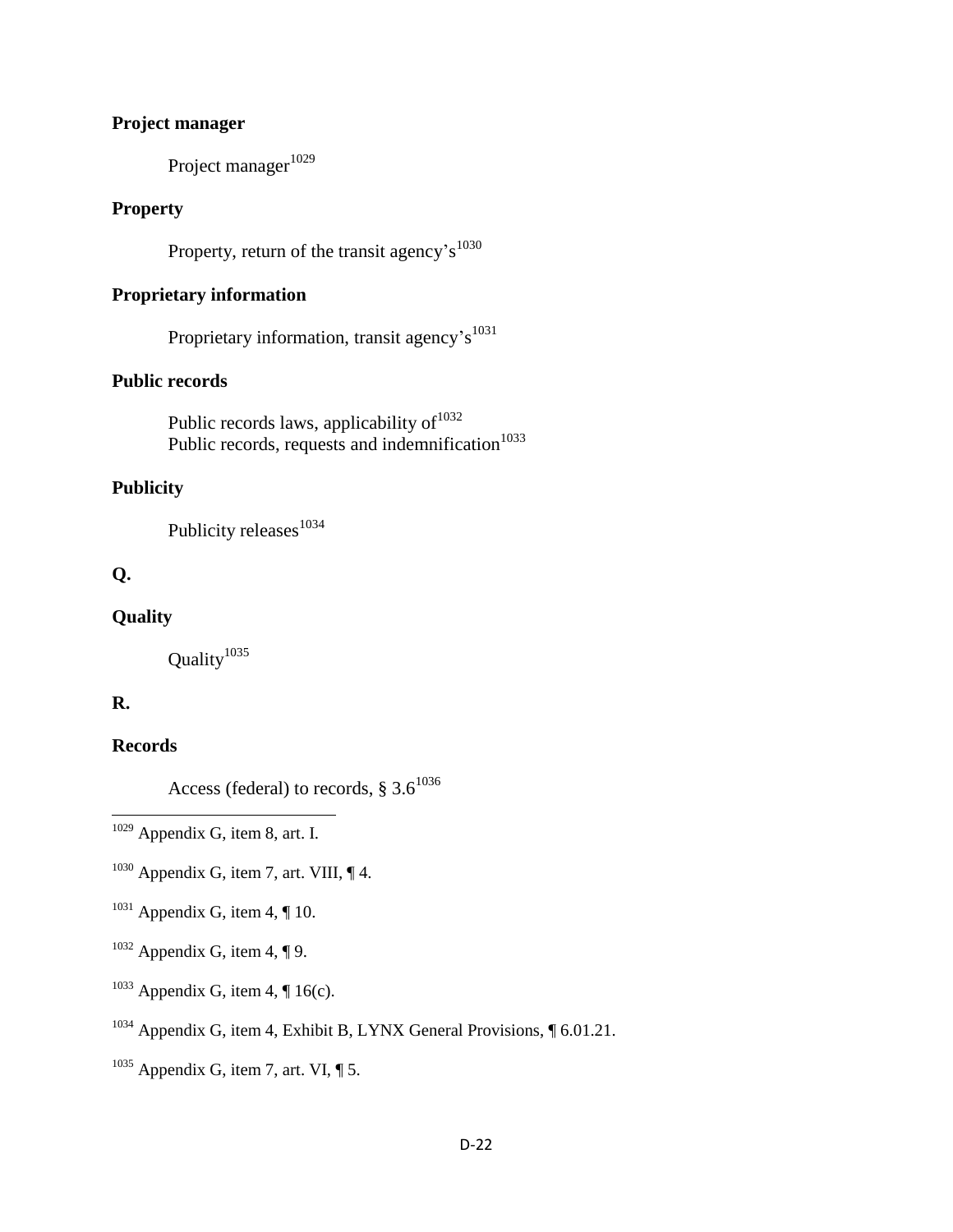**Project manager**

Project manager[1029]

**Property**

Property, return of the transit agency's[1030]

**Proprietary information**

Proprietary information, transit agency's[1031]

**Public records**

Public records laws, applicability of[1032]
Public records, requests and indemnification[1033]

**Publicity**

Publicity releases[1034]

**Q.**

**Quality**

Quality[1035]

**R.**

**Records**

Access (federal) to records, § 3.6[1036]

---

[1029] Appendix G, item 8, art. I.

[1030] Appendix G, item 7, art. VIII, ¶ 4.

[1031] Appendix G, item 4, ¶ 10.

[1032] Appendix G, item 4, ¶ 9.

[1033] Appendix G, item 4, ¶ 16(c).

[1034] Appendix G, item 4, Exhibit B, LYNX General Provisions, ¶ 6.01.21.

[1035] Appendix G, item 7, art. VI, ¶ 5.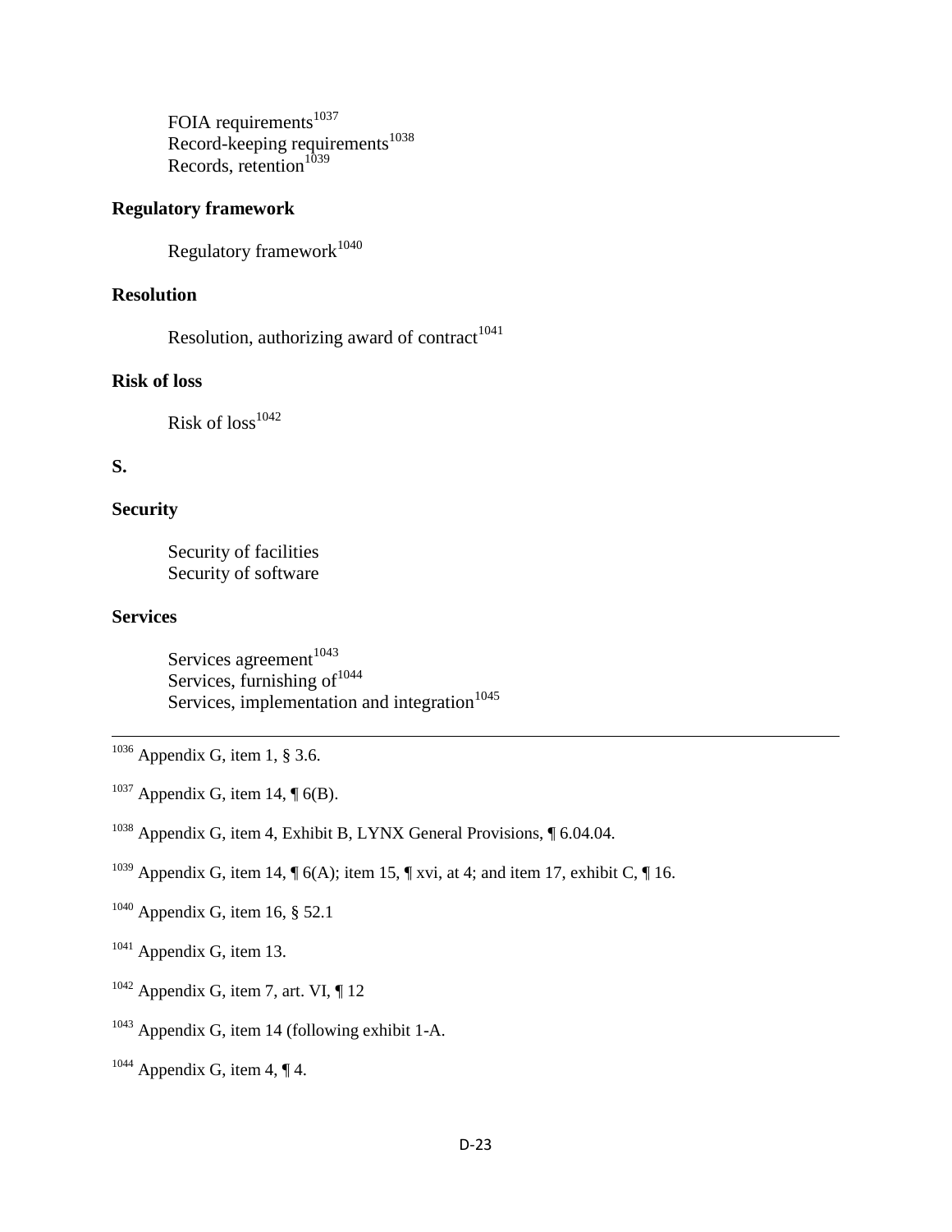FOIA requirements[1037]
Record-keeping requirements[1038]
Records, retention[1039]

**Regulatory framework**

Regulatory framework[1040]

**Resolution**

Resolution, authorizing award of contract[1041]

**Risk of loss**

Risk of loss[1042]

**S.**

**Security**

Security of facilities
Security of software

**Services**

Services agreement[1043]
Services, furnishing of[1044]
Services, implementation and integration[1045]

---

[1036] Appendix G, item 1, § 3.6.

[1037] Appendix G, item 14, ¶ 6(B).

[1038] Appendix G, item 4, Exhibit B, LYNX General Provisions, ¶ 6.04.04.

[1039] Appendix G, item 14, ¶ 6(A); item 15, ¶ xvi, at 4; and item 17, exhibit C, ¶ 16.

[1040] Appendix G, item 16, § 52.1

[1041] Appendix G, item 13.

[1042] Appendix G, item 7, art. VI, ¶ 12

[1043] Appendix G, item 14 (following exhibit 1-A.

[1044] Appendix G, item 4, ¶ 4.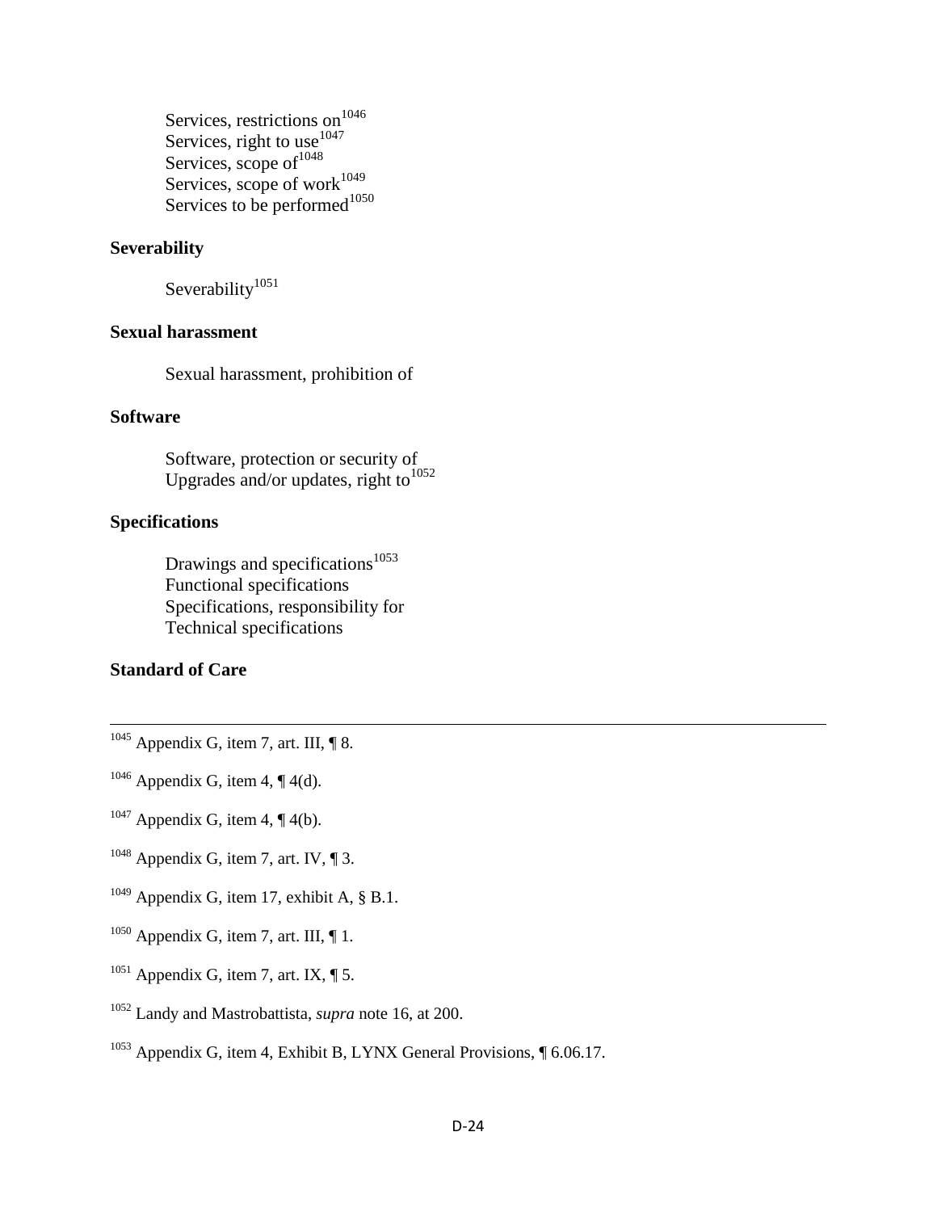Services, restrictions on[1046]
Services, right to use[1047]
Services, scope of[1048]
Services, scope of work[1049]
Services to be performed[1050]

**Severability**

Severability[1051]

**Sexual harassment**

Sexual harassment, prohibition of

**Software**

Software, protection or security of
Upgrades and/or updates, right to[1052]

**Specifications**

Drawings and specifications[1053]
Functional specifications
Specifications, responsibility for
Technical specifications

**Standard of Care**

---

[1045] Appendix G, item 7, art. III, ¶ 8.

[1046] Appendix G, item 4, ¶ 4(d).

[1047] Appendix G, item 4, ¶ 4(b).

[1048] Appendix G, item 7, art. IV, ¶ 3.

[1049] Appendix G, item 17, exhibit A, § B.1.

[1050] Appendix G, item 7, art. III, ¶ 1.

[1051] Appendix G, item 7, art. IX, ¶ 5.

[1052] Landy and Mastrobattista, *supra* note 16, at 200.

[1053] Appendix G, item 4, Exhibit B, LYNX General Provisions, ¶ 6.06.17.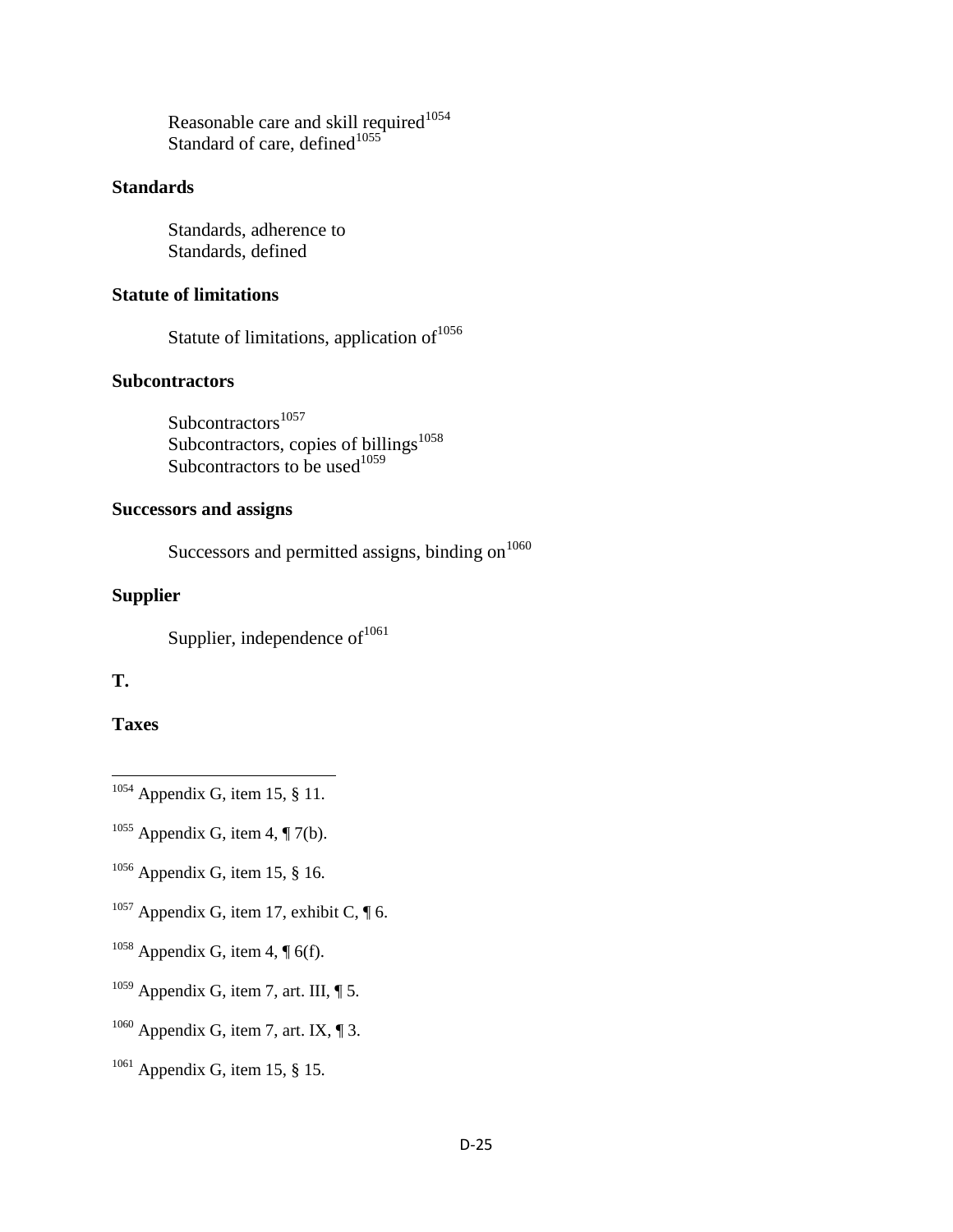Reasonable care and skill required[1054]
Standard of care, defined[1055]

**Standards**

Standards, adherence to
Standards, defined

**Statute of limitations**

Statute of limitations, application of[1056]

**Subcontractors**

Subcontractors[1057]
Subcontractors, copies of billings[1058]
Subcontractors to be used[1059]

**Successors and assigns**

Successors and permitted assigns, binding on[1060]

**Supplier**

Supplier, independence of[1061]

**T.**

**Taxes**

---

[1054] Appendix G, item 15, § 11.

[1055] Appendix G, item 4, ¶ 7(b).

[1056] Appendix G, item 15, § 16.

[1057] Appendix G, item 17, exhibit C, ¶ 6.

[1058] Appendix G, item 4, ¶ 6(f).

[1059] Appendix G, item 7, art. III, ¶ 5.

[1060] Appendix G, item 7, art. IX, ¶ 3.

[1061] Appendix G, item 15, § 15.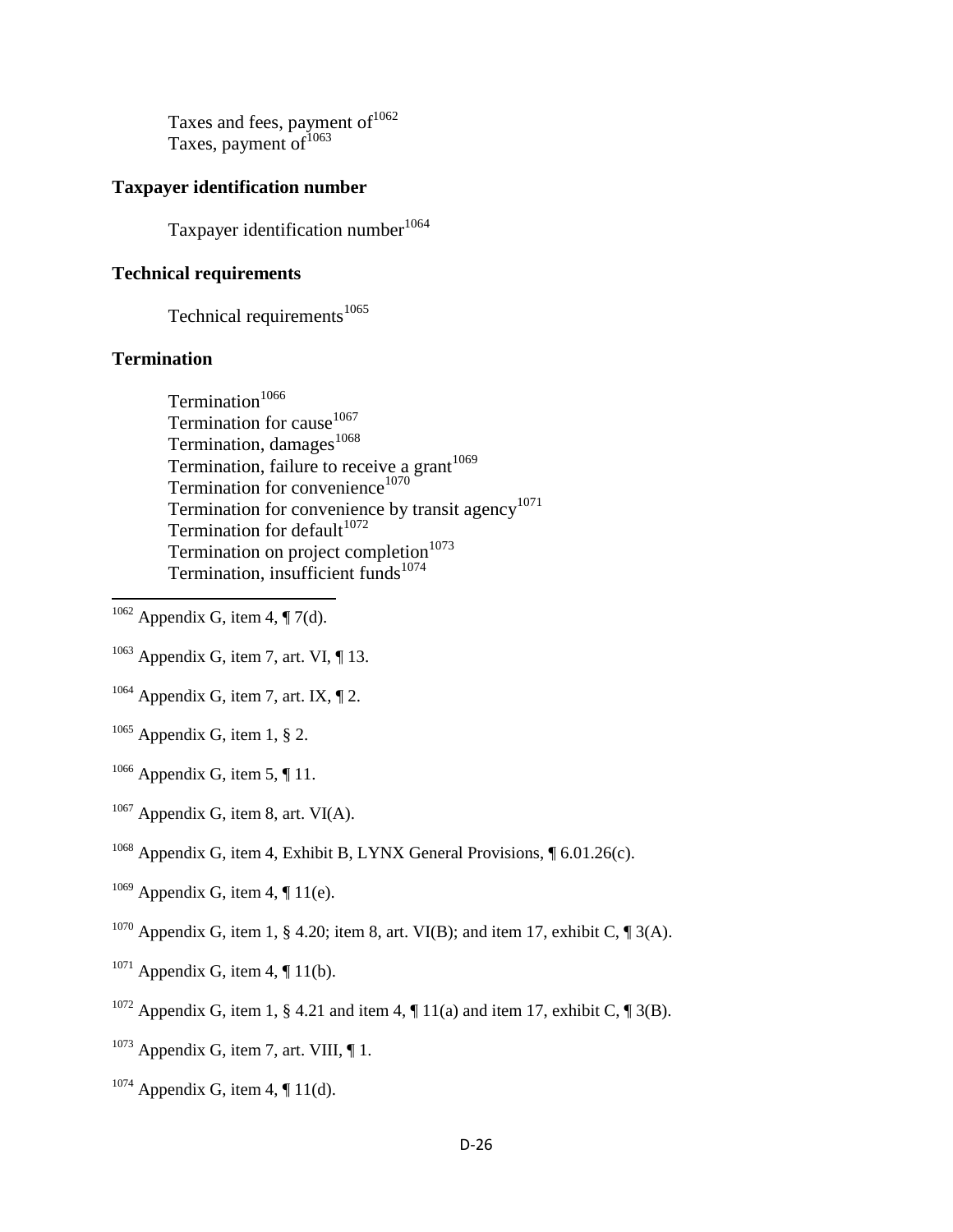Taxes and fees, payment of[1062]
Taxes, payment of[1063]

### Taxpayer identification number

Taxpayer identification number[1064]

### Technical requirements

Technical requirements[1065]

### Termination

Termination[1066]
Termination for cause[1067]
Termination, damages[1068]
Termination, failure to receive a grant[1069]
Termination for convenience[1070]
Termination for convenience by transit agency[1071]
Termination for default[1072]
Termination on project completion[1073]
Termination, insufficient funds[1074]

---

[1062] Appendix G, item 4, ¶ 7(d).

[1063] Appendix G, item 7, art. VI, ¶ 13.

[1064] Appendix G, item 7, art. IX, ¶ 2.

[1065] Appendix G, item 1, § 2.

[1066] Appendix G, item 5, ¶ 11.

[1067] Appendix G, item 8, art. VI(A).

[1068] Appendix G, item 4, Exhibit B, LYNX General Provisions, ¶ 6.01.26(c).

[1069] Appendix G, item 4, ¶ 11(e).

[1070] Appendix G, item 1, § 4.20; item 8, art. VI(B); and item 17, exhibit C, ¶ 3(A).

[1071] Appendix G, item 4, ¶ 11(b).

[1072] Appendix G, item 1, § 4.21 and item 4, ¶ 11(a) and item 17, exhibit C, ¶ 3(B).

[1073] Appendix G, item 7, art. VIII, ¶ 1.

[1074] Appendix G, item 4, ¶ 11(d).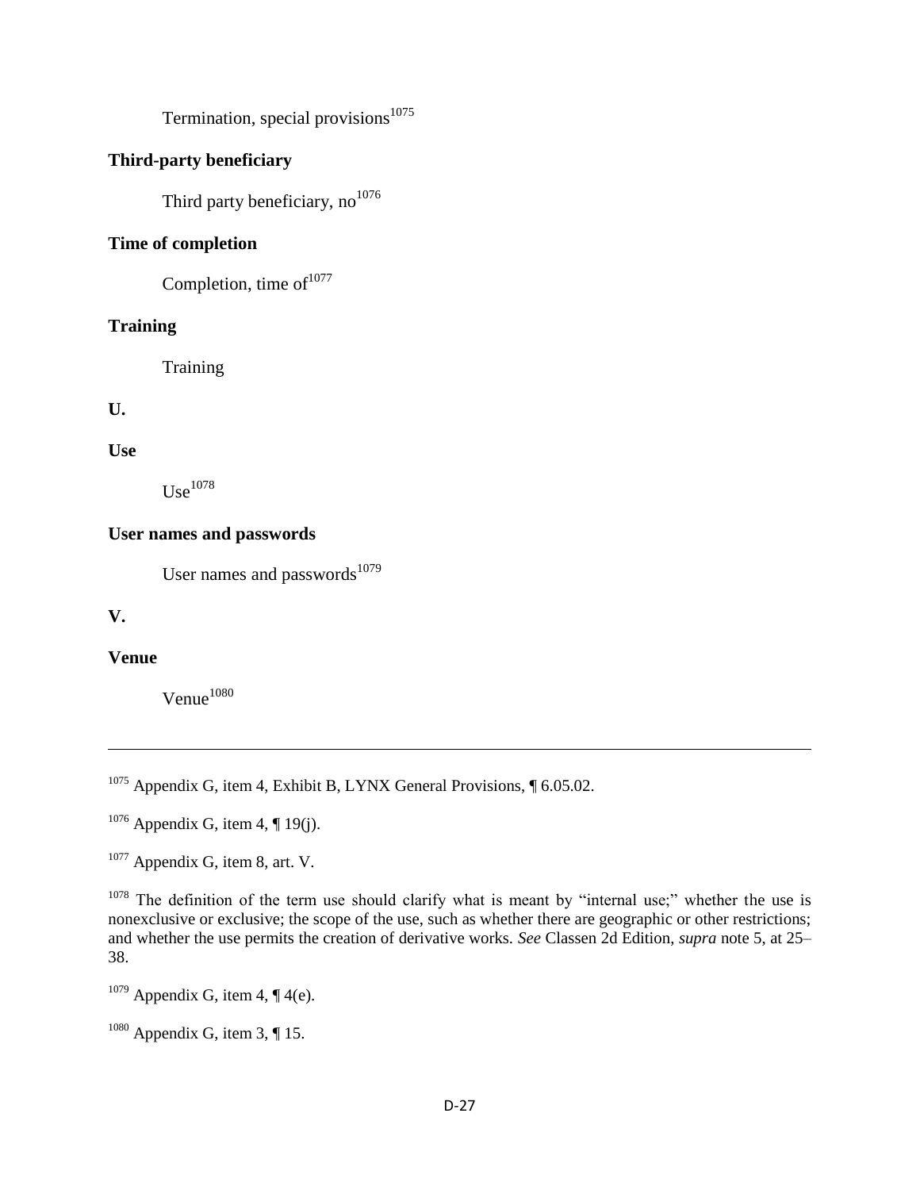Termination, special provisions[1075]

**Third-party beneficiary**

Third party beneficiary, no[1076]

**Time of completion**

Completion, time of[1077]

**Training**

Training

**U.**

**Use**

Use[1078]

**User names and passwords**

User names and passwords[1079]

**V.**

**Venue**

Venue[1080]

---

[1075] Appendix G, item 4, Exhibit B, LYNX General Provisions, ¶ 6.05.02.

[1076] Appendix G, item 4, ¶ 19(j).

[1077] Appendix G, item 8, art. V.

[1078] The definition of the term use should clarify what is meant by "internal use;" whether the use is nonexclusive or exclusive; the scope of the use, such as whether there are geographic or other restrictions; and whether the use permits the creation of derivative works. *See* Classen 2d Edition, *supra* note 5, at 25–38.

[1079] Appendix G, item 4, ¶ 4(e).

[1080] Appendix G, item 3, ¶ 15.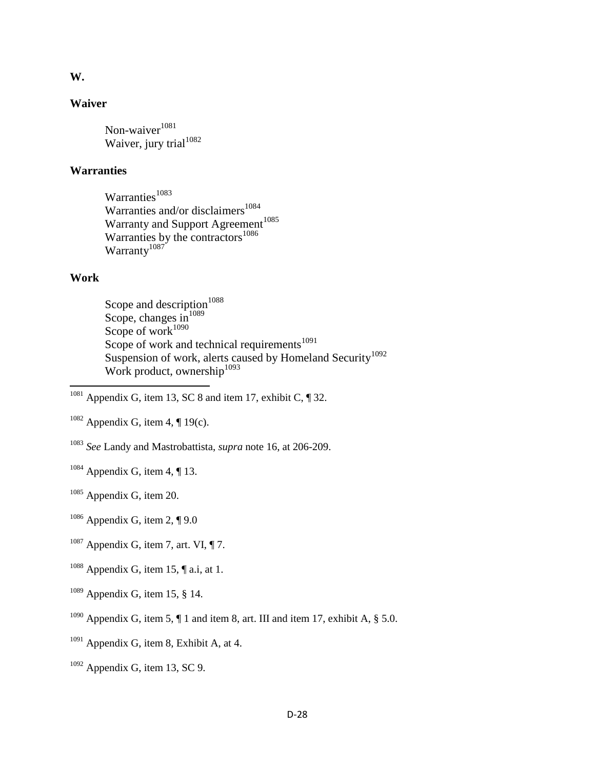**W.**

**Waiver**

Non-waiver[1081]
Waiver, jury trial[1082]

**Warranties**

Warranties[1083]
Warranties and/or disclaimers[1084]
Warranty and Support Agreement[1085]
Warranties by the contractors[1086]
Warranty[1087]

**Work**

Scope and description[1088]
Scope, changes in[1089]
Scope of work[1090]
Scope of work and technical requirements[1091]
Suspension of work, alerts caused by Homeland Security[1092]
Work product, ownership[1093]

---

[1081] Appendix G, item 13, SC 8 and item 17, exhibit C, ¶ 32.

[1082] Appendix G, item 4, ¶ 19(c).

[1083] *See* Landy and Mastrobattista, *supra* note 16, at 206-209.

[1084] Appendix G, item 4, ¶ 13.

[1085] Appendix G, item 20.

[1086] Appendix G, item 2, ¶ 9.0

[1087] Appendix G, item 7, art. VI, ¶ 7.

[1088] Appendix G, item 15, ¶ a.i, at 1.

[1089] Appendix G, item 15, § 14.

[1090] Appendix G, item 5, ¶ 1 and item 8, art. III and item 17, exhibit A, § 5.0.

[1091] Appendix G, item 8, Exhibit A, at 4.

[1092] Appendix G, item 13, SC 9.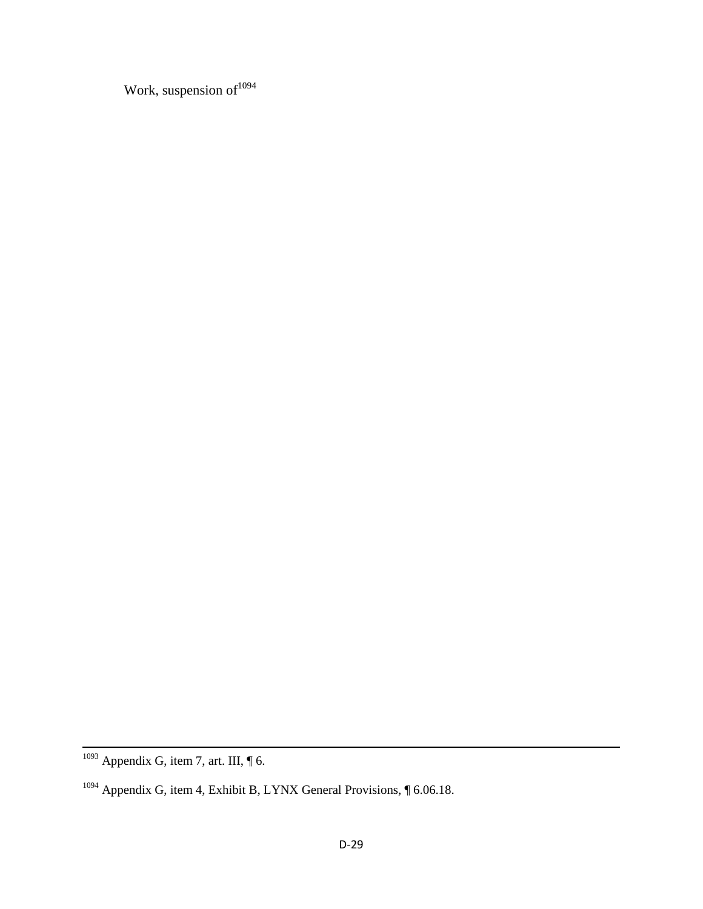Work, suspension of[1094]

[1093] Appendix G, item 7, art. III, ¶ 6.

[1094] Appendix G, item 4, Exhibit B, LYNX General Provisions, ¶ 6.06.18.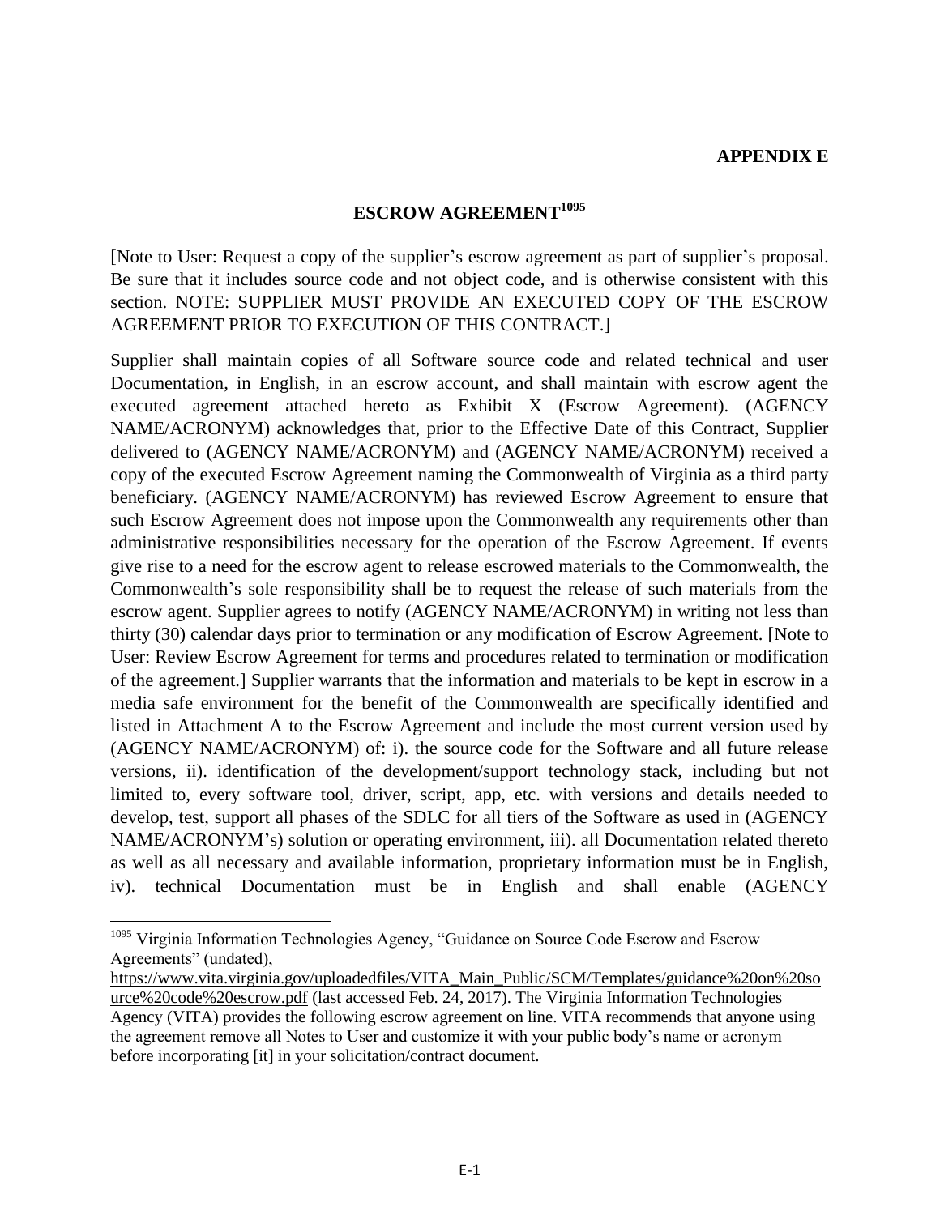**APPENDIX E**

## ESCROW AGREEMENT[1095]

[Note to User: Request a copy of the supplier's escrow agreement as part of supplier's proposal. Be sure that it includes source code and not object code, and is otherwise consistent with this section. NOTE: SUPPLIER MUST PROVIDE AN EXECUTED COPY OF THE ESCROW AGREEMENT PRIOR TO EXECUTION OF THIS CONTRACT.]

Supplier shall maintain copies of all Software source code and related technical and user Documentation, in English, in an escrow account, and shall maintain with escrow agent the executed agreement attached hereto as Exhibit X (Escrow Agreement). (AGENCY NAME/ACRONYM) acknowledges that, prior to the Effective Date of this Contract, Supplier delivered to (AGENCY NAME/ACRONYM) and (AGENCY NAME/ACRONYM) received a copy of the executed Escrow Agreement naming the Commonwealth of Virginia as a third party beneficiary. (AGENCY NAME/ACRONYM) has reviewed Escrow Agreement to ensure that such Escrow Agreement does not impose upon the Commonwealth any requirements other than administrative responsibilities necessary for the operation of the Escrow Agreement. If events give rise to a need for the escrow agent to release escrowed materials to the Commonwealth, the Commonwealth's sole responsibility shall be to request the release of such materials from the escrow agent. Supplier agrees to notify (AGENCY NAME/ACRONYM) in writing not less than thirty (30) calendar days prior to termination or any modification of Escrow Agreement. [Note to User: Review Escrow Agreement for terms and procedures related to termination or modification of the agreement.] Supplier warrants that the information and materials to be kept in escrow in a media safe environment for the benefit of the Commonwealth are specifically identified and listed in Attachment A to the Escrow Agreement and include the most current version used by (AGENCY NAME/ACRONYM) of: i). the source code for the Software and all future release versions, ii). identification of the development/support technology stack, including but not limited to, every software tool, driver, script, app, etc. with versions and details needed to develop, test, support all phases of the SDLC for all tiers of the Software as used in (AGENCY NAME/ACRONYM's) solution or operating environment, iii). all Documentation related thereto as well as all necessary and available information, proprietary information must be in English, iv). technical Documentation must be in English and shall enable (AGENCY

---

[1095] Virginia Information Technologies Agency, "Guidance on Source Code Escrow and Escrow Agreements" (undated), https://www.vita.virginia.gov/uploadedfiles/VITA_Main_Public/SCM/Templates/guidance%20on%20source%20code%20escrow.pdf (last accessed Feb. 24, 2017). The Virginia Information Technologies Agency (VITA) provides the following escrow agreement on line. VITA recommends that anyone using the agreement remove all Notes to User and customize it with your public body's name or acronym before incorporating [it] in your solicitation/contract document.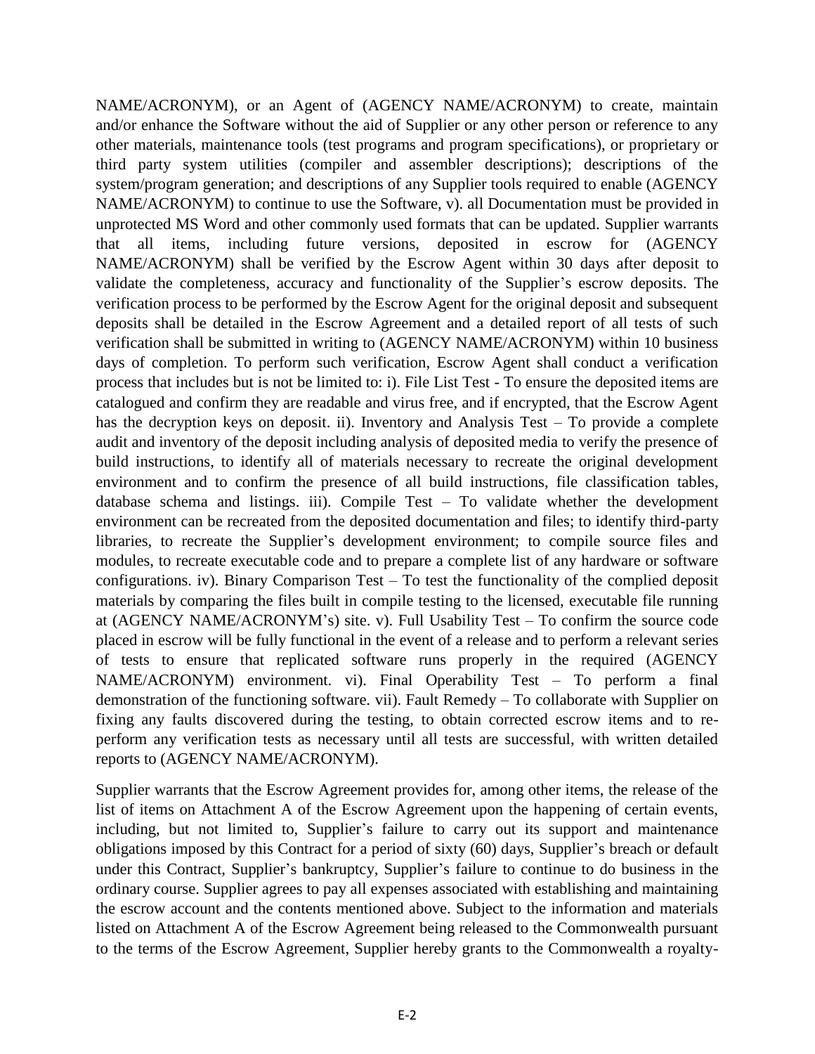NAME/ACRONYM), or an Agent of (AGENCY NAME/ACRONYM) to create, maintain and/or enhance the Software without the aid of Supplier or any other person or reference to any other materials, maintenance tools (test programs and program specifications), or proprietary or third party system utilities (compiler and assembler descriptions); descriptions of the system/program generation; and descriptions of any Supplier tools required to enable (AGENCY NAME/ACRONYM) to continue to use the Software, v). all Documentation must be provided in unprotected MS Word and other commonly used formats that can be updated. Supplier warrants that all items, including future versions, deposited in escrow for (AGENCY NAME/ACRONYM) shall be verified by the Escrow Agent within 30 days after deposit to validate the completeness, accuracy and functionality of the Supplier's escrow deposits. The verification process to be performed by the Escrow Agent for the original deposit and subsequent deposits shall be detailed in the Escrow Agreement and a detailed report of all tests of such verification shall be submitted in writing to (AGENCY NAME/ACRONYM) within 10 business days of completion. To perform such verification, Escrow Agent shall conduct a verification process that includes but is not be limited to: i). File List Test - To ensure the deposited items are catalogued and confirm they are readable and virus free, and if encrypted, that the Escrow Agent has the decryption keys on deposit. ii). Inventory and Analysis Test – To provide a complete audit and inventory of the deposit including analysis of deposited media to verify the presence of build instructions, to identify all of materials necessary to recreate the original development environment and to confirm the presence of all build instructions, file classification tables, database schema and listings. iii). Compile Test – To validate whether the development environment can be recreated from the deposited documentation and files; to identify third-party libraries, to recreate the Supplier's development environment; to compile source files and modules, to recreate executable code and to prepare a complete list of any hardware or software configurations. iv). Binary Comparison Test – To test the functionality of the complied deposit materials by comparing the files built in compile testing to the licensed, executable file running at (AGENCY NAME/ACRONYM's) site. v). Full Usability Test – To confirm the source code placed in escrow will be fully functional in the event of a release and to perform a relevant series of tests to ensure that replicated software runs properly in the required (AGENCY NAME/ACRONYM) environment. vi). Final Operability Test – To perform a final demonstration of the functioning software. vii). Fault Remedy – To collaborate with Supplier on fixing any faults discovered during the testing, to obtain corrected escrow items and to re-perform any verification tests as necessary until all tests are successful, with written detailed reports to (AGENCY NAME/ACRONYM).

Supplier warrants that the Escrow Agreement provides for, among other items, the release of the list of items on Attachment A of the Escrow Agreement upon the happening of certain events, including, but not limited to, Supplier's failure to carry out its support and maintenance obligations imposed by this Contract for a period of sixty (60) days, Supplier's breach or default under this Contract, Supplier's bankruptcy, Supplier's failure to continue to do business in the ordinary course. Supplier agrees to pay all expenses associated with establishing and maintaining the escrow account and the contents mentioned above. Subject to the information and materials listed on Attachment A of the Escrow Agreement being released to the Commonwealth pursuant to the terms of the Escrow Agreement, Supplier hereby grants to the Commonwealth a royalty-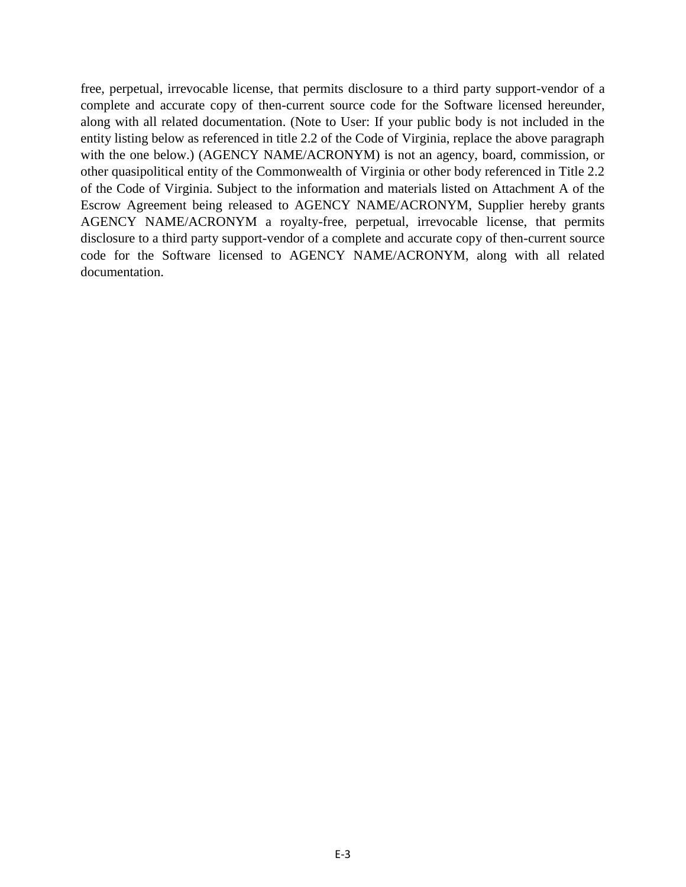free, perpetual, irrevocable license, that permits disclosure to a third party support-vendor of a complete and accurate copy of then-current source code for the Software licensed hereunder, along with all related documentation. (Note to User: If your public body is not included in the entity listing below as referenced in title 2.2 of the Code of Virginia, replace the above paragraph with the one below.) (AGENCY NAME/ACRONYM) is not an agency, board, commission, or other quasipolitical entity of the Commonwealth of Virginia or other body referenced in Title 2.2 of the Code of Virginia. Subject to the information and materials listed on Attachment A of the Escrow Agreement being released to AGENCY NAME/ACRONYM, Supplier hereby grants AGENCY NAME/ACRONYM a royalty-free, perpetual, irrevocable license, that permits disclosure to a third party support-vendor of a complete and accurate copy of then-current source code for the Software licensed to AGENCY NAME/ACRONYM, along with all related documentation.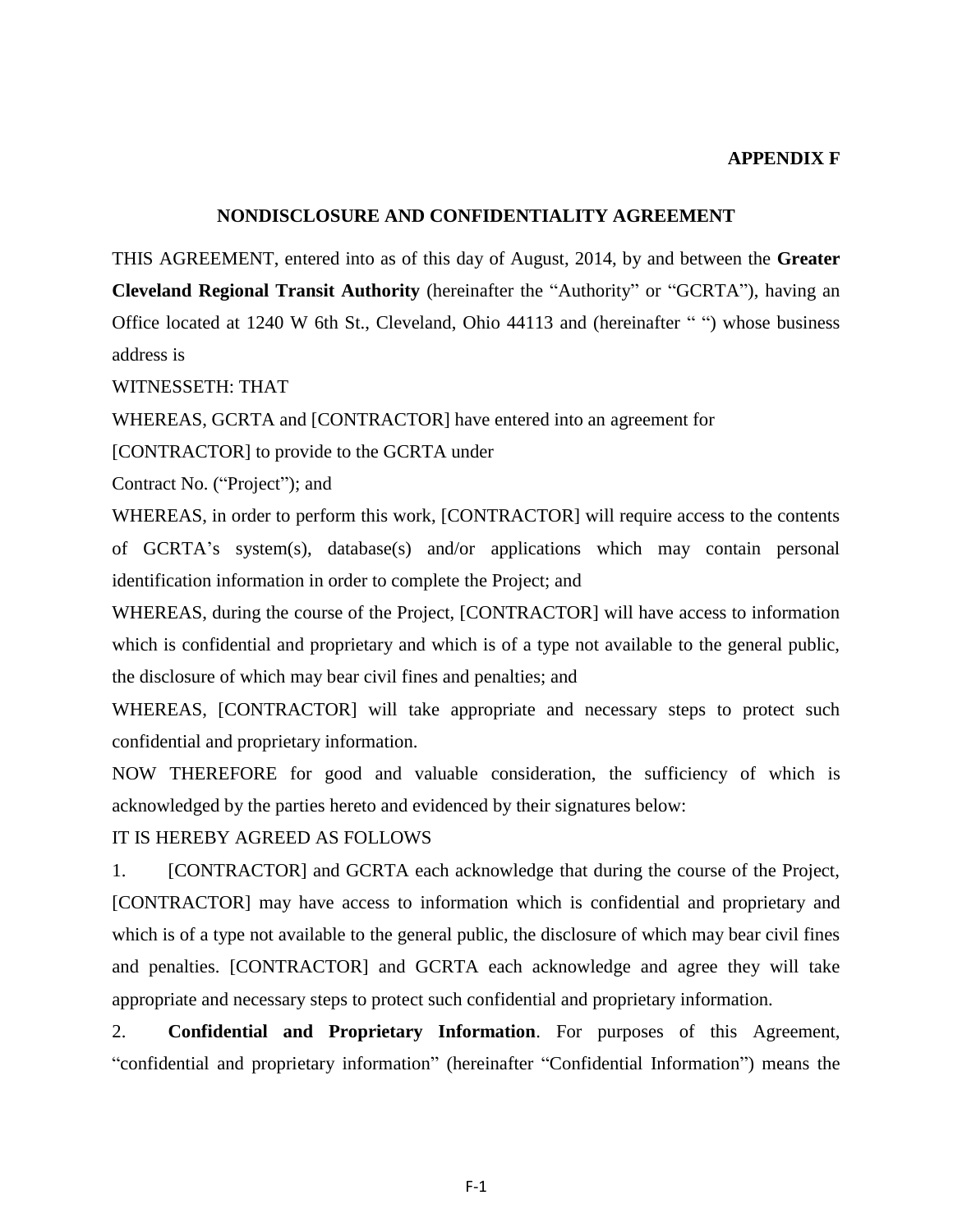**APPENDIX F**

## NONDISCLOSURE AND CONFIDENTIALITY AGREEMENT

THIS AGREEMENT, entered into as of this day of August, 2014, by and between the **Greater Cleveland Regional Transit Authority** (hereinafter the "Authority" or "GCRTA"), having an Office located at 1240 W 6th St., Cleveland, Ohio 44113 and (hereinafter " ") whose business address is

WITNESSETH: THAT

WHEREAS, GCRTA and [CONTRACTOR] have entered into an agreement for [CONTRACTOR] to provide to the GCRTA under Contract No. ("Project"); and

WHEREAS, in order to perform this work, [CONTRACTOR] will require access to the contents of GCRTA's system(s), database(s) and/or applications which may contain personal identification information in order to complete the Project; and

WHEREAS, during the course of the Project, [CONTRACTOR] will have access to information which is confidential and proprietary and which is of a type not available to the general public, the disclosure of which may bear civil fines and penalties; and

WHEREAS, [CONTRACTOR] will take appropriate and necessary steps to protect such confidential and proprietary information.

NOW THEREFORE for good and valuable consideration, the sufficiency of which is acknowledged by the parties hereto and evidenced by their signatures below:

IT IS HEREBY AGREED AS FOLLOWS

1. [CONTRACTOR] and GCRTA each acknowledge that during the course of the Project, [CONTRACTOR] may have access to information which is confidential and proprietary and which is of a type not available to the general public, the disclosure of which may bear civil fines and penalties. [CONTRACTOR] and GCRTA each acknowledge and agree they will take appropriate and necessary steps to protect such confidential and proprietary information.

2. **Confidential and Proprietary Information**. For purposes of this Agreement, "confidential and proprietary information" (hereinafter "Confidential Information") means the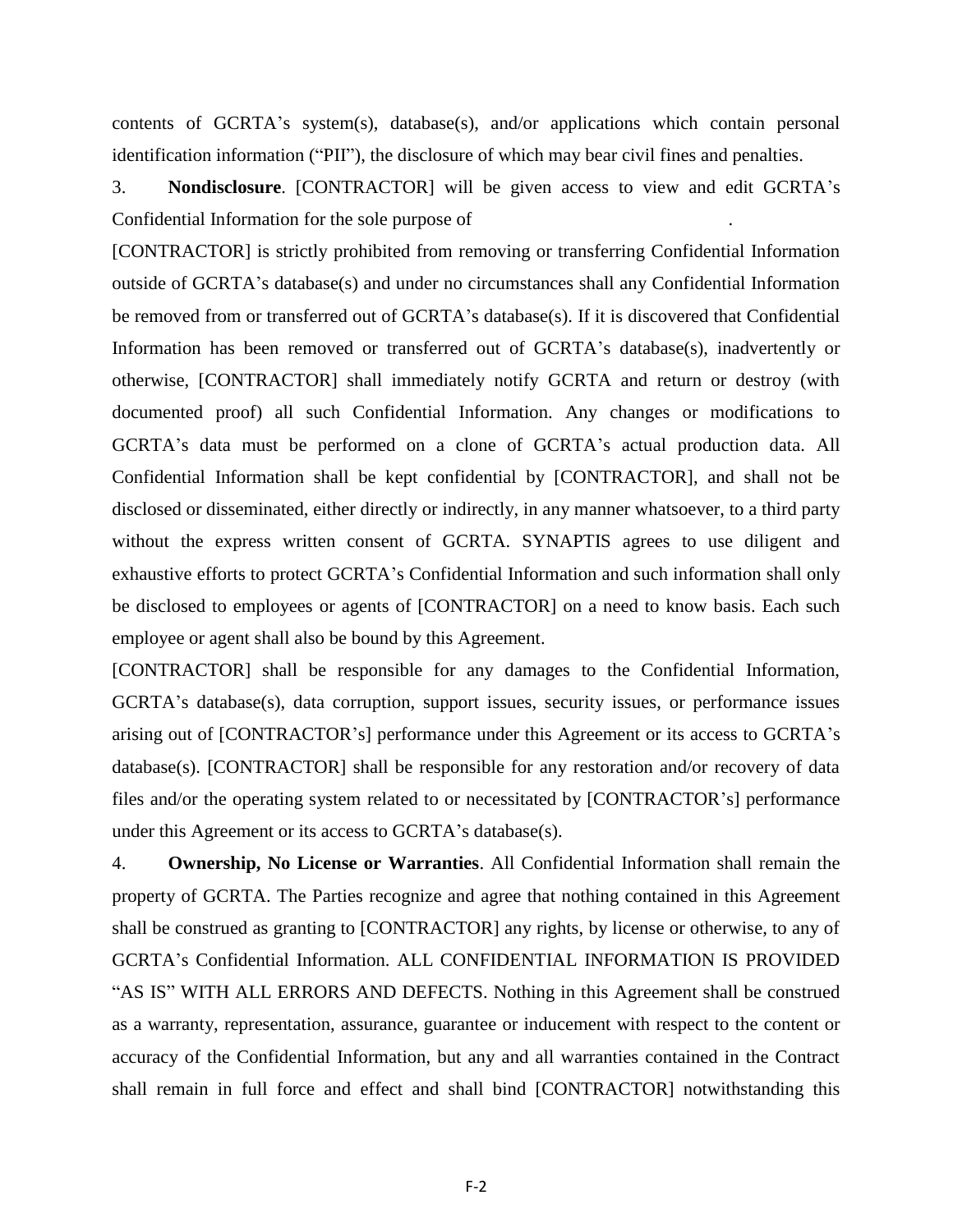contents of GCRTA's system(s), database(s), and/or applications which contain personal identification information ("PII"), the disclosure of which may bear civil fines and penalties.

3. **Nondisclosure**. [CONTRACTOR] will be given access to view and edit GCRTA's Confidential Information for the sole purpose of .

[CONTRACTOR] is strictly prohibited from removing or transferring Confidential Information outside of GCRTA's database(s) and under no circumstances shall any Confidential Information be removed from or transferred out of GCRTA's database(s). If it is discovered that Confidential Information has been removed or transferred out of GCRTA's database(s), inadvertently or otherwise, [CONTRACTOR] shall immediately notify GCRTA and return or destroy (with documented proof) all such Confidential Information. Any changes or modifications to GCRTA's data must be performed on a clone of GCRTA's actual production data. All Confidential Information shall be kept confidential by [CONTRACTOR], and shall not be disclosed or disseminated, either directly or indirectly, in any manner whatsoever, to a third party without the express written consent of GCRTA. SYNAPTIS agrees to use diligent and exhaustive efforts to protect GCRTA's Confidential Information and such information shall only be disclosed to employees or agents of [CONTRACTOR] on a need to know basis. Each such employee or agent shall also be bound by this Agreement.

[CONTRACTOR] shall be responsible for any damages to the Confidential Information, GCRTA's database(s), data corruption, support issues, security issues, or performance issues arising out of [CONTRACTOR's] performance under this Agreement or its access to GCRTA's database(s). [CONTRACTOR] shall be responsible for any restoration and/or recovery of data files and/or the operating system related to or necessitated by [CONTRACTOR's] performance under this Agreement or its access to GCRTA's database(s).

4. **Ownership, No License or Warranties**. All Confidential Information shall remain the property of GCRTA. The Parties recognize and agree that nothing contained in this Agreement shall be construed as granting to [CONTRACTOR] any rights, by license or otherwise, to any of GCRTA's Confidential Information. ALL CONFIDENTIAL INFORMATION IS PROVIDED "AS IS" WITH ALL ERRORS AND DEFECTS. Nothing in this Agreement shall be construed as a warranty, representation, assurance, guarantee or inducement with respect to the content or accuracy of the Confidential Information, but any and all warranties contained in the Contract shall remain in full force and effect and shall bind [CONTRACTOR] notwithstanding this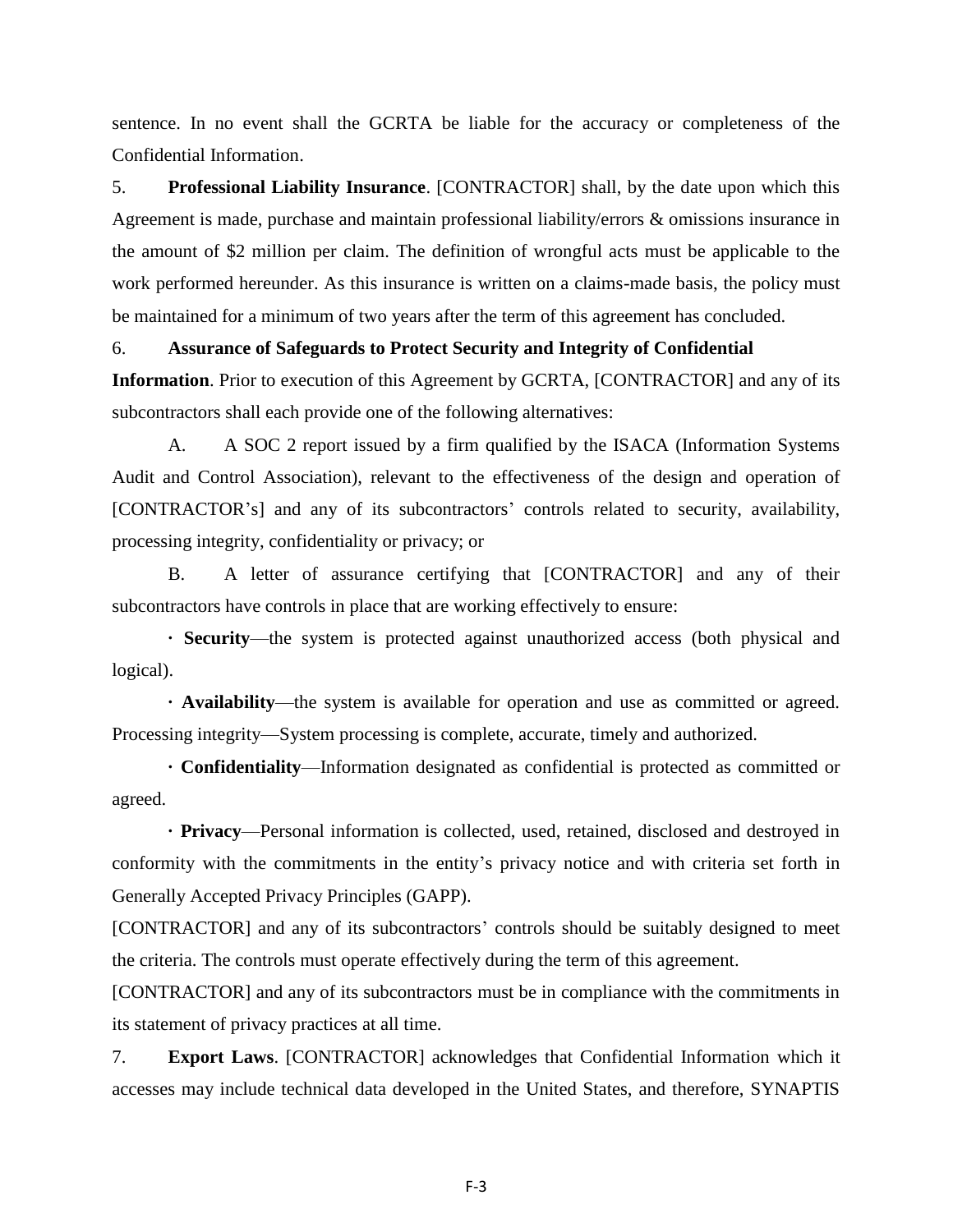sentence. In no event shall the GCRTA be liable for the accuracy or completeness of the Confidential Information.

5. **Professional Liability Insurance**. [CONTRACTOR] shall, by the date upon which this Agreement is made, purchase and maintain professional liability/errors & omissions insurance in the amount of $2 million per claim. The definition of wrongful acts must be applicable to the work performed hereunder. As this insurance is written on a claims-made basis, the policy must be maintained for a minimum of two years after the term of this agreement has concluded.

6. **Assurance of Safeguards to Protect Security and Integrity of Confidential Information**. Prior to execution of this Agreement by GCRTA, [CONTRACTOR] and any of its subcontractors shall each provide one of the following alternatives:

A. A SOC 2 report issued by a firm qualified by the ISACA (Information Systems Audit and Control Association), relevant to the effectiveness of the design and operation of [CONTRACTOR's] and any of its subcontractors' controls related to security, availability, processing integrity, confidentiality or privacy; or

B. A letter of assurance certifying that [CONTRACTOR] and any of their subcontractors have controls in place that are working effectively to ensure:

· **Security**—the system is protected against unauthorized access (both physical and logical).

· **Availability**—the system is available for operation and use as committed or agreed. Processing integrity—System processing is complete, accurate, timely and authorized.

· **Confidentiality**—Information designated as confidential is protected as committed or agreed.

· **Privacy**—Personal information is collected, used, retained, disclosed and destroyed in conformity with the commitments in the entity's privacy notice and with criteria set forth in Generally Accepted Privacy Principles (GAPP).

[CONTRACTOR] and any of its subcontractors' controls should be suitably designed to meet the criteria. The controls must operate effectively during the term of this agreement.

[CONTRACTOR] and any of its subcontractors must be in compliance with the commitments in its statement of privacy practices at all time.

7. **Export Laws**. [CONTRACTOR] acknowledges that Confidential Information which it accesses may include technical data developed in the United States, and therefore, SYNAPTIS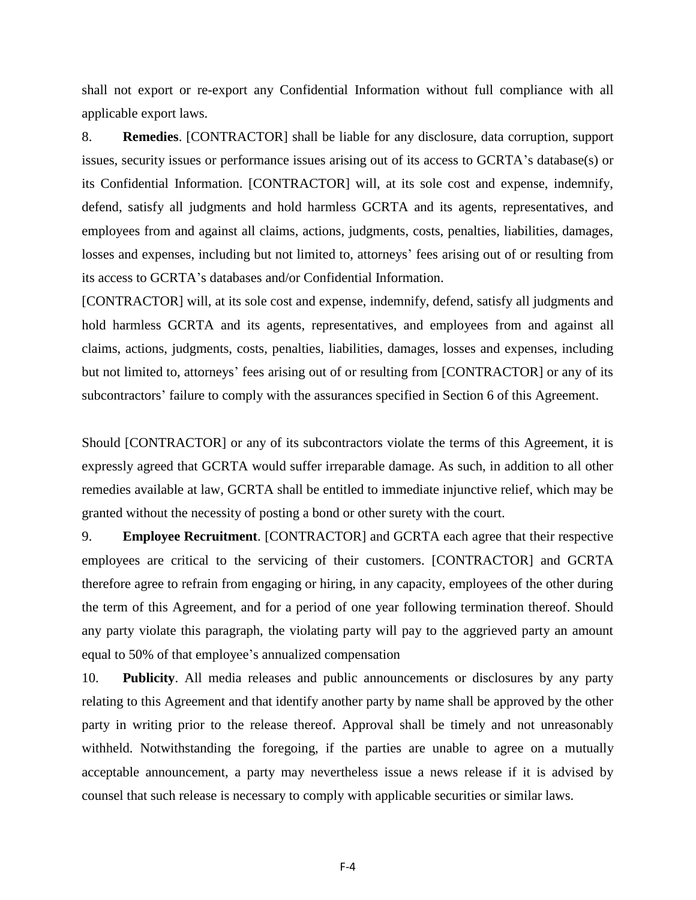shall not export or re-export any Confidential Information without full compliance with all applicable export laws.

8. **Remedies**. [CONTRACTOR] shall be liable for any disclosure, data corruption, support issues, security issues or performance issues arising out of its access to GCRTA's database(s) or its Confidential Information. [CONTRACTOR] will, at its sole cost and expense, indemnify, defend, satisfy all judgments and hold harmless GCRTA and its agents, representatives, and employees from and against all claims, actions, judgments, costs, penalties, liabilities, damages, losses and expenses, including but not limited to, attorneys' fees arising out of or resulting from its access to GCRTA's databases and/or Confidential Information.

[CONTRACTOR] will, at its sole cost and expense, indemnify, defend, satisfy all judgments and hold harmless GCRTA and its agents, representatives, and employees from and against all claims, actions, judgments, costs, penalties, liabilities, damages, losses and expenses, including but not limited to, attorneys' fees arising out of or resulting from [CONTRACTOR] or any of its subcontractors' failure to comply with the assurances specified in Section 6 of this Agreement.

Should [CONTRACTOR] or any of its subcontractors violate the terms of this Agreement, it is expressly agreed that GCRTA would suffer irreparable damage. As such, in addition to all other remedies available at law, GCRTA shall be entitled to immediate injunctive relief, which may be granted without the necessity of posting a bond or other surety with the court.

9. **Employee Recruitment**. [CONTRACTOR] and GCRTA each agree that their respective employees are critical to the servicing of their customers. [CONTRACTOR] and GCRTA therefore agree to refrain from engaging or hiring, in any capacity, employees of the other during the term of this Agreement, and for a period of one year following termination thereof. Should any party violate this paragraph, the violating party will pay to the aggrieved party an amount equal to 50% of that employee's annualized compensation

10. **Publicity**. All media releases and public announcements or disclosures by any party relating to this Agreement and that identify another party by name shall be approved by the other party in writing prior to the release thereof. Approval shall be timely and not unreasonably withheld. Notwithstanding the foregoing, if the parties are unable to agree on a mutually acceptable announcement, a party may nevertheless issue a news release if it is advised by counsel that such release is necessary to comply with applicable securities or similar laws.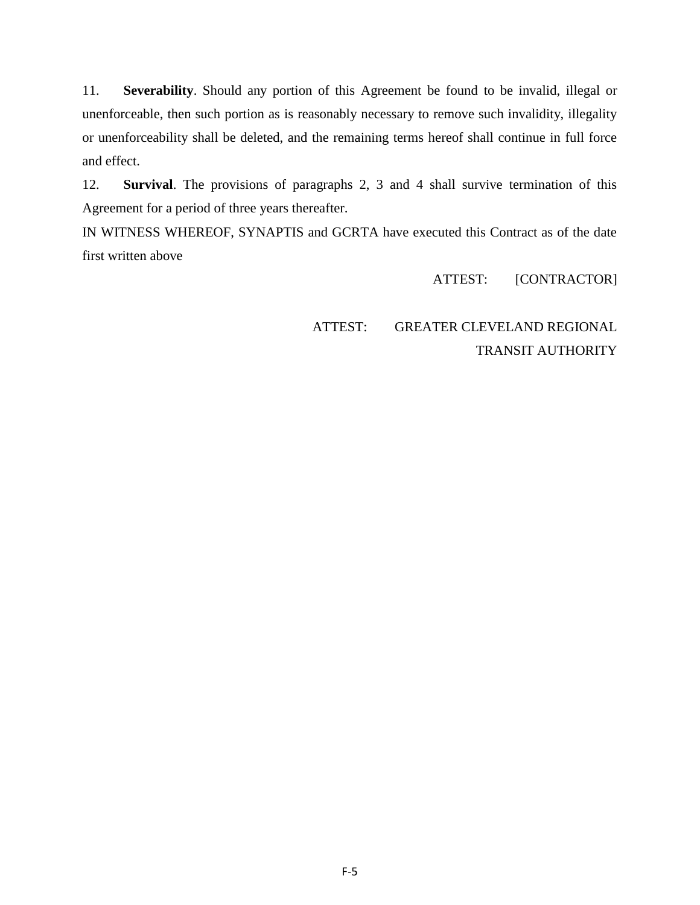11. **Severability**. Should any portion of this Agreement be found to be invalid, illegal or unenforceable, then such portion as is reasonably necessary to remove such invalidity, illegality or unenforceability shall be deleted, and the remaining terms hereof shall continue in full force and effect.

12. **Survival**. The provisions of paragraphs 2, 3 and 4 shall survive termination of this Agreement for a period of three years thereafter.

IN WITNESS WHEREOF, SYNAPTIS and GCRTA have executed this Contract as of the date first written above

ATTEST: [CONTRACTOR]

ATTEST: GREATER CLEVELAND REGIONAL TRANSIT AUTHORITY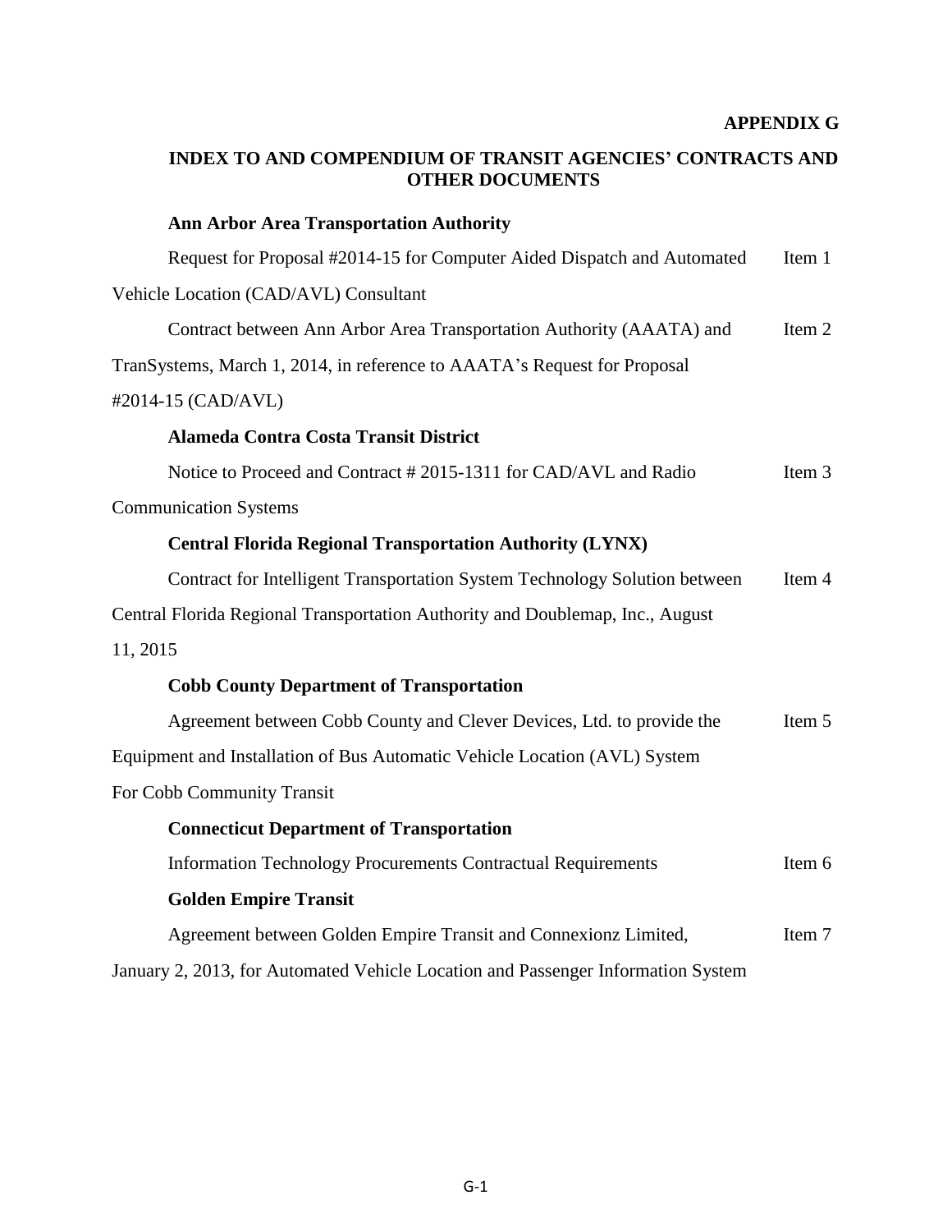**APPENDIX G**

# INDEX TO AND COMPENDIUM OF TRANSIT AGENCIES' CONTRACTS AND OTHER DOCUMENTS

**Ann Arbor Area Transportation Authority**

Request for Proposal #2014-15 for Computer Aided Dispatch and Automated Vehicle Location (CAD/AVL) Consultant — Item 1

Contract between Ann Arbor Area Transportation Authority (AAATA) and TranSystems, March 1, 2014, in reference to AAATA's Request for Proposal #2014-15 (CAD/AVL) — Item 2

**Alameda Contra Costa Transit District**

Notice to Proceed and Contract # 2015-1311 for CAD/AVL and Radio Communication Systems — Item 3

**Central Florida Regional Transportation Authority (LYNX)**

Contract for Intelligent Transportation System Technology Solution between Central Florida Regional Transportation Authority and Doublemap, Inc., August 11, 2015 — Item 4

**Cobb County Department of Transportation**

Agreement between Cobb County and Clever Devices, Ltd. to provide the Equipment and Installation of Bus Automatic Vehicle Location (AVL) System For Cobb Community Transit — Item 5

**Connecticut Department of Transportation**

Information Technology Procurements Contractual Requirements — Item 6

**Golden Empire Transit**

Agreement between Golden Empire Transit and Connexionz Limited, January 2, 2013, for Automated Vehicle Location and Passenger Information System — Item 7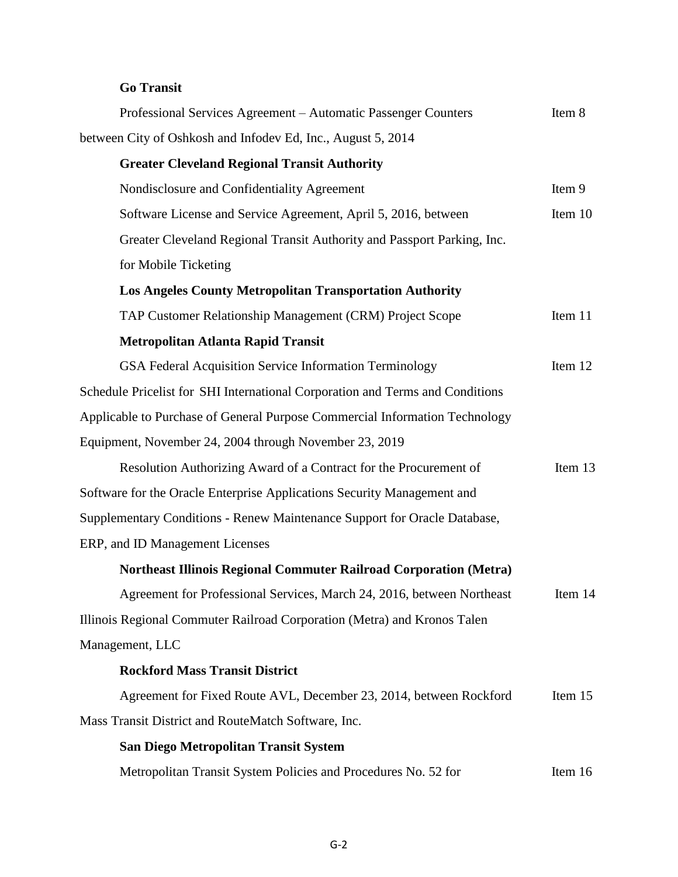**Go Transit**

Professional Services Agreement – Automatic Passenger Counters between City of Oshkosh and Infodev Ed, Inc., August 5, 2014 — Item 8

**Greater Cleveland Regional Transit Authority**

Nondisclosure and Confidentiality Agreement — Item 9

Software License and Service Agreement, April 5, 2016, between Greater Cleveland Regional Transit Authority and Passport Parking, Inc. for Mobile Ticketing — Item 10

**Los Angeles County Metropolitan Transportation Authority**

TAP Customer Relationship Management (CRM) Project Scope — Item 11

**Metropolitan Atlanta Rapid Transit**

GSA Federal Acquisition Service Information Terminology Schedule Pricelist for SHI International Corporation and Terms and Conditions Applicable to Purchase of General Purpose Commercial Information Technology Equipment, November 24, 2004 through November 23, 2019 — Item 12

Resolution Authorizing Award of a Contract for the Procurement of Software for the Oracle Enterprise Applications Security Management and Supplementary Conditions - Renew Maintenance Support for Oracle Database, ERP, and ID Management Licenses — Item 13

**Northeast Illinois Regional Commuter Railroad Corporation (Metra)**

Agreement for Professional Services, March 24, 2016, between Northeast Illinois Regional Commuter Railroad Corporation (Metra) and Kronos Talen Management, LLC — Item 14

**Rockford Mass Transit District**

Agreement for Fixed Route AVL, December 23, 2014, between Rockford Mass Transit District and RouteMatch Software, Inc. — Item 15

**San Diego Metropolitan Transit System**

Metropolitan Transit System Policies and Procedures No. 52 for — Item 16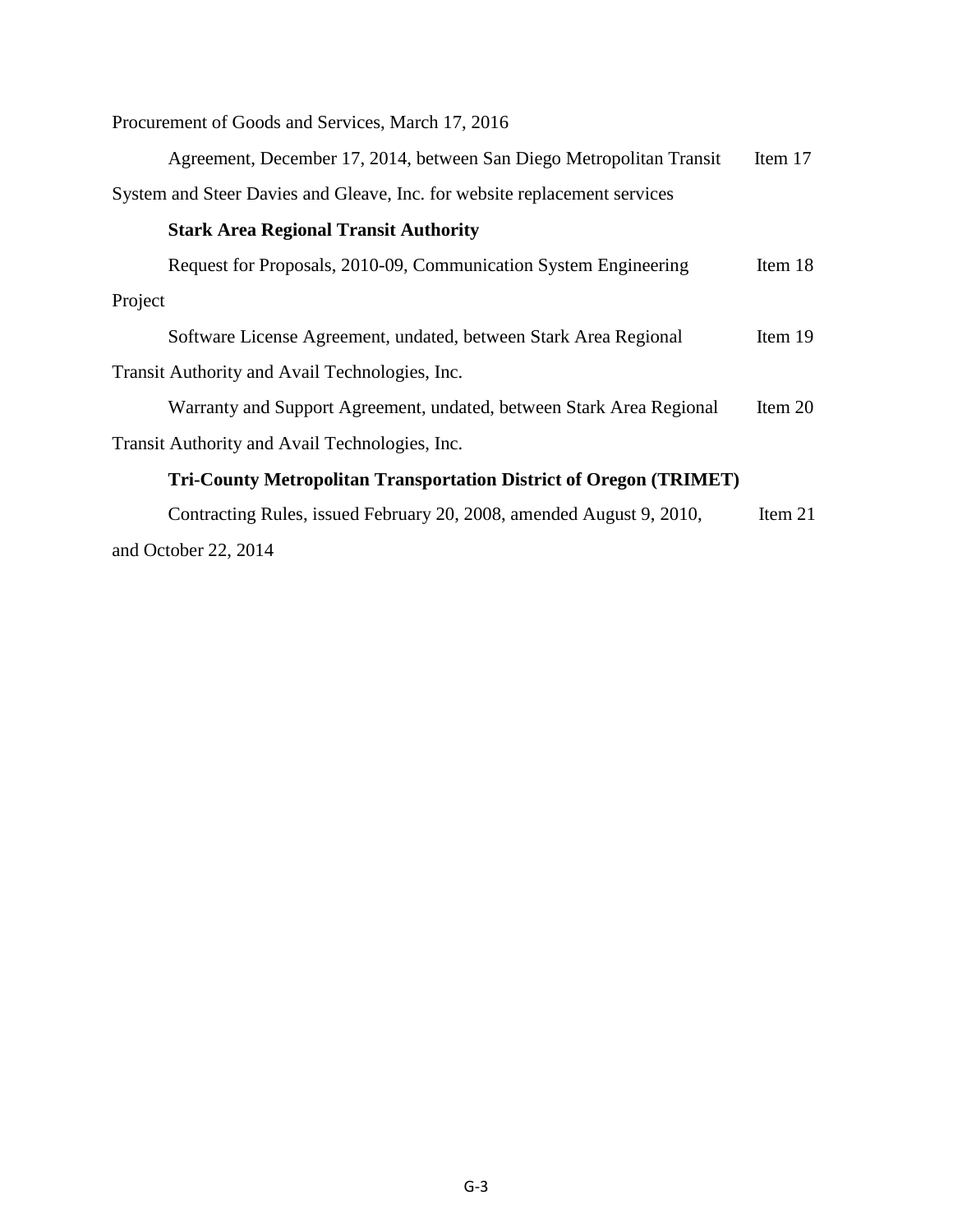Procurement of Goods and Services, March 17, 2016

Agreement, December 17, 2014, between San Diego Metropolitan Transit System and Steer Davies and Gleave, Inc. for website replacement services — Item 17

**Stark Area Regional Transit Authority**

Request for Proposals, 2010-09, Communication System Engineering Project — Item 18

Software License Agreement, undated, between Stark Area Regional Transit Authority and Avail Technologies, Inc. — Item 19

Warranty and Support Agreement, undated, between Stark Area Regional Transit Authority and Avail Technologies, Inc. — Item 20

**Tri-County Metropolitan Transportation District of Oregon (TRIMET)**

Contracting Rules, issued February 20, 2008, amended August 9, 2010, and October 22, 2014 — Item 21